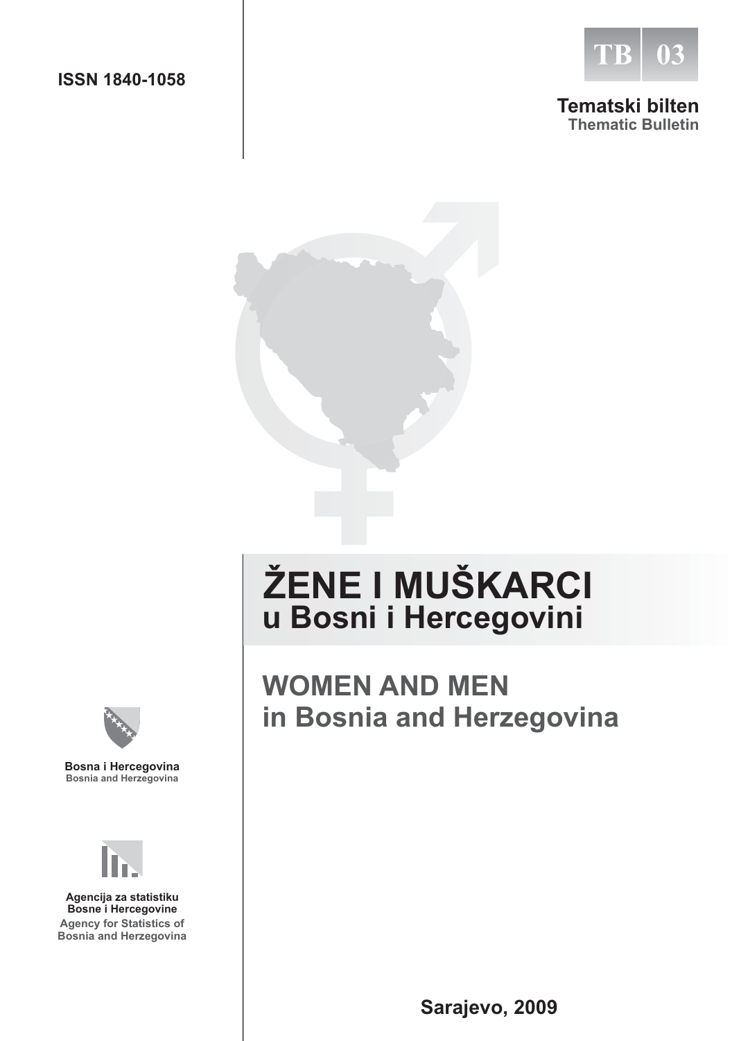ISSN 1840-1058

TB 03

**Tematski bilten**
**Thematic Bulletin**

# ŽENE I MUŠKARCI
## u Bosni i Hercegovini

# WOMEN AND MEN
## in Bosnia and Herzegovina

**Bosna i Hercegovina**
**Bosnia and Herzegovina**

**Agencija za statistiku Bosne i Hercegovine**
**Agency for Statistics of Bosnia and Herzegovina**

**Sarajevo, 2009**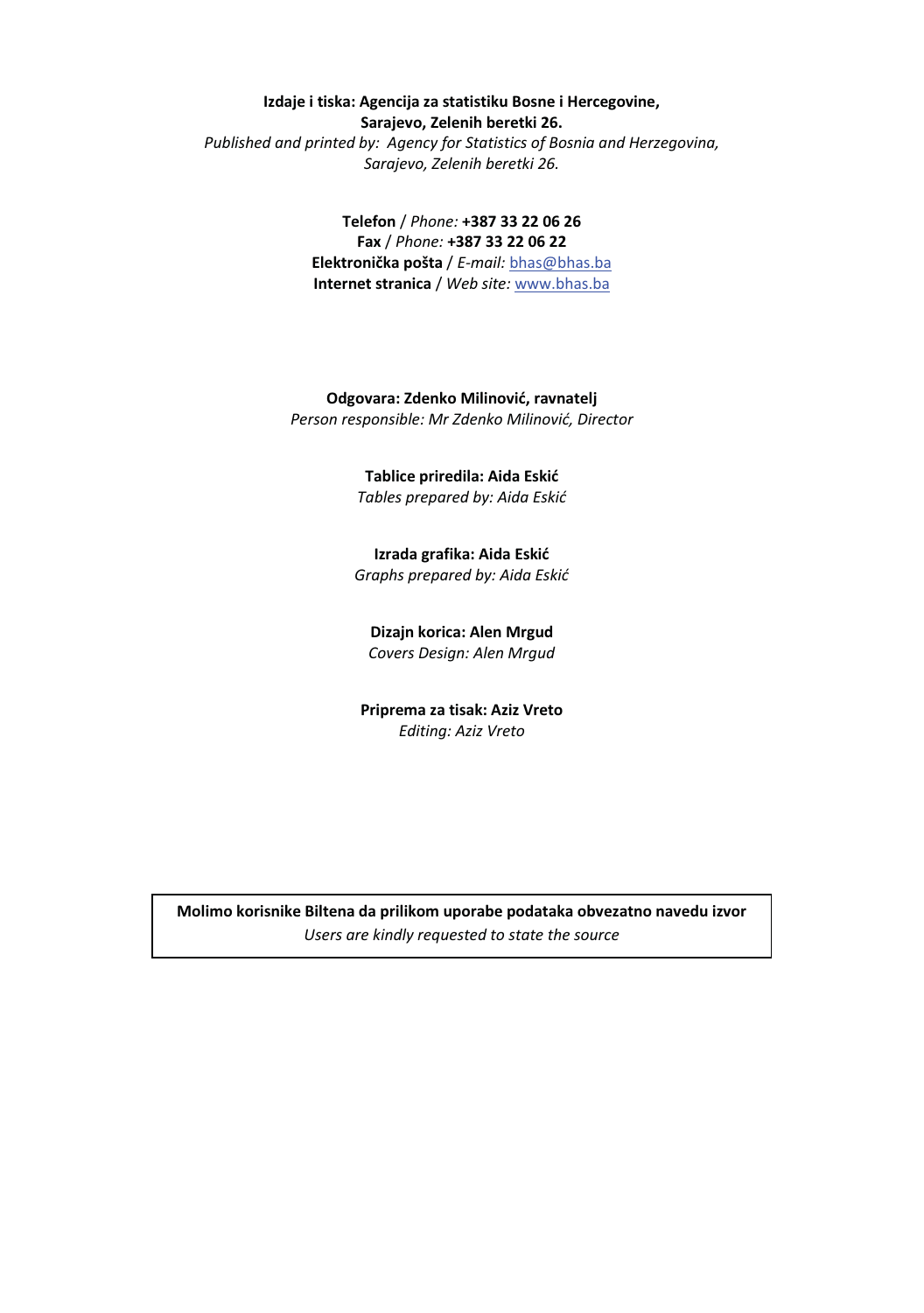**Izdaje i tiska: Agencija za statistiku Bosne i Hercegovine,**
**Sarajevo, Zelenih beretki 26.**
*Published and printed by: Agency for Statistics of Bosnia and Herzegovina,*
*Sarajevo, Zelenih beretki 26.*

**Telefon** / *Phone:* **+387 33 22 06 26**
**Fax** / *Phone:* **+387 33 22 06 22**
**Elektronička pošta** / *E-mail:* bhas@bhas.ba
**Internet stranica** / *Web site:* www.bhas.ba

**Odgovara: Zdenko Milinović, ravnatelj**
*Person responsible: Mr Zdenko Milinović, Director*

**Tablice priredila: Aida Eskić**
*Tables prepared by: Aida Eskić*

**Izrada grafika: Aida Eskić**
*Graphs prepared by: Aida Eskić*

**Dizajn korica: Alen Mrgud**
*Covers Design: Alen Mrgud*

**Priprema za tisak: Aziz Vreto**
*Editing: Aziz Vreto*

**Molimo korisnike Biltena da prilikom uporabe podataka obvezatno navedu izvor**
*Users are kindly requested to state the source*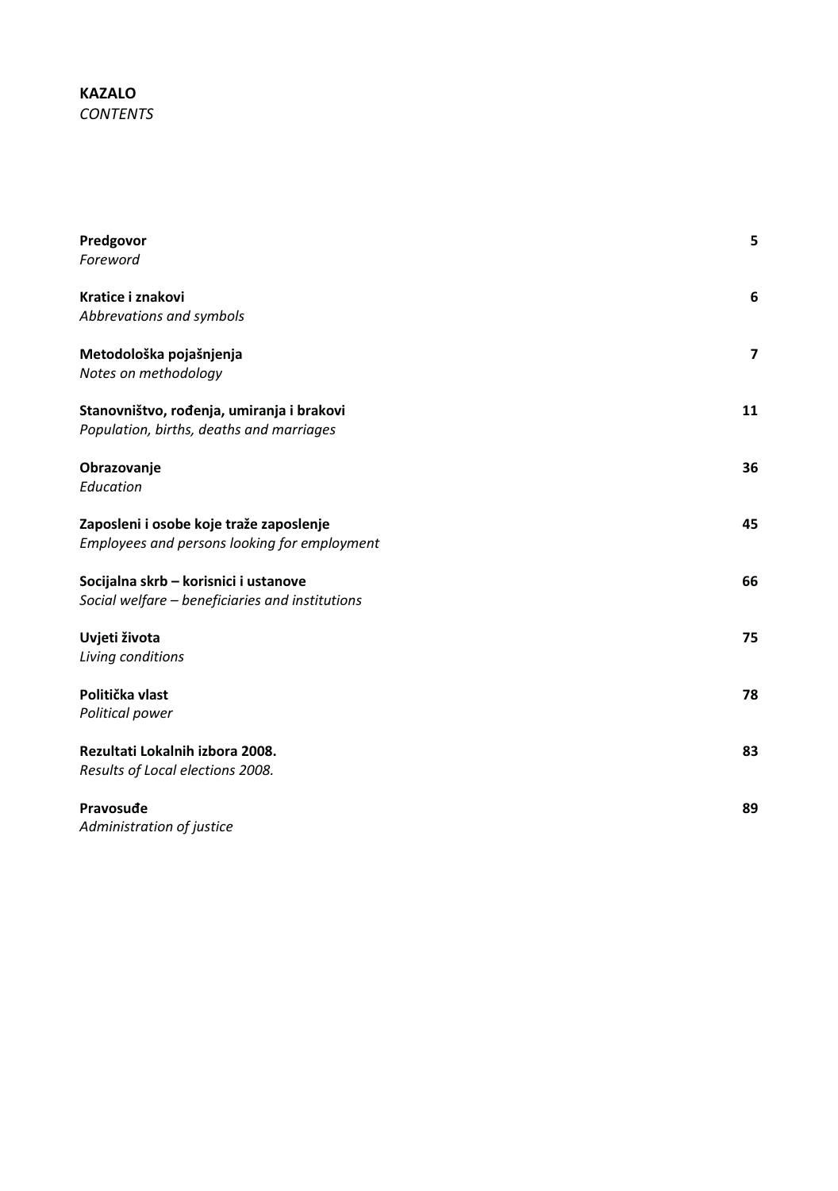**KAZALO**
*CONTENTS*

| | |
|---|---|
| **Predgovor**<br>*Foreword* | **5** |
| **Kratice i znakovi**<br>*Abbrevations and symbols* | **6** |
| **Metodološka pojašnjenja**<br>*Notes on methodology* | **7** |
| **Stanovništvo, rođenja, umiranja i brakovi**<br>*Population, births, deaths and marriages* | **11** |
| **Obrazovanje**<br>*Education* | **36** |
| **Zaposleni i osobe koje traže zaposlenje**<br>*Employees and persons looking for employment* | **45** |
| **Socijalna skrb – korisnici i ustanove**<br>*Social welfare – beneficiaries and institutions* | **66** |
| **Uvjeti života**<br>*Living conditions* | **75** |
| **Politička vlast**<br>*Political power* | **78** |
| **Rezultati Lokalnih izbora 2008.**<br>*Results of Local elections 2008.* | **83** |
| **Pravosuđe**<br>*Administration of justice* | **89** |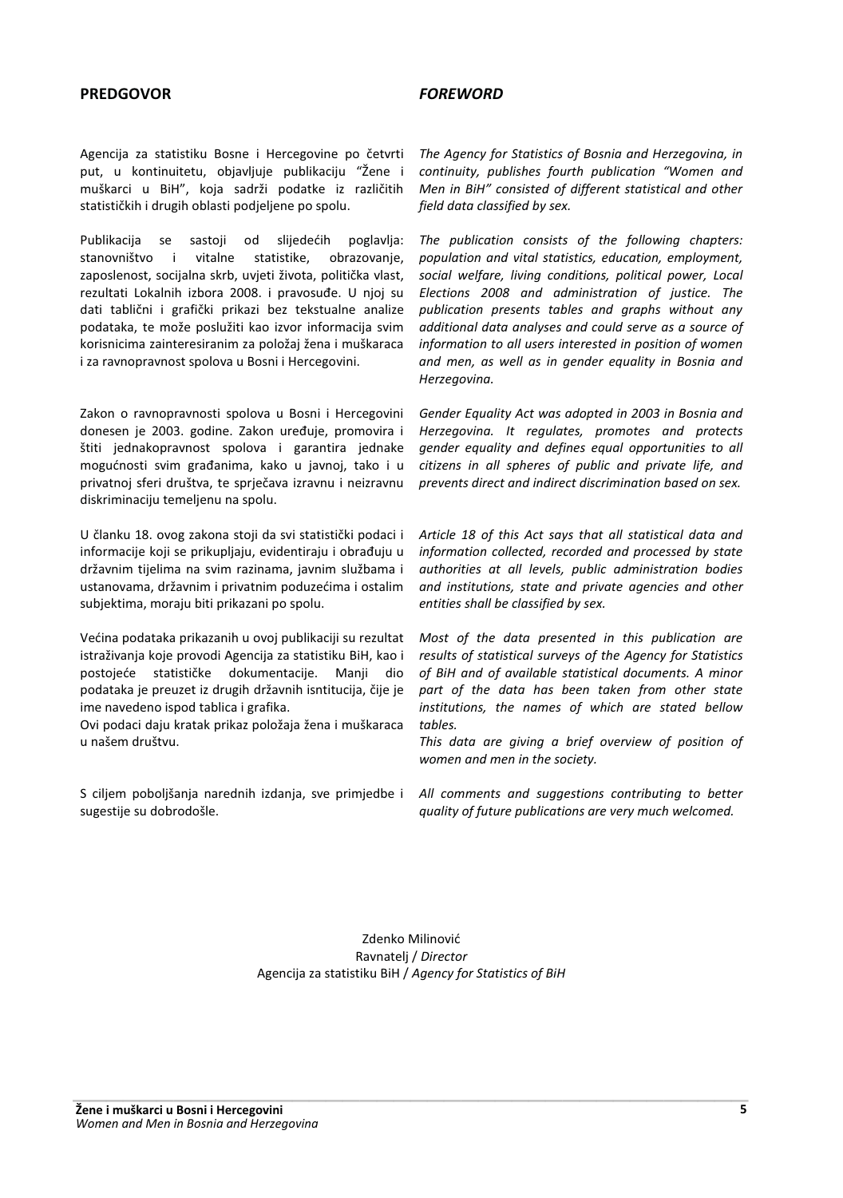## PREDGOVOR

Agencija za statistiku Bosne i Hercegovine po četvrti put, u kontinuitetu, objavljuje publikaciju "Žene i muškarci u BiH", koja sadrži podatke iz različitih statističkih i drugih oblasti podjeljene po spolu.

Publikacija se sastoji od slijedećih poglavlja: stanovništvo i vitalne statistike, obrazovanje, zaposlenost, socijalna skrb, uvjeti života, politička vlast, rezultati Lokalnih izbora 2008. i pravosuđe. U njoj su dati tablični i grafički prikazi bez tekstualne analize podataka, te može poslužiti kao izvor informacija svim korisnicima zainteresiranim za položaj žena i muškaraca i za ravnopravnost spolova u Bosni i Hercegovini.

Zakon o ravnopravnosti spolova u Bosni i Hercegovini donesen je 2003. godine. Zakon uređuje, promovira i štiti jednakopravnost spolova i garantira jednake mogućnosti svim građanima, kako u javnoj, tako i u privatnoj sferi društva, te sprječava izravnu i neizravnu diskriminaciju temeljenu na spolu.

U članku 18. ovog zakona stoji da svi statistički podaci i informacije koji se prikupljaju, evidentiraju i obrađuju u državnim tijelima na svim razinama, javnim službama i ustanovama, državnim i privatnim poduzećima i ostalim subjektima, moraju biti prikazani po spolu.

Većina podataka prikazanih u ovoj publikaciji su rezultat istraživanja koje provodi Agencija za statistiku BiH, kao i postojeće statističke dokumentacije. Manji dio podataka je preuzet iz drugih državnih isntitucija, čije je ime navedeno ispod tablica i grafika.
Ovi podaci daju kratak prikaz položaja žena i muškaraca u našem društvu.

S ciljem poboljšanja narednih izdanja, sve primjedbe i sugestije su dobrodošle.

## *FOREWORD*

*The Agency for Statistics of Bosnia and Herzegovina, in continuity, publishes fourth publication "Women and Men in BiH" consisted of different statistical and other field data classified by sex.*

*The publication consists of the following chapters: population and vital statistics, education, employment, social welfare, living conditions, political power, Local Elections 2008 and administration of justice. The publication presents tables and graphs without any additional data analyses and could serve as a source of information to all users interested in position of women and men, as well as in gender equality in Bosnia and Herzegovina.*

*Gender Equality Act was adopted in 2003 in Bosnia and Herzegovina. It regulates, promotes and protects gender equality and defines equal opportunities to all citizens in all spheres of public and private life, and prevents direct and indirect discrimination based on sex.*

*Article 18 of this Act says that all statistical data and information collected, recorded and processed by state authorities at all levels, public administration bodies and institutions, state and private agencies and other entities shall be classified by sex.*

*Most of the data presented in this publication are results of statistical surveys of the Agency for Statistics of BiH and of available statistical documents. A minor part of the data has been taken from other state institutions, the names of which are stated bellow tables.*
*This data are giving a brief overview of position of women and men in the society.*

*All comments and suggestions contributing to better quality of future publications are very much welcomed.*

Zdenko Milinović
Ravnatelj / *Director*
Agencija za statistiku BiH / *Agency for Statistics of BiH*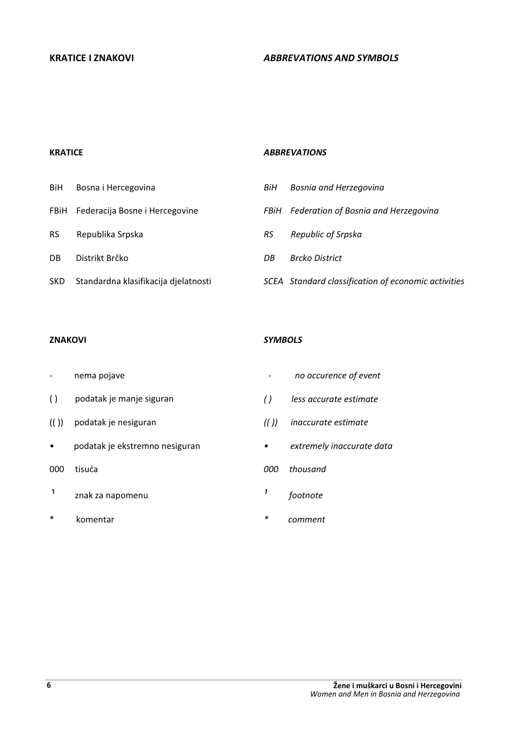## KRATICE I ZNAKOVI

## *ABBREVATIONS AND SYMBOLS*

### KRATICE

| | |
|---|---|
| BiH | Bosna i Hercegovina |
| FBiH | Federacija Bosne i Hercegovine |
| RS | Republika Srpska |
| DB | Distrikt Brčko |
| SKD | Standardna klasifikacija djelatnosti |

### *ABBREVATIONS*

| | |
|---|---|
| *BiH* | *Bosnia and Herzegovina* |
| *FBiH* | *Federation of Bosnia and Herzegovina* |
| *RS* | *Republic of Srpska* |
| *DB* | *Brcko District* |
| *SCEA* | *Standard classification of economic activities* |

### ZNAKOVI

| | |
|---|---|
| - | nema pojave |
| ( ) | podatak je manje siguran |
| (( )) | podatak je nesiguran |
| • | podatak je ekstremno nesiguran |
| 000 | tisuća |
| [1] | znak za napomenu |
| * | komentar |

### *SYMBOLS*

| | |
|---|---|
| - | *no occurence of event* |
| *( )* | *less accurate estimate* |
| *(( ))* | *inaccurate estimate* |
| • | *extremely inaccurate data* |
| *000* | *thousand* |
| [1] | *footnote* |
| * | *comment* |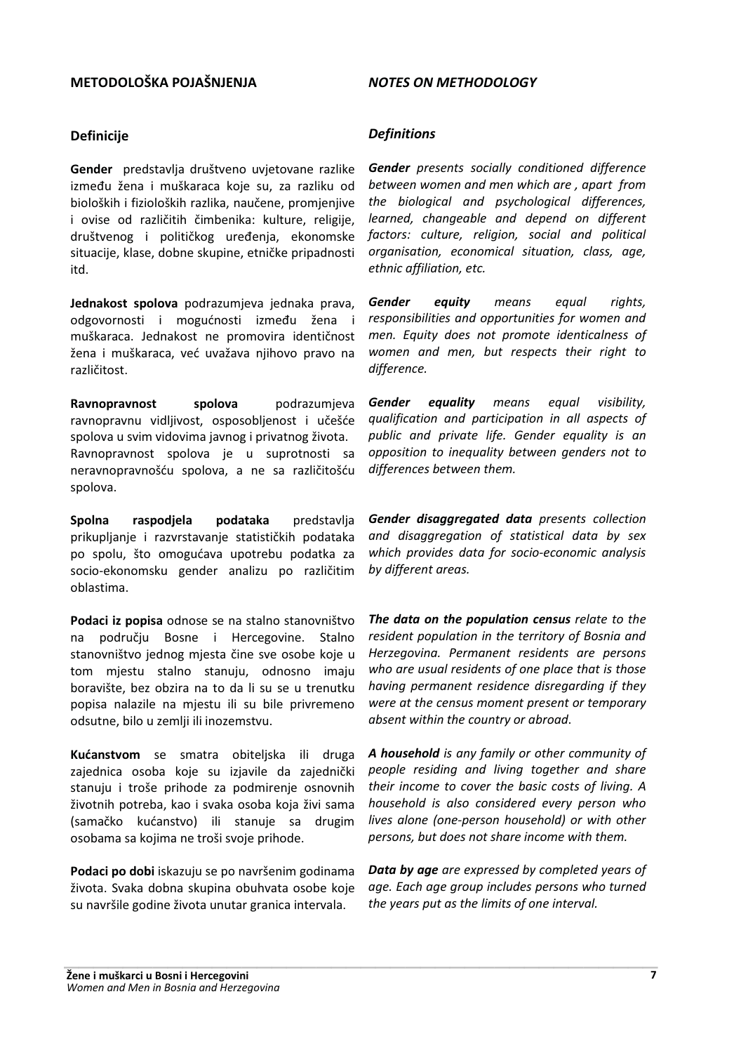## METODOLOŠKA POJAŠNJENJA

### Definicije

**Gender** predstavlja društveno uvjetovane razlike između žena i muškaraca koje su, za razliku od bioloških i fizioloških razlika, naučene, promjenjive i ovise od različitih čimbenika: kulture, religije, društvenog i političkog uređenja, ekonomske situacije, klase, dobne skupine, etničke pripadnosti itd.

**Jednakost spolova** podrazumjeva jednaka prava, odgovornosti i mogućnosti između žena i muškaraca. Jednakost ne promovira identičnost žena i muškaraca, već uvažava njihovo pravo na različitost.

**Ravnopravnost spolova** podrazumjeva ravnopravnu vidljivost, osposobljenost i učešće spolova u svim vidovima javnog i privatnog života. Ravnopravnost spolova je u suprotnosti sa neravnopravnošću spolova, a ne sa različitošću spolova.

**Spolna raspodjela podataka** predstavlja prikupljanje i razvrstavanje statističkih podataka po spolu, što omogućava upotrebu podatka za socio-ekonomsku gender analizu po različitim oblastima.

**Podaci iz popisa** odnose se na stalno stanovništvo na području Bosne i Hercegovine. Stalno stanovništvo jednog mjesta čine sve osobe koje u tom mjestu stalno stanuju, odnosno imaju boravište, bez obzira na to da li su se u trenutku popisa nalazile na mjestu ili su bile privremeno odsutne, bilo u zemlji ili inozemstvu.

**Kućanstvom** se smatra obiteljska ili druga zajednica osoba koje su izjavile da zajednički stanuju i troše prihode za podmirenje osnovnih životnih potreba, kao i svaka osoba koja živi sama (samačko kućanstvo) ili stanuje sa drugim osobama sa kojima ne troši svoje prihode.

**Podaci po dobi** iskazuju se po navršenim godinama života. Svaka dobna skupina obuhvata osobe koje su navršile godine života unutar granica intervala.

## *NOTES ON METHODOLOGY*

### *Definitions*

***Gender*** *presents socially conditioned difference between women and men which are , apart from the biological and psychological differences, learned, changeable and depend on different factors: culture, religion, social and political organisation, economical situation, class, age, ethnic affiliation, etc.*

***Gender equity*** *means equal rights, responsibilities and opportunities for women and men. Equity does not promote identicalness of women and men, but respects their right to difference.*

***Gender equality*** *means equal visibility, qualification and participation in all aspects of public and private life. Gender equality is an opposition to inequality between genders not to differences between them.*

***Gender disaggregated data*** *presents collection and disaggregation of statistical data by sex which provides data for socio-economic analysis by different areas.*

***The data on the population census*** *relate to the resident population in the territory of Bosnia and Herzegovina. Permanent residents are persons who are usual residents of one place that is those having permanent residence disregarding if they were at the census moment present or temporary absent within the country or abroad.*

***A household*** *is any family or other community of people residing and living together and share their income to cover the basic costs of living. A household is also considered every person who lives alone (one-person household) or with other persons, but does not share income with them.*

***Data by age*** *are expressed by completed years of age. Each age group includes persons who turned the years put as the limits of one interval.*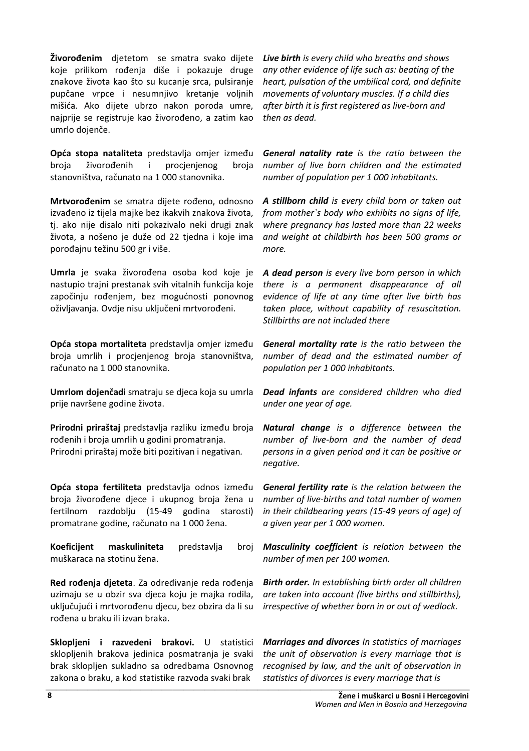**Živorođenim** djetetom se smatra svako dijete koje prilikom rođenja diše i pokazuje druge znakove života kao što su kucanje srca, pulsiranje pupčane vrpce i nesumnjivo kretanje voljnih mišića. Ako dijete ubrzo nakon poroda umre, najprije se registruje kao živorođeno, a zatim kao umrlo dojenče.

***Live birth*** *is every child who breaths and shows any other evidence of life such as: beating of the heart, pulsation of the umbilical cord, and definite movements of voluntary muscles. If a child dies after birth it is first registered as live-born and then as dead.*

**Opća stopa nataliteta** predstavlja omjer između broja živorođenih i procjenjenog broja stanovništva, računato na 1 000 stanovnika.

***General natality rate*** *is the ratio between the number of live born children and the estimated number of population per 1 000 inhabitants.*

**Mrtvorođenim** se smatra dijete rođeno, odnosno izvađeno iz tijela majke bez ikakvih znakova života, tj. ako nije disalo niti pokazivalo neki drugi znak života, a nošeno je duže od 22 tjedna i koje ima porođajnu težinu 500 gr i više.

***A stillborn child*** *is every child born or taken out from mother`s body who exhibits no signs of life, where pregnancy has lasted more than 22 weeks and weight at childbirth has been 500 grams or more.*

**Umrla** je svaka živorođena osoba kod koje je nastupio trajni prestanak svih vitalnih funkcija koje započinju rođenjem, bez mogućnosti ponovnog oživljavanja. Ovdje nisu uključeni mrtvorođeni.

***A dead person*** *is every live born person in which there is a permanent disappearance of all evidence of life at any time after live birth has taken place, without capability of resuscitation. Stillbirths are not included there*

**Opća stopa mortaliteta** predstavlja omjer između broja umrlih i procjenjenog broja stanovništva, računato na 1 000 stanovnika.

***General mortality rate*** *is the ratio between the number of dead and the estimated number of population per 1 000 inhabitants.*

**Umrlom dojenčadi** smatraju se djeca koja su umrla prije navršene godine života.

***Dead infants*** *are considered children who died under one year of age.*

**Prirodni priraštaj** predstavlja razliku između broja rođenih i broja umrlih u godini promatranja. Prirodni priraštaj može biti pozitivan i negativan.

***Natural change*** *is a difference between the number of live-born and the number of dead persons in a given period and it can be positive or negative.*

**Opća stopa fertiliteta** predstavlja odnos između broja živorođene djece i ukupnog broja žena u fertilnom razdoblju (15-49 godina starosti) promatrane godine, računato na 1 000 žena.

***General fertility rate*** *is the relation between the number of live-births and total number of women in their childbearing years (15-49 years of age) of a given year per 1 000 women.*

**Koeficijent maskuliniteta** predstavlja broj muškaraca na stotinu žena.

***Masculinity coefficient*** *is relation between the number of men per 100 women.*

**Red rođenja djeteta**. Za određivanje reda rođenja uzimaju se u obzir sva djeca koju je majka rodila, uključujući i mrtvorođenu djecu, bez obzira da li su rođena u braku ili izvan braka.

***Birth order.*** *In establishing birth order all children are taken into account (live births and stillbirths), irrespective of whether born in or out of wedlock.*

**Sklopljeni i razvedeni brakovi.** U statistici sklopljenih brakova jedinica posmatranja je svaki brak sklopljen sukladno sa odredbama Osnovnog zakona o braku, a kod statistike razvoda svaki brak

***Marriages and divorces*** *In statistics of marriages the unit of observation is every marriage that is recognised by law, and the unit of observation in statistics of divorces is every marriage that is*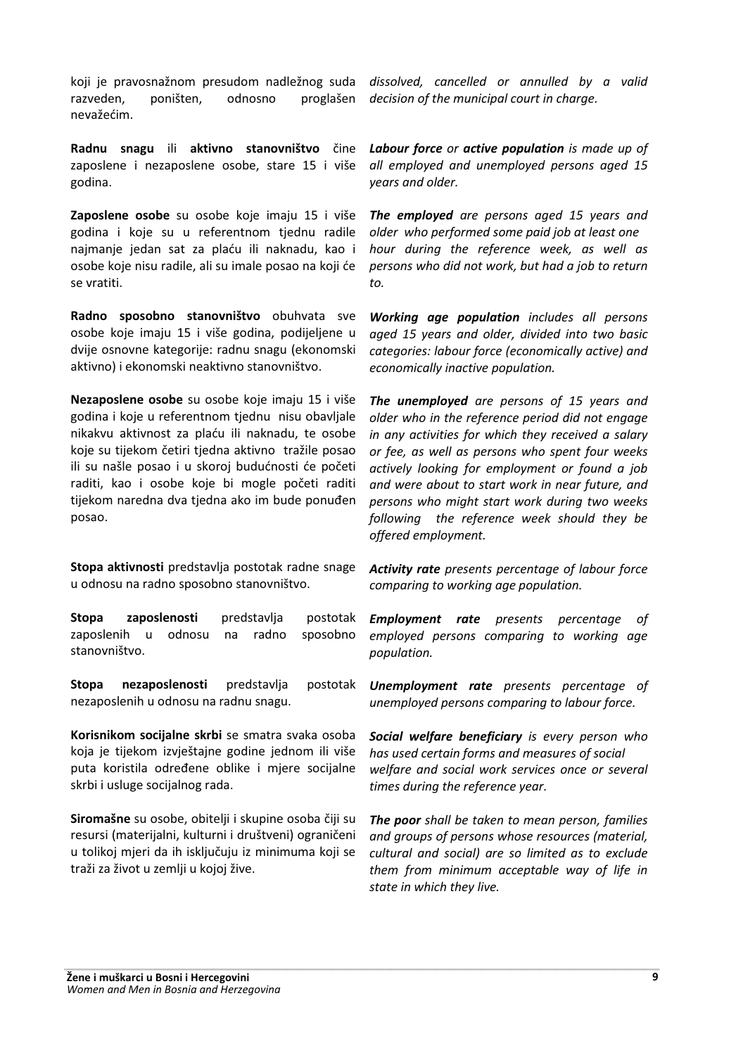koji je pravosnažnom presudom nadležnog suda razveden, poništen, odnosno proglašen nevažećim.

*dissolved, cancelled or annulled by a valid decision of the municipal court in charge.*

**Radnu snagu** ili **aktivno stanovništvo** čine zaposlene i nezaposlene osobe, stare 15 i više godina.

***Labour force*** *or* ***active population*** *is made up of all employed and unemployed persons aged 15 years and older.*

**Zaposlene osobe** su osobe koje imaju 15 i više godina i koje su u referentnom tjednu radile najmanje jedan sat za plaću ili naknadu, kao i osobe koje nisu radile, ali su imale posao na koji će se vratiti.

***The employed*** *are persons aged 15 years and older who performed some paid job at least one hour during the reference week, as well as persons who did not work, but had a job to return to.*

**Radno sposobno stanovništvo** obuhvata sve osobe koje imaju 15 i više godina, podijeljene u dvije osnovne kategorije: radnu snagu (ekonomski aktivno) i ekonomski neaktivno stanovništvo.

***Working age population*** *includes all persons aged 15 years and older, divided into two basic categories: labour force (economically active) and economically inactive population.*

**Nezaposlene osobe** su osobe koje imaju 15 i više godina i koje u referentnom tjednu nisu obavljale nikakvu aktivnost za plaću ili naknadu, te osobe koje su tijekom četiri tjedna aktivno tražile posao ili su našle posao i u skoroj budućnosti će početi raditi, kao i osobe koje bi mogle početi raditi tijekom naredna dva tjedna ako im bude ponuđen posao.

***The unemployed*** *are persons of 15 years and older who in the reference period did not engage in any activities for which they received a salary or fee, as well as persons who spent four weeks actively looking for employment or found a job and were about to start work in near future, and persons who might start work during two weeks following the reference week should they be offered employment.*

**Stopa aktivnosti** predstavlja postotak radne snage u odnosu na radno sposobno stanovništvo.

***Activity rate*** *presents percentage of labour force comparing to working age population.*

**Stopa zaposlenosti** predstavlja postotak zaposlenih u odnosu na radno sposobno stanovništvo.

***Employment rate*** *presents percentage of employed persons comparing to working age population.*

**Stopa nezaposlenosti** predstavlja postotak nezaposlenih u odnosu na radnu snagu.

***Unemployment rate*** *presents percentage of unemployed persons comparing to labour force.*

**Korisnikom socijalne skrbi** se smatra svaka osoba koja je tijekom izvještajne godine jednom ili više puta koristila određene oblike i mjere socijalne skrbi i usluge socijalnog rada.

***Social welfare beneficiary*** *is every person who has used certain forms and measures of social welfare and social work services once or several times during the reference year.*

**Siromašne** su osobe, obitelji i skupine osoba čiji su resursi (materijalni, kulturni i društveni) ograničeni u tolikoj mjeri da ih isključuju iz minimuma koji se traži za život u zemlji u kojoj žive.

***The poor*** *shall be taken to mean person, families and groups of persons whose resources (material, cultural and social) are so limited as to exclude them from minimum acceptable way of life in state in which they live.*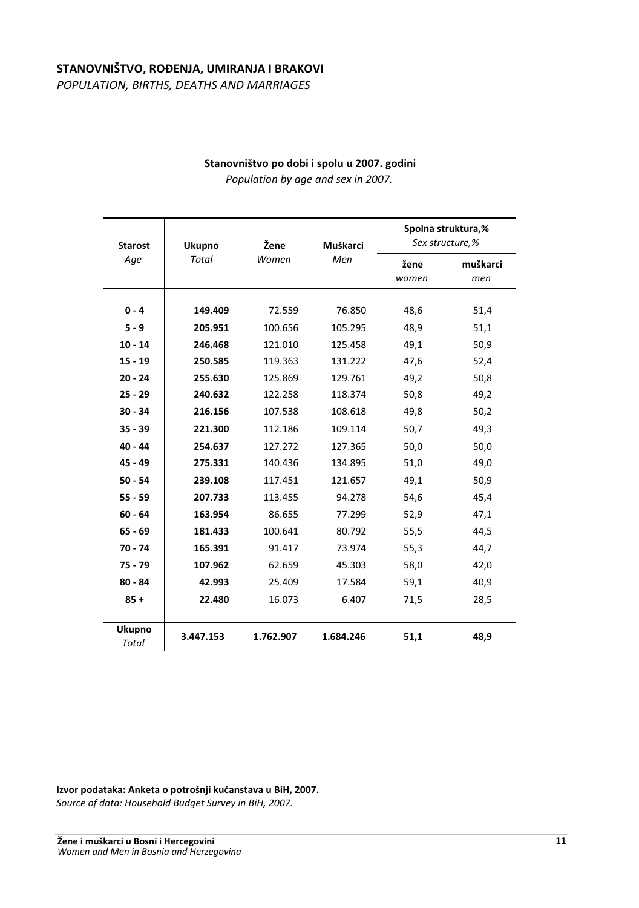## STANOVNIŠTVO, ROĐENJA, UMIRANJA I BRAKOVI

*POPULATION, BIRTHS, DEATHS AND MARRIAGES*

**Stanovništvo po dobi i spolu u 2007. godini**

*Population by age and sex in 2007.*

| **Starost** *Age* | **Ukupno** *Total* | **Žene** *Women* | **Muškarci** *Men* | **Spolna struktura,%** *Sex structure,%* | |
|---|---|---|---|---|---|
| | | | | **žene** *women* | **muškarci** *men* |
| **0 - 4** | **149.409** | 72.559 | 76.850 | 48,6 | 51,4 |
| **5 - 9** | **205.951** | 100.656 | 105.295 | 48,9 | 51,1 |
| **10 - 14** | **246.468** | 121.010 | 125.458 | 49,1 | 50,9 |
| **15 - 19** | **250.585** | 119.363 | 131.222 | 47,6 | 52,4 |
| **20 - 24** | **255.630** | 125.869 | 129.761 | 49,2 | 50,8 |
| **25 - 29** | **240.632** | 122.258 | 118.374 | 50,8 | 49,2 |
| **30 - 34** | **216.156** | 107.538 | 108.618 | 49,8 | 50,2 |
| **35 - 39** | **221.300** | 112.186 | 109.114 | 50,7 | 49,3 |
| **40 - 44** | **254.637** | 127.272 | 127.365 | 50,0 | 50,0 |
| **45 - 49** | **275.331** | 140.436 | 134.895 | 51,0 | 49,0 |
| **50 - 54** | **239.108** | 117.451 | 121.657 | 49,1 | 50,9 |
| **55 - 59** | **207.733** | 113.455 | 94.278 | 54,6 | 45,4 |
| **60 - 64** | **163.954** | 86.655 | 77.299 | 52,9 | 47,1 |
| **65 - 69** | **181.433** | 100.641 | 80.792 | 55,5 | 44,5 |
| **70 - 74** | **165.391** | 91.417 | 73.974 | 55,3 | 44,7 |
| **75 - 79** | **107.962** | 62.659 | 45.303 | 58,0 | 42,0 |
| **80 - 84** | **42.993** | 25.409 | 17.584 | 59,1 | 40,9 |
| **85 +** | **22.480** | 16.073 | 6.407 | 71,5 | 28,5 |
| **Ukupno** *Total* | **3.447.153** | **1.762.907** | **1.684.246** | **51,1** | **48,9** |

**Izvor podataka: Anketa o potrošnji kućanstava u BiH, 2007.**

*Source of data: Household Budget Survey in BiH, 2007.*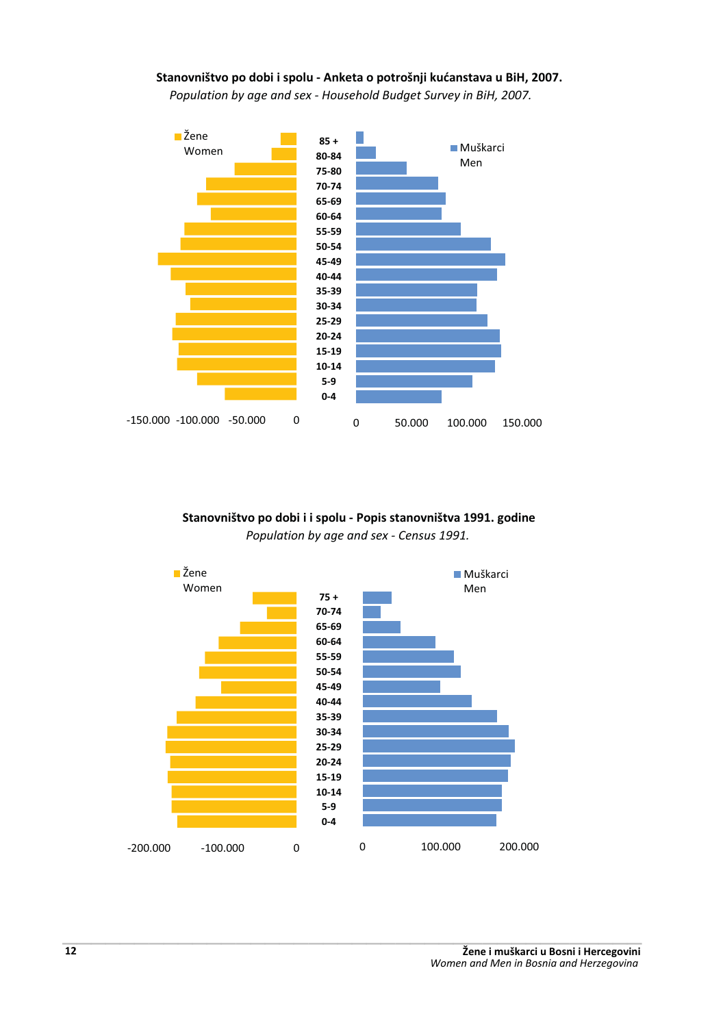**Stanovništvo po dobi i spolu - Anketa o potrošnji kućanstava u BiH, 2007.**

*Population by age and sex - Household Budget Survey in BiH, 2007.*

Žene
Women

Muškarci
Men

85 +
80-84
75-80
70-74
65-69
60-64
55-59
50-54
45-49
40-44
35-39
30-34
25-29
20-24
15-19
10-14
5-9
0-4

-150.000 -100.000 -50.000 0

0 50.000 100.000 150.000

**Stanovništvo po dobi i i spolu - Popis stanovništva 1991. godine**

*Population by age and sex - Census 1991.*

Žene
Women

Muškarci
Men

75 +
70-74
65-69
60-64
55-59
50-54
45-49
40-44
35-39
30-34
25-29
20-24
15-19
10-14
5-9
0-4

-200.000 -100.000 0

0 100.000 200.000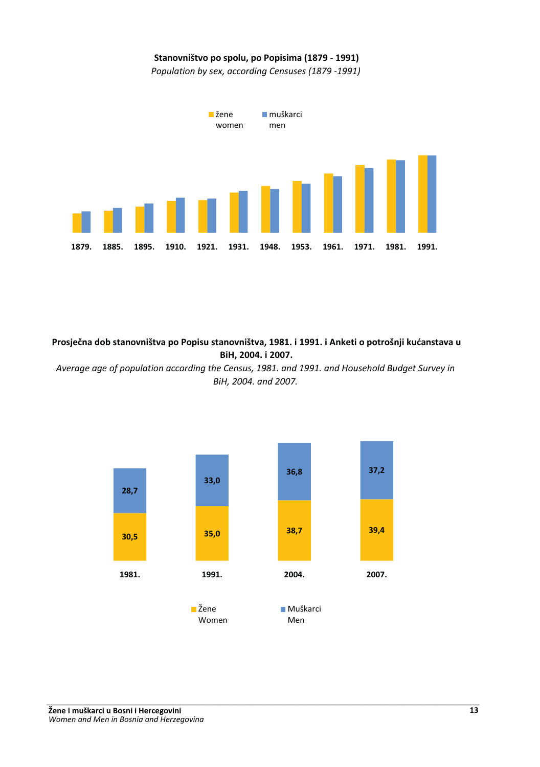**Stanovništvo po spolu, po Popisima (1879 - 1991)**

*Population by sex, according Censuses (1879 -1991)*

žene / women | muškarci / men

1879. 1885. 1895. 1910. 1921. 1931. 1948. 1953. 1961. 1971. 1981. 1991.

**Prosječna dob stanovništva po Popisu stanovništva, 1981. i 1991. i Anketi o potrošnji kućanstava u BiH, 2004. i 2007.**

*Average age of population according the Census, 1981. and 1991. and Household Budget Survey in BiH, 2004. and 2007.*

| | 1981. | 1991. | 2004. | 2007. |
|---|---|---|---|---|
| Muškarci / Men | 28,7 | 33,0 | 36,8 | 37,2 |
| Žene / Women | 30,5 | 35,0 | 38,7 | 39,4 |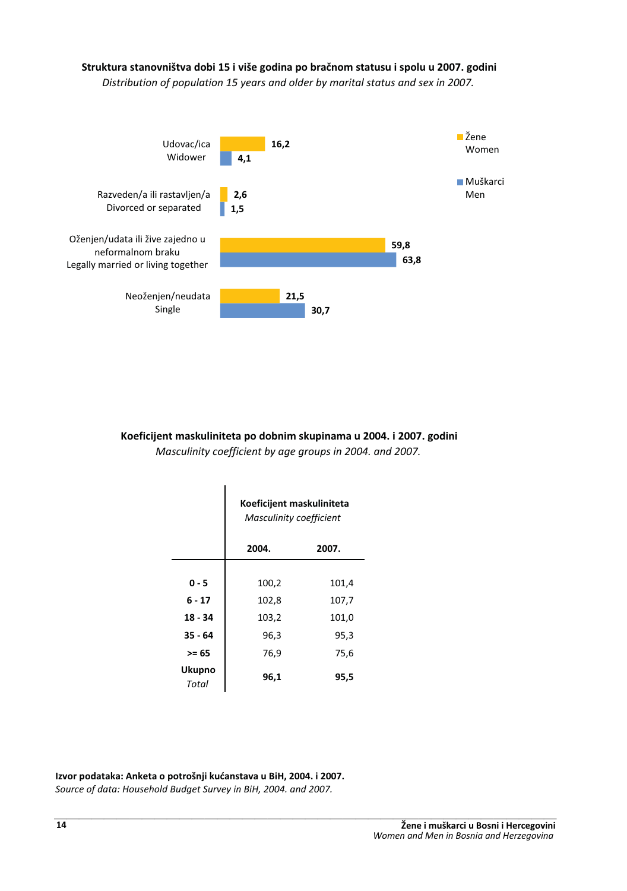**Struktura stanovništva dobi 15 i više godina po bračnom statusu i spolu u 2007. godini**
*Distribution of population 15 years and older by marital status and sex in 2007.*

| | Žene / Women | Muškarci / Men |
|---|---|---|
| Udovac/ica / Widower | 16,2 | 4,1 |
| Razveden/a ili rastavljen/a / Divorced or separated | 2,6 | 1,5 |
| Oženjen/udata ili žive zajedno u neformalnom braku / Legally married or living together | 59,8 | 63,8 |
| Neoženjen/neudata / Single | 21,5 | 30,7 |

**Koeficijent maskuliniteta po dobnim skupinama u 2004. i 2007. godini**
*Masculinity coefficient by age groups in 2004. and 2007.*

| | **Koeficijent maskuliniteta** *Masculinity coefficient* | |
|---|---|---|
| | **2004.** | **2007.** |
| **0 - 5** | 100,2 | 101,4 |
| **6 - 17** | 102,8 | 107,7 |
| **18 - 34** | 103,2 | 101,0 |
| **35 - 64** | 96,3 | 95,3 |
| **>= 65** | 76,9 | 75,6 |
| **Ukupno** *Total* | **96,1** | **95,5** |

**Izvor podataka: Anketa o potrošnji kućanstava u BiH, 2004. i 2007.**
*Source of data: Household Budget Survey in BiH, 2004. and 2007.*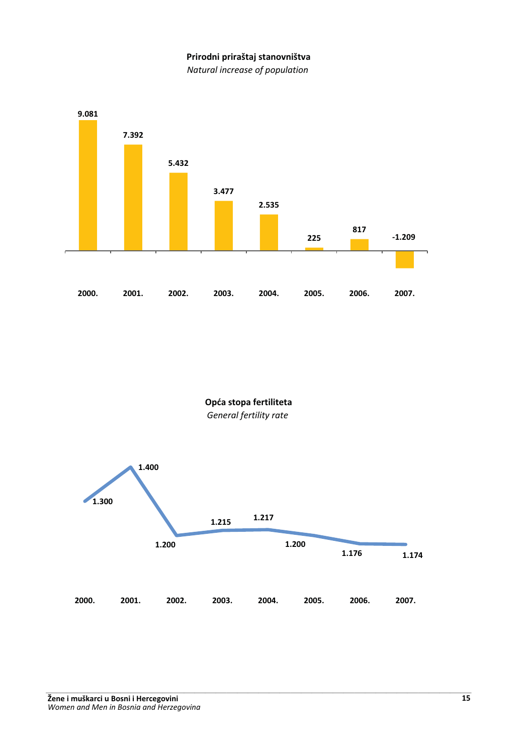**Prirodni priraštaj stanovništva**
*Natural increase of population*

| 2000. | 2001. | 2002. | 2003. | 2004. | 2005. | 2006. | 2007. |
|---|---|---|---|---|---|---|---|
| 9.081 | 7.392 | 5.432 | 3.477 | 2.535 | 225 | 817 | -1.209 |

**Opća stopa fertiliteta**
*General fertility rate*

| 2000. | 2001. | 2002. | 2003. | 2004. | 2005. | 2006. | 2007. |
|---|---|---|---|---|---|---|---|
| 1.300 | 1.400 | 1.200 | 1.215 | 1.217 | 1.200 | 1.176 | 1.174 |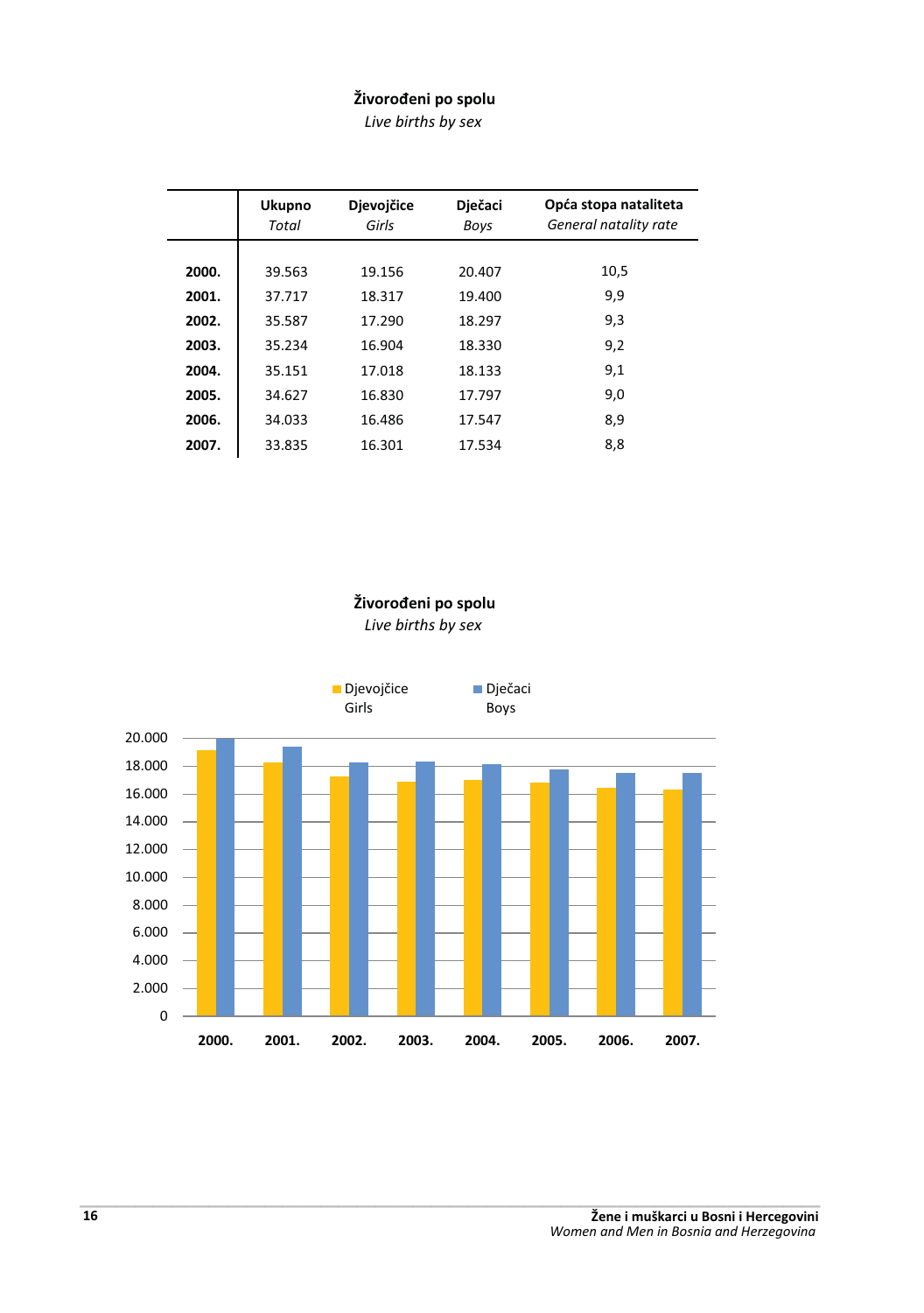**Živorođeni po spolu**
*Live births by sex*

| | Ukupno *Total* | Djevojčice *Girls* | Dječaci *Boys* | Opća stopa nataliteta *General natality rate* |
|---|---|---|---|---|
| **2000.** | 39.563 | 19.156 | 20.407 | 10,5 |
| **2001.** | 37.717 | 18.317 | 19.400 | 9,9 |
| **2002.** | 35.587 | 17.290 | 18.297 | 9,3 |
| **2003.** | 35.234 | 16.904 | 18.330 | 9,2 |
| **2004.** | 35.151 | 17.018 | 18.133 | 9,1 |
| **2005.** | 34.627 | 16.830 | 17.797 | 9,0 |
| **2006.** | 34.033 | 16.486 | 17.547 | 8,9 |
| **2007.** | 33.835 | 16.301 | 17.534 | 8,8 |

**Živorođeni po spolu**
*Live births by sex*

Djevojčice Girls | Dječaci Boys

20.000
18.000
16.000
14.000
12.000
10.000
8.000
6.000
4.000
2.000
0

**2000.** **2001.** **2002.** **2003.** **2004.** **2005.** **2006.** **2007.**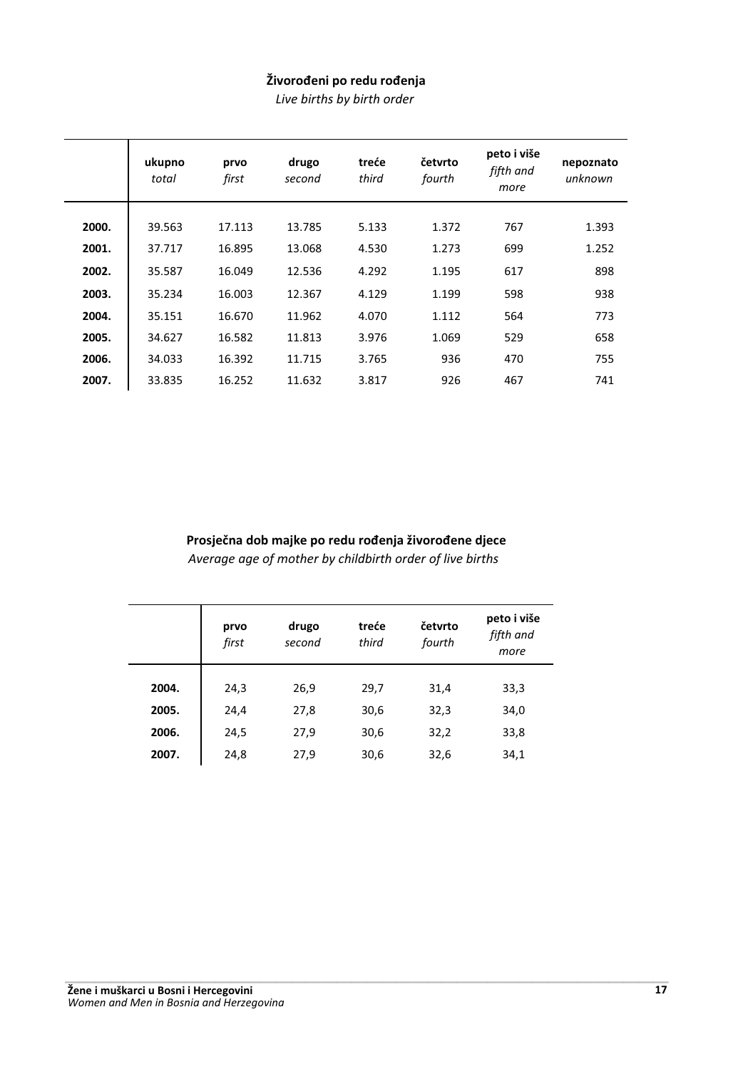**Živorođeni po redu rođenja**

*Live births by birth order*

| | **ukupno** *total* | **prvo** *first* | **drugo** *second* | **treće** *third* | **četvrto** *fourth* | **peto i više** *fifth and more* | **nepoznato** *unknown* |
|---|---|---|---|---|---|---|---|
| **2000.** | 39.563 | 17.113 | 13.785 | 5.133 | 1.372 | 767 | 1.393 |
| **2001.** | 37.717 | 16.895 | 13.068 | 4.530 | 1.273 | 699 | 1.252 |
| **2002.** | 35.587 | 16.049 | 12.536 | 4.292 | 1.195 | 617 | 898 |
| **2003.** | 35.234 | 16.003 | 12.367 | 4.129 | 1.199 | 598 | 938 |
| **2004.** | 35.151 | 16.670 | 11.962 | 4.070 | 1.112 | 564 | 773 |
| **2005.** | 34.627 | 16.582 | 11.813 | 3.976 | 1.069 | 529 | 658 |
| **2006.** | 34.033 | 16.392 | 11.715 | 3.765 | 936 | 470 | 755 |
| **2007.** | 33.835 | 16.252 | 11.632 | 3.817 | 926 | 467 | 741 |

**Prosječna dob majke po redu rođenja živorođene djece**

*Average age of mother by childbirth order of live births*

| | **prvo** *first* | **drugo** *second* | **treće** *third* | **četvrto** *fourth* | **peto i više** *fifth and more* |
|---|---|---|---|---|---|
| **2004.** | 24,3 | 26,9 | 29,7 | 31,4 | 33,3 |
| **2005.** | 24,4 | 27,8 | 30,6 | 32,3 | 34,0 |
| **2006.** | 24,5 | 27,9 | 30,6 | 32,2 | 33,8 |
| **2007.** | 24,8 | 27,9 | 30,6 | 32,6 | 34,1 |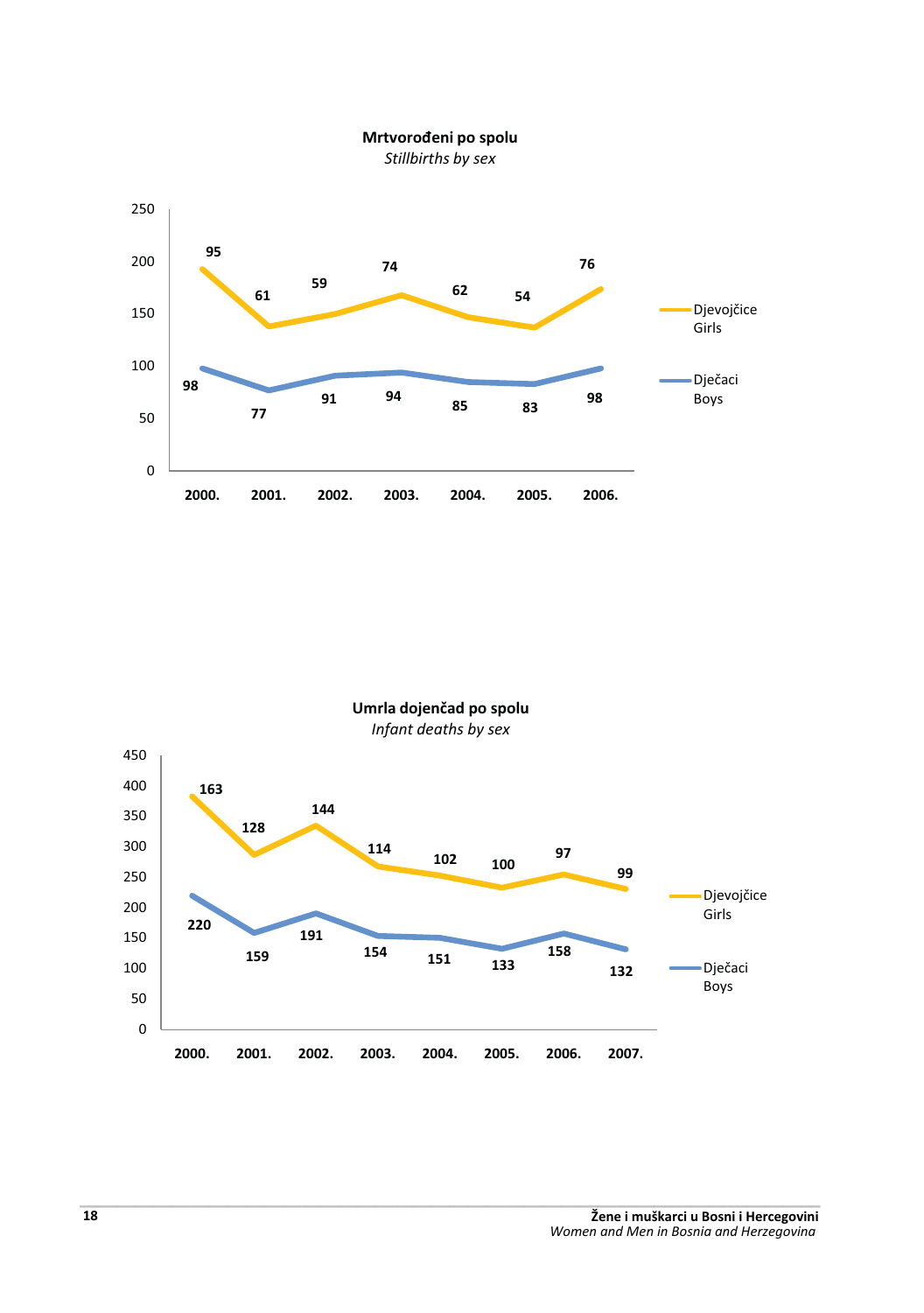**Mrtvorođeni po spolu**
*Stillbirths by sex*

| | 2000. | 2001. | 2002. | 2003. | 2004. | 2005. | 2006. |
|---|---|---|---|---|---|---|---|
| Djevojčice Girls | 95 | 61 | 59 | 74 | 62 | 54 | 76 |
| Dječaci Boys | 98 | 77 | 91 | 94 | 85 | 83 | 98 |

**Umrla dojenčad po spolu**
*Infant deaths by sex*

| | 2000. | 2001. | 2002. | 2003. | 2004. | 2005. | 2006. | 2007. |
|---|---|---|---|---|---|---|---|---|
| Djevojčice Girls | 163 | 128 | 144 | 114 | 102 | 100 | 97 | 99 |
| Dječaci Boys | 220 | 159 | 191 | 154 | 151 | 133 | 158 | 132 |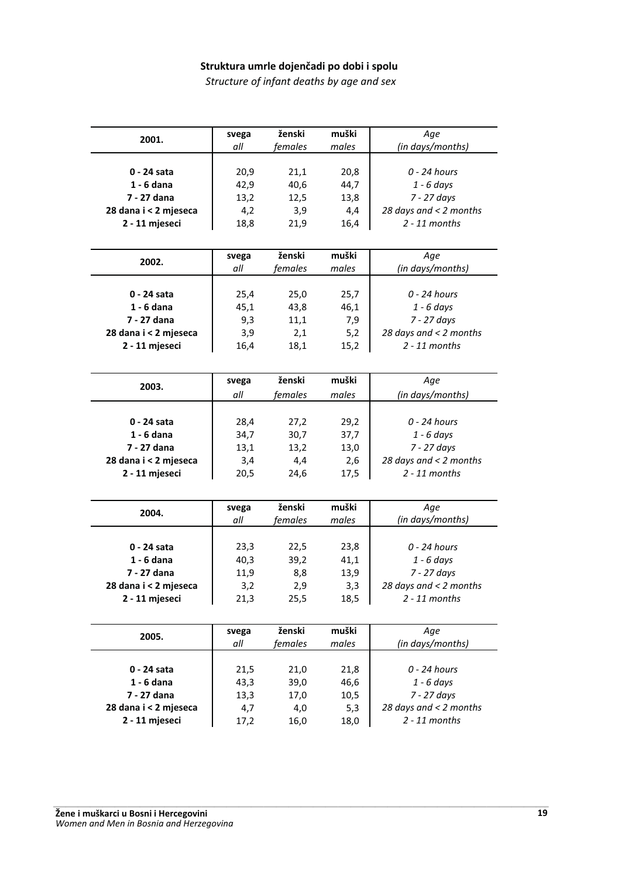**Struktura umrle dojenčadi po dobi i spolu**

*Structure of infant deaths by age and sex*

| 2001. | svega *all* | ženski *females* | muški *males* | *Age (in days/months)* |
|---|---|---|---|---|
| **0 - 24 sata** | 20,9 | 21,1 | 20,8 | *0 - 24 hours* |
| **1 - 6 dana** | 42,9 | 40,6 | 44,7 | *1 - 6 days* |
| **7 - 27 dana** | 13,2 | 12,5 | 13,8 | *7 - 27 days* |
| **28 dana i < 2 mjeseca** | 4,2 | 3,9 | 4,4 | *28 days and < 2 months* |
| **2 - 11 mjeseci** | 18,8 | 21,9 | 16,4 | *2 - 11 months* |

| 2002. | svega *all* | ženski *females* | muški *males* | *Age (in days/months)* |
|---|---|---|---|---|
| **0 - 24 sata** | 25,4 | 25,0 | 25,7 | *0 - 24 hours* |
| **1 - 6 dana** | 45,1 | 43,8 | 46,1 | *1 - 6 days* |
| **7 - 27 dana** | 9,3 | 11,1 | 7,9 | *7 - 27 days* |
| **28 dana i < 2 mjeseca** | 3,9 | 2,1 | 5,2 | *28 days and < 2 months* |
| **2 - 11 mjeseci** | 16,4 | 18,1 | 15,2 | *2 - 11 months* |

| 2003. | svega *all* | ženski *females* | muški *males* | *Age (in days/months)* |
|---|---|---|---|---|
| **0 - 24 sata** | 28,4 | 27,2 | 29,2 | *0 - 24 hours* |
| **1 - 6 dana** | 34,7 | 30,7 | 37,7 | *1 - 6 days* |
| **7 - 27 dana** | 13,1 | 13,2 | 13,0 | *7 - 27 days* |
| **28 dana i < 2 mjeseca** | 3,4 | 4,4 | 2,6 | *28 days and < 2 months* |
| **2 - 11 mjeseci** | 20,5 | 24,6 | 17,5 | *2 - 11 months* |

| 2004. | svega *all* | ženski *females* | muški *males* | *Age (in days/months)* |
|---|---|---|---|---|
| **0 - 24 sata** | 23,3 | 22,5 | 23,8 | *0 - 24 hours* |
| **1 - 6 dana** | 40,3 | 39,2 | 41,1 | *1 - 6 days* |
| **7 - 27 dana** | 11,9 | 8,8 | 13,9 | *7 - 27 days* |
| **28 dana i < 2 mjeseca** | 3,2 | 2,9 | 3,3 | *28 days and < 2 months* |
| **2 - 11 mjeseci** | 21,3 | 25,5 | 18,5 | *2 - 11 months* |

| 2005. | svega *all* | ženski *females* | muški *males* | *Age (in days/months)* |
|---|---|---|---|---|
| **0 - 24 sata** | 21,5 | 21,0 | 21,8 | *0 - 24 hours* |
| **1 - 6 dana** | 43,3 | 39,0 | 46,6 | *1 - 6 days* |
| **7 - 27 dana** | 13,3 | 17,0 | 10,5 | *7 - 27 days* |
| **28 dana i < 2 mjeseca** | 4,7 | 4,0 | 5,3 | *28 days and < 2 months* |
| **2 - 11 mjeseci** | 17,2 | 16,0 | 18,0 | *2 - 11 months* |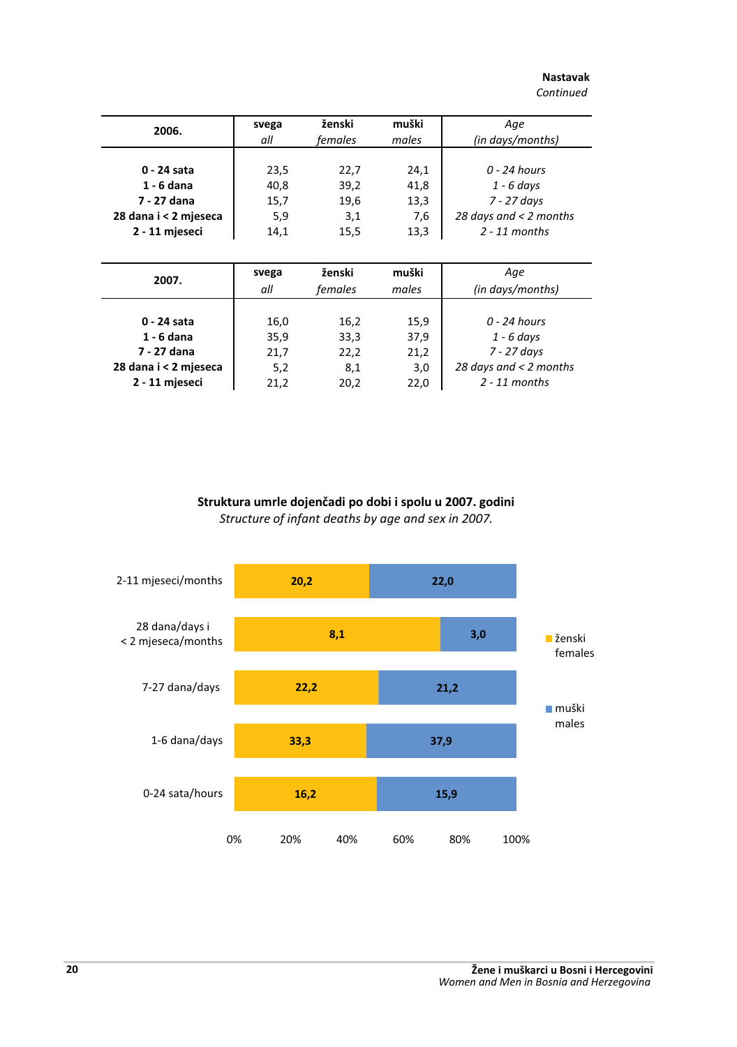**Nastavak**
*Continued*

| 2006. | svega *all* | ženski *females* | muški *males* | *Age (in days/months)* |
|---|---|---|---|---|
| **0 - 24 sata** | 23,5 | 22,7 | 24,1 | *0 - 24 hours* |
| **1 - 6 dana** | 40,8 | 39,2 | 41,8 | *1 - 6 days* |
| **7 - 27 dana** | 15,7 | 19,6 | 13,3 | *7 - 27 days* |
| **28 dana i < 2 mjeseca** | 5,9 | 3,1 | 7,6 | *28 days and < 2 months* |
| **2 - 11 mjeseci** | 14,1 | 15,5 | 13,3 | *2 - 11 months* |

| 2007. | svega *all* | ženski *females* | muški *males* | *Age (in days/months)* |
|---|---|---|---|---|
| **0 - 24 sata** | 16,0 | 16,2 | 15,9 | *0 - 24 hours* |
| **1 - 6 dana** | 35,9 | 33,3 | 37,9 | *1 - 6 days* |
| **7 - 27 dana** | 21,7 | 22,2 | 21,2 | *7 - 27 days* |
| **28 dana i < 2 mjeseca** | 5,2 | 8,1 | 3,0 | *28 days and < 2 months* |
| **2 - 11 mjeseci** | 21,2 | 20,2 | 22,0 | *2 - 11 months* |

**Struktura umrle dojenčadi po dobi i spolu u 2007. godini**
*Structure of infant deaths by age and sex in 2007.*

| | ženski / females | muški / males |
|---|---|---|
| 2-11 mjeseci/months | 20,2 | 22,0 |
| 28 dana/days i < 2 mjeseca/months | 8,1 | 3,0 |
| 7-27 dana/days | 22,2 | 21,2 |
| 1-6 dana/days | 33,3 | 37,9 |
| 0-24 sata/hours | 16,2 | 15,9 |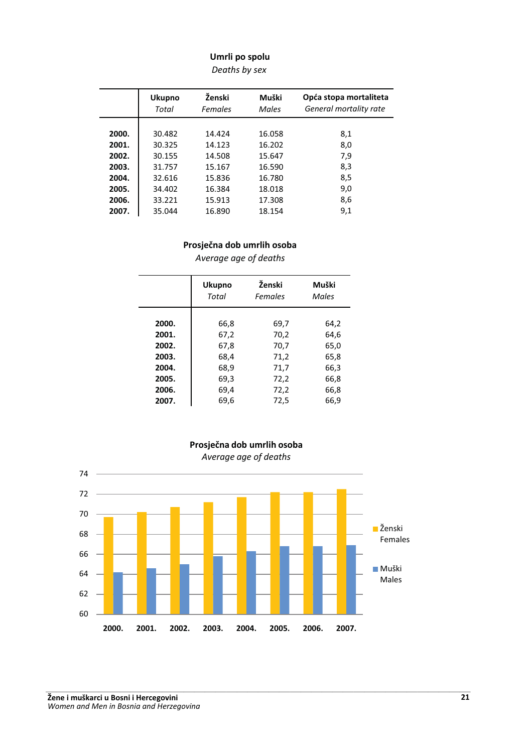## Umrli po spolu

*Deaths by sex*

| | Ukupno *Total* | Ženski *Females* | Muški *Males* | Opća stopa mortaliteta *General mortality rate* |
|---|---|---|---|---|
| **2000.** | 30.482 | 14.424 | 16.058 | 8,1 |
| **2001.** | 30.325 | 14.123 | 16.202 | 8,0 |
| **2002.** | 30.155 | 14.508 | 15.647 | 7,9 |
| **2003.** | 31.757 | 15.167 | 16.590 | 8,3 |
| **2004.** | 32.616 | 15.836 | 16.780 | 8,5 |
| **2005.** | 34.402 | 16.384 | 18.018 | 9,0 |
| **2006.** | 33.221 | 15.913 | 17.308 | 8,6 |
| **2007.** | 35.044 | 16.890 | 18.154 | 9,1 |

## Prosječna dob umrlih osoba

*Average age of deaths*

| | Ukupno *Total* | Ženski *Females* | Muški *Males* |
|---|---|---|---|
| **2000.** | 66,8 | 69,7 | 64,2 |
| **2001.** | 67,2 | 70,2 | 64,6 |
| **2002.** | 67,8 | 70,7 | 65,0 |
| **2003.** | 68,4 | 71,2 | 65,8 |
| **2004.** | 68,9 | 71,7 | 66,3 |
| **2005.** | 69,3 | 72,2 | 66,8 |
| **2006.** | 69,4 | 72,2 | 66,8 |
| **2007.** | 69,6 | 72,5 | 66,9 |

## Prosječna dob umrlih osoba

*Average age of deaths*

| | Ženski *Females* | Muški *Males* |
|---|---|---|
| **2000.** | 69,7 | 64,2 |
| **2001.** | 70,2 | 64,6 |
| **2002.** | 70,7 | 65,0 |
| **2003.** | 71,2 | 65,8 |
| **2004.** | 71,7 | 66,3 |
| **2005.** | 72,2 | 66,8 |
| **2006.** | 72,2 | 66,8 |
| **2007.** | 72,5 | 66,9 |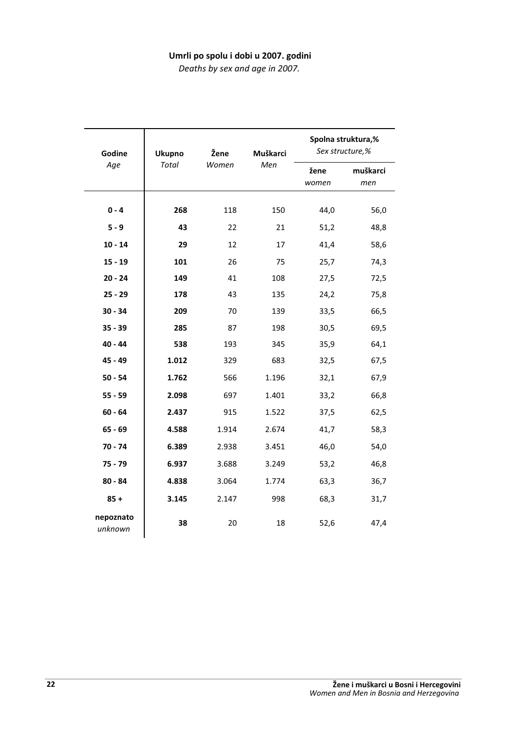**Umrli po spolu i dobi u 2007. godini**

*Deaths by sex and age in 2007.*

| Godine<br>*Age* | Ukupno<br>*Total* | Žene<br>*Women* | Muškarci<br>*Men* | Spolna struktura,%<br>*Sex structure,%* | |
|---|---|---|---|---|---|
| | | | | žene<br>*women* | muškarci<br>*men* |
| **0 - 4** | **268** | 118 | 150 | 44,0 | 56,0 |
| **5 - 9** | **43** | 22 | 21 | 51,2 | 48,8 |
| **10 - 14** | **29** | 12 | 17 | 41,4 | 58,6 |
| **15 - 19** | **101** | 26 | 75 | 25,7 | 74,3 |
| **20 - 24** | **149** | 41 | 108 | 27,5 | 72,5 |
| **25 - 29** | **178** | 43 | 135 | 24,2 | 75,8 |
| **30 - 34** | **209** | 70 | 139 | 33,5 | 66,5 |
| **35 - 39** | **285** | 87 | 198 | 30,5 | 69,5 |
| **40 - 44** | **538** | 193 | 345 | 35,9 | 64,1 |
| **45 - 49** | **1.012** | 329 | 683 | 32,5 | 67,5 |
| **50 - 54** | **1.762** | 566 | 1.196 | 32,1 | 67,9 |
| **55 - 59** | **2.098** | 697 | 1.401 | 33,2 | 66,8 |
| **60 - 64** | **2.437** | 915 | 1.522 | 37,5 | 62,5 |
| **65 - 69** | **4.588** | 1.914 | 2.674 | 41,7 | 58,3 |
| **70 - 74** | **6.389** | 2.938 | 3.451 | 46,0 | 54,0 |
| **75 - 79** | **6.937** | 3.688 | 3.249 | 53,2 | 46,8 |
| **80 - 84** | **4.838** | 3.064 | 1.774 | 63,3 | 36,7 |
| **85 +** | **3.145** | 2.147 | 998 | 68,3 | 31,7 |
| **nepoznato**<br>*unknown* | **38** | 20 | 18 | 52,6 | 47,4 |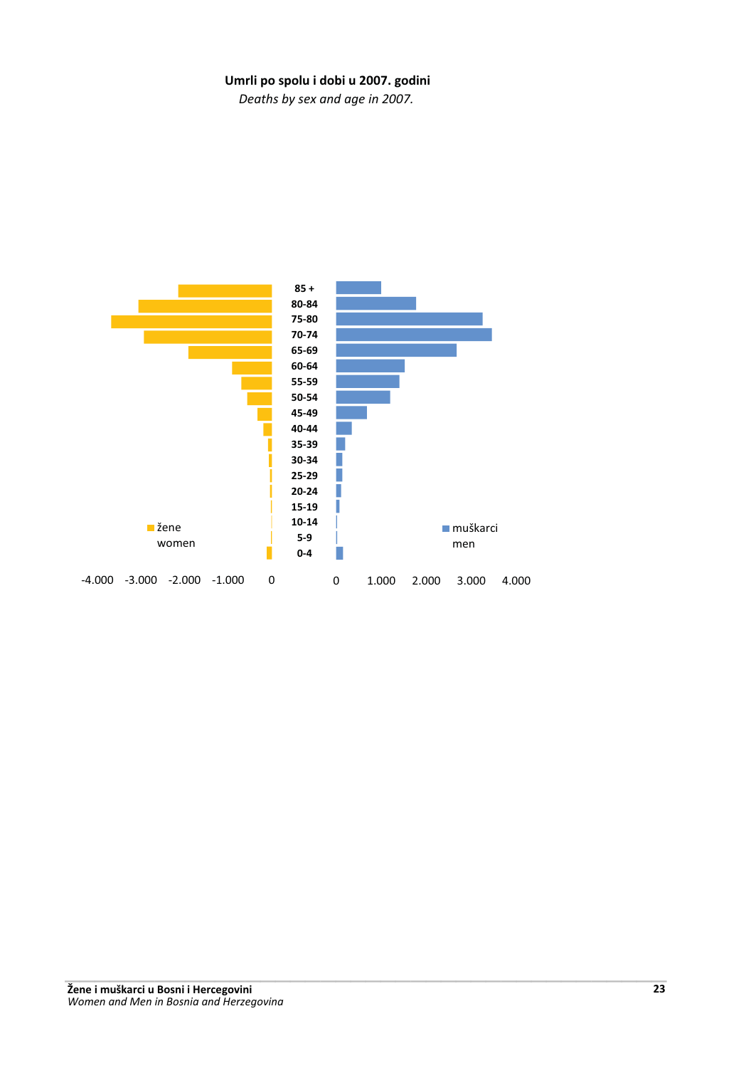**Umrli po spolu i dobi u 2007. godini**

*Deaths by sex and age in 2007.*

85 +
80-84
75-80
70-74
65-69
60-64
55-59
50-54
45-49
40-44
35-39
30-34
25-29
20-24
15-19
10-14
5-9
0-4

žene
women

muškarci
men

-4.000 -3.000 -2.000 -1.000 0 0 1.000 2.000 3.000 4.000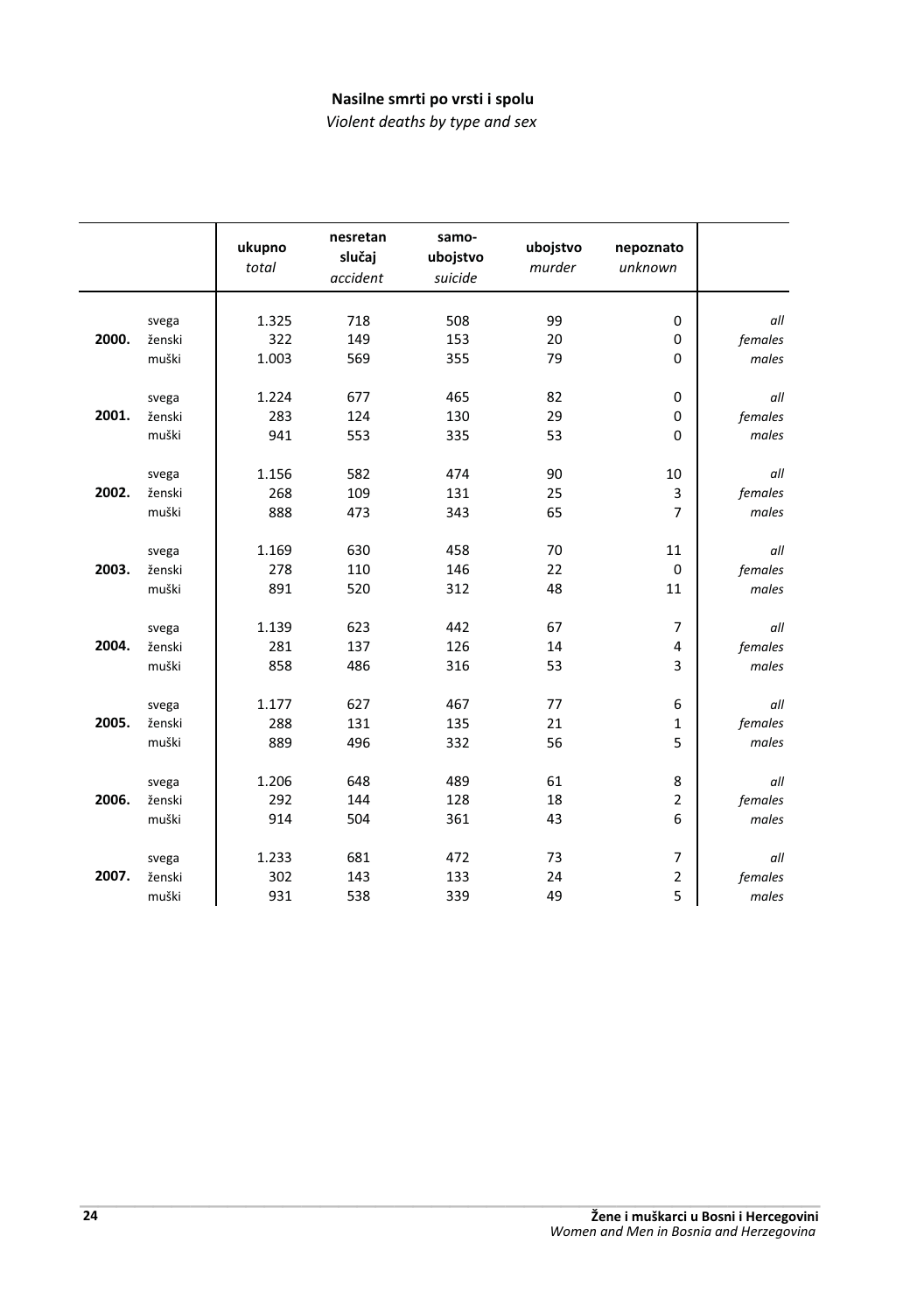**Nasilne smrti po vrsti i spolu**

*Violent deaths by type and sex*

| | | ukupno *total* | nesretan slučaj *accident* | samo-ubojstvo *suicide* | ubojstvo *murder* | nepoznato *unknown* | |
|---|---|---|---|---|---|---|---|
| **2000.** | svega | 1.325 | 718 | 508 | 99 | 0 | *all* |
| | ženski | 322 | 149 | 153 | 20 | 0 | *females* |
| | muški | 1.003 | 569 | 355 | 79 | 0 | *males* |
| **2001.** | svega | 1.224 | 677 | 465 | 82 | 0 | *all* |
| | ženski | 283 | 124 | 130 | 29 | 0 | *females* |
| | muški | 941 | 553 | 335 | 53 | 0 | *males* |
| **2002.** | svega | 1.156 | 582 | 474 | 90 | 10 | *all* |
| | ženski | 268 | 109 | 131 | 25 | 3 | *females* |
| | muški | 888 | 473 | 343 | 65 | 7 | *males* |
| **2003.** | svega | 1.169 | 630 | 458 | 70 | 11 | *all* |
| | ženski | 278 | 110 | 146 | 22 | 0 | *females* |
| | muški | 891 | 520 | 312 | 48 | 11 | *males* |
| **2004.** | svega | 1.139 | 623 | 442 | 67 | 7 | *all* |
| | ženski | 281 | 137 | 126 | 14 | 4 | *females* |
| | muški | 858 | 486 | 316 | 53 | 3 | *males* |
| **2005.** | svega | 1.177 | 627 | 467 | 77 | 6 | *all* |
| | ženski | 288 | 131 | 135 | 21 | 1 | *females* |
| | muški | 889 | 496 | 332 | 56 | 5 | *males* |
| **2006.** | svega | 1.206 | 648 | 489 | 61 | 8 | *all* |
| | ženski | 292 | 144 | 128 | 18 | 2 | *females* |
| | muški | 914 | 504 | 361 | 43 | 6 | *males* |
| **2007.** | svega | 1.233 | 681 | 472 | 73 | 7 | *all* |
| | ženski | 302 | 143 | 133 | 24 | 2 | *females* |
| | muški | 931 | 538 | 339 | 49 | 5 | *males* |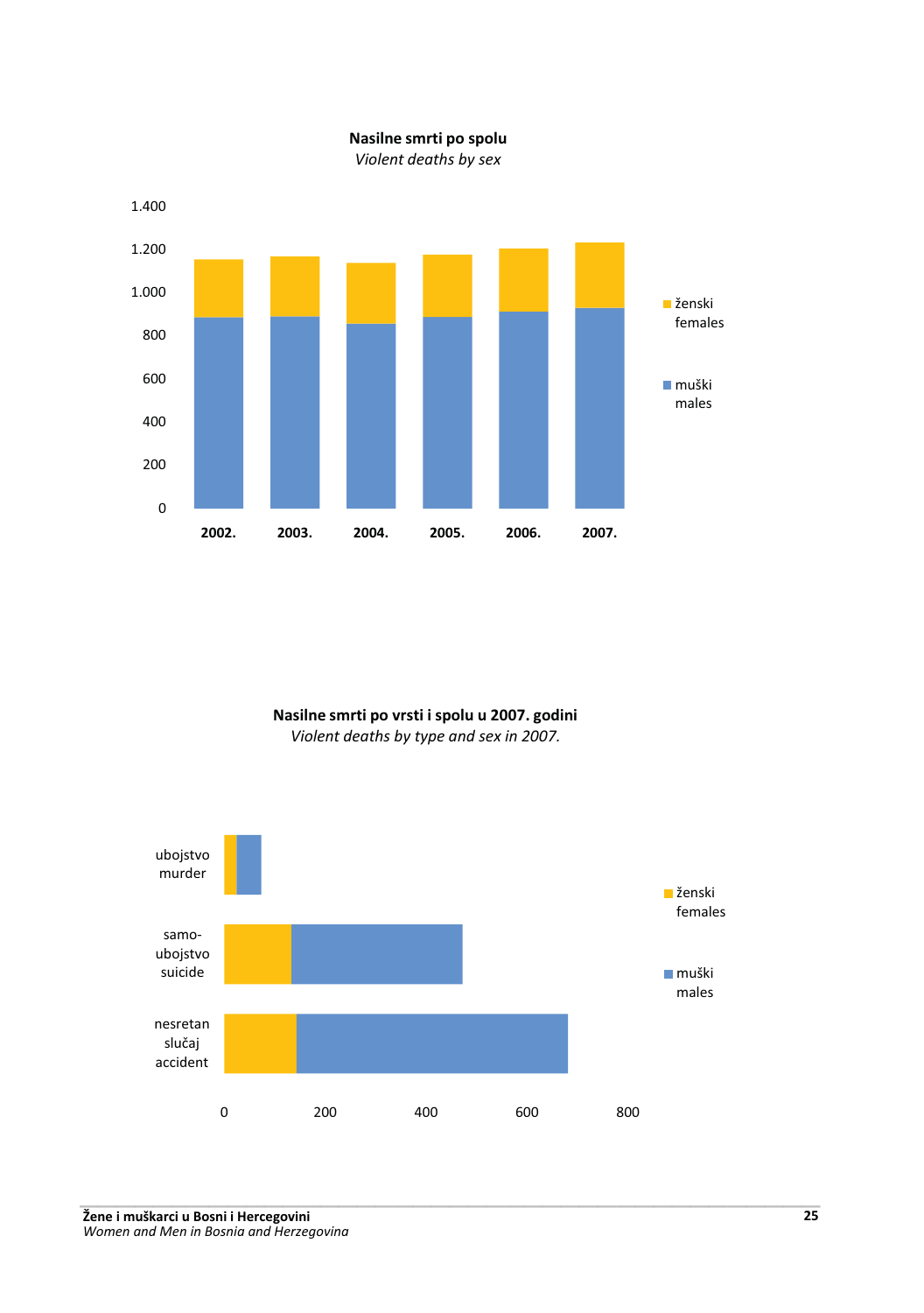**Nasilne smrti po spolu**
*Violent deaths by sex*

1.400
1.200
1.000
800
600
400
200
0

**2002.** **2003.** **2004.** **2005.** **2006.** **2007.**

ženski
females

muški
males

**Nasilne smrti po vrsti i spolu u 2007. godini**
*Violent deaths by type and sex in 2007.*

ubojstvo
murder

samo-
ubojstvo
suicide

nesretan
slučaj
accident

0 200 400 600 800

ženski
females

muški
males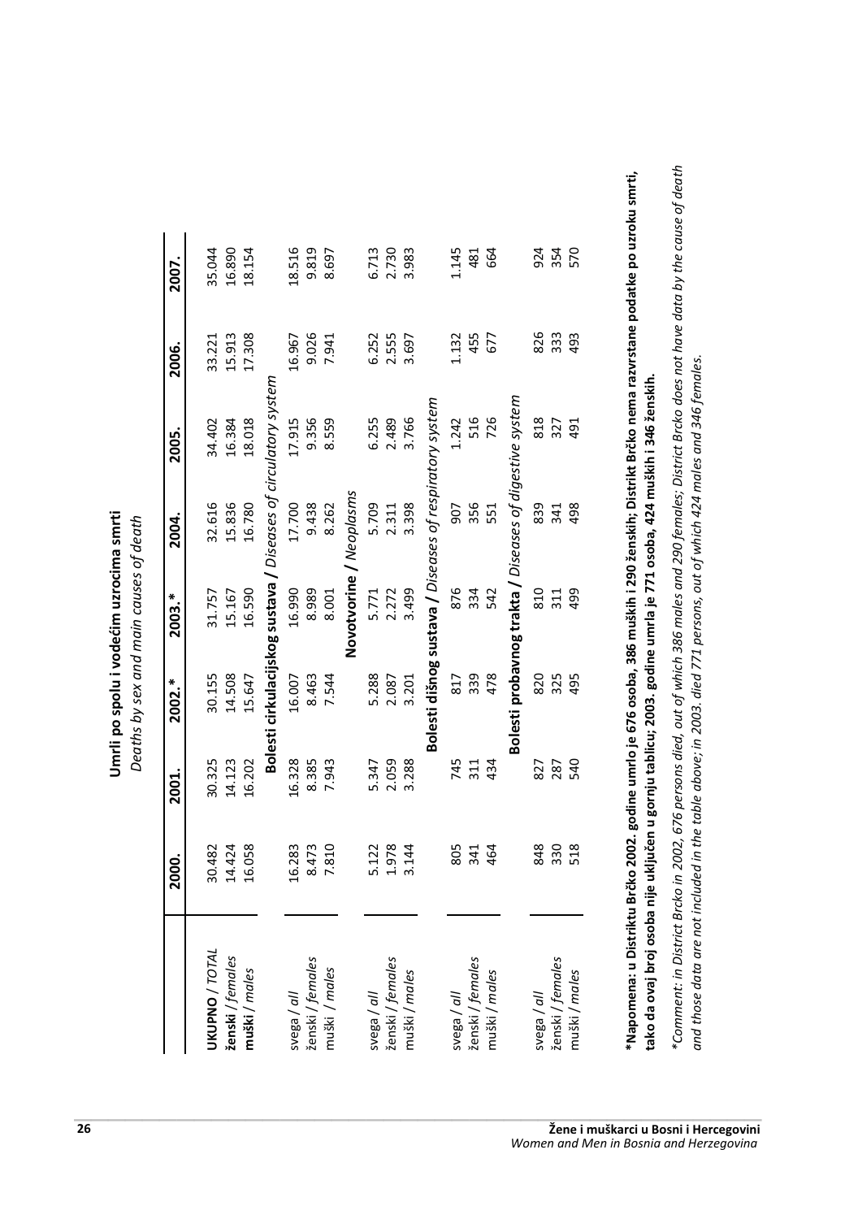**Umrli po spolu i vodećim uzrocima smrti**

*Deaths by sex and main causes of death*

| | 2000. | 2001. | 2002.* | 2003.* | 2004. | 2005. | 2006. | 2007. |
|---|---|---|---|---|---|---|---|---|
| **UKUPNO** / *TOTAL* | 30.482 | 30.325 | 30.155 | 31.757 | 32.616 | 34.402 | 33.221 | 35.044 |
| **ženski** / *females* | 14.424 | 14.123 | 14.508 | 15.167 | 15.836 | 16.384 | 15.913 | 16.890 |
| **muški** / *males* | 16.058 | 16.202 | 15.647 | 16.590 | 16.780 | 18.018 | 17.308 | 18.154 |
| **Bolesti cirkulacijskog sustava /** *Diseases of circulatory system* | | | | | | | | |
| svega / *all* | 16.283 | 16.328 | 16.007 | 16.990 | 17.700 | 17.915 | 16.967 | 18.516 |
| ženski / *females* | 8.473 | 8.385 | 8.463 | 8.989 | 9.438 | 9.356 | 9.026 | 9.819 |
| muški / *males* | 7.810 | 7.943 | 7.544 | 8.001 | 8.262 | 8.559 | 7.941 | 8.697 |
| **Novotvorine /** *Neoplasms* | | | | | | | | |
| svega / *all* | 5.122 | 5.347 | 5.288 | 5.771 | 5.709 | 6.255 | 6.252 | 6.713 |
| ženski / *females* | 1.978 | 2.059 | 2.087 | 2.272 | 2.311 | 2.489 | 2.555 | 2.730 |
| muški / *males* | 3.144 | 3.288 | 3.201 | 3.499 | 3.398 | 3.766 | 3.697 | 3.983 |
| **Bolesti dišnog sustava /** *Diseases of respiratory system* | | | | | | | | |
| svega / *all* | 805 | 745 | 817 | 876 | 907 | 1.242 | 1.132 | 1.145 |
| ženski / *females* | 341 | 311 | 339 | 334 | 356 | 516 | 455 | 481 |
| muški / *males* | 464 | 434 | 478 | 542 | 551 | 726 | 677 | 664 |
| **Bolesti probavnog trakta /** *Diseases of digestive system* | | | | | | | | |
| svega / *all* | 848 | 827 | 820 | 810 | 839 | 818 | 826 | 924 |
| ženski / *females* | 330 | 287 | 325 | 311 | 341 | 327 | 333 | 354 |
| muški / *males* | 518 | 540 | 495 | 499 | 498 | 491 | 493 | 570 |

**\*Napomena: u Distriktu Brčko 2002. godine umrlo je 676 osoba, 386 muških i 290 ženskih; Distrikt Brčko nema razvrstane podatke po uzroku smrti, tako da ovaj broj osoba nije uključen u gornju tablicu; 2003. godine umrla je 771 osoba, 424 muških i 346 ženskih.**

*\*Comment: in District Brcko in 2002, 676 persons died, out of which 386 males and 290 females; District Brcko does not have data by the cause of death and those data are not included in the table above; in 2003. died 771 persons, out of which 424 males and 346 females.*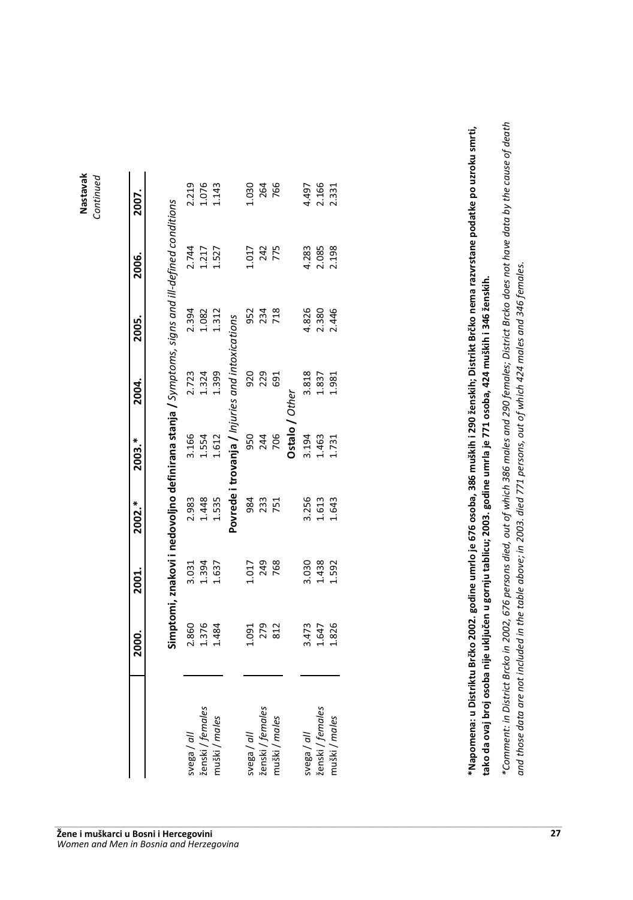**Nastavak**
*Continued*

| | 2000. | 2001. | 2002.* | 2003.* | 2004. | 2005. | 2006. | 2007. |
|---|---|---|---|---|---|---|---|---|
| | **Simptomi, znakovi i nedovoljno definirana stanja /** *Symptoms, signs and ill-defined conditions* | | | | | | | |
| svega / *all* | 2.860 | 3.031 | 2.983 | 3.166 | 2.723 | 2.394 | 2.744 | 2.219 |
| ženski / *females* | 1.376 | 1.394 | 1.448 | 1.554 | 1.324 | 1.082 | 1.217 | 1.076 |
| muški / *males* | 1.484 | 1.637 | 1.535 | 1.612 | 1.399 | 1.312 | 1.527 | 1.143 |
| | **Povrede i trovanja /** *Injuries and intoxications* | | | | | | | |
| svega / *all* | 1.091 | 1.017 | 984 | 950 | 920 | 952 | 1.017 | 1.030 |
| ženski / *females* | 279 | 249 | 233 | 244 | 229 | 234 | 242 | 264 |
| muški / *males* | 812 | 768 | 751 | 706 | 691 | 718 | 775 | 766 |
| | **Ostalo /** *Other* | | | | | | | |
| svega / *all* | 3.473 | 3.030 | 3.256 | 3.194 | 3.818 | 4.826 | 4.283 | 4.497 |
| ženski / *females* | 1.647 | 1.438 | 1.613 | 1.463 | 1.837 | 2.380 | 2.085 | 2.166 |
| muški / *males* | 1.826 | 1.592 | 1.643 | 1.731 | 1.981 | 2.446 | 2.198 | 2.331 |

**\*Napomena: u Distriktu Brčko 2002. godine umrlo je 676 osoba, 386 muških i 290 ženskih; Distrikt Brčko nema razvrstane podatke po uzroku smrti, tako da ovaj broj osoba nije uključen u gornju tablicu; 2003. godine umrla je 771 osoba, 424 muških i 346 ženskih.**

*\*Comment: in District Brcko in 2002, 676 persons died, out of which 386 males and 290 females; District Brcko does not have data by the cause of death and those data are not included in the table above; in 2003. died 771 persons, out of which 424 males and 346 females.*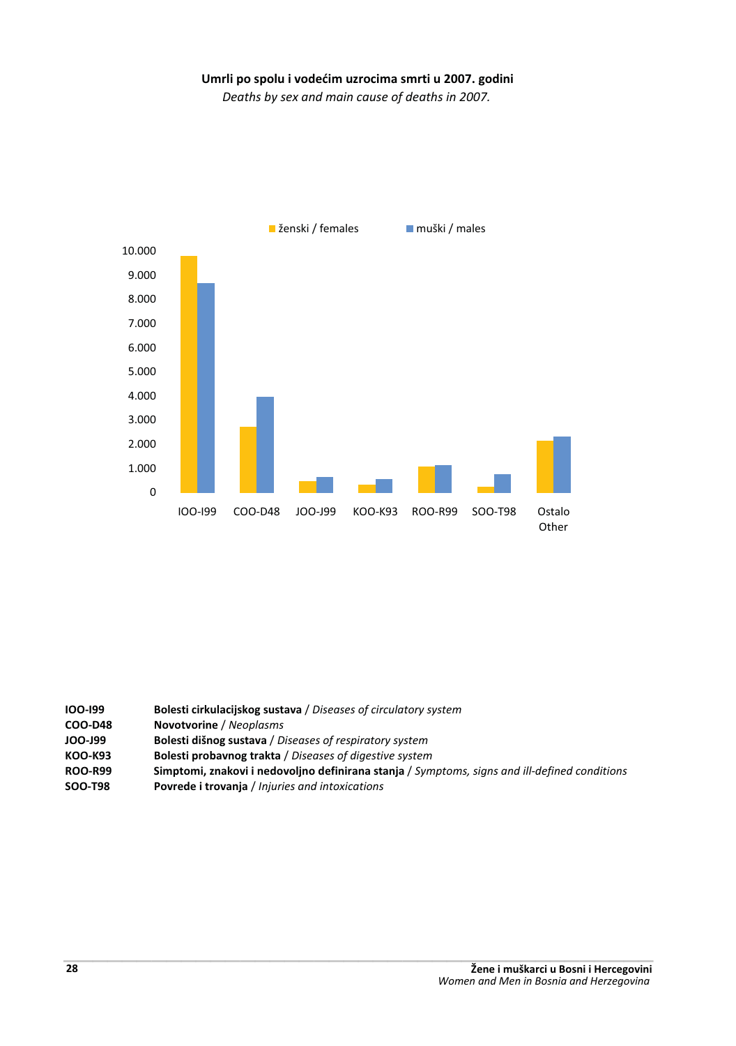**Umrli po spolu i vodećim uzrocima smrti u 2007. godini**

*Deaths by sex and main cause of deaths in 2007.*

ženski / females    muški / males

| | ženski / females | muški / males |
|---|---|---|
| IOO-I99 | | |
| COO-D48 | | |
| JOO-J99 | | |
| KOO-K93 | | |
| ROO-R99 | | |
| SOO-T98 | | |
| Ostalo Other | | |

| | |
|---|---|
| **IOO-I99** | **Bolesti cirkulacijskog sustava** / *Diseases of circulatory system* |
| **COO-D48** | **Novotvorine** / *Neoplasms* |
| **JOO-J99** | **Bolesti dišnog sustava** / *Diseases of respiratory system* |
| **KOO-K93** | **Bolesti probavnog trakta** / *Diseases of digestive system* |
| **ROO-R99** | **Simptomi, znakovi i nedovoljno definirana stanja** / *Symptoms, signs and ill-defined conditions* |
| **SOO-T98** | **Povrede i trovanja** / *Injuries and intoxications* |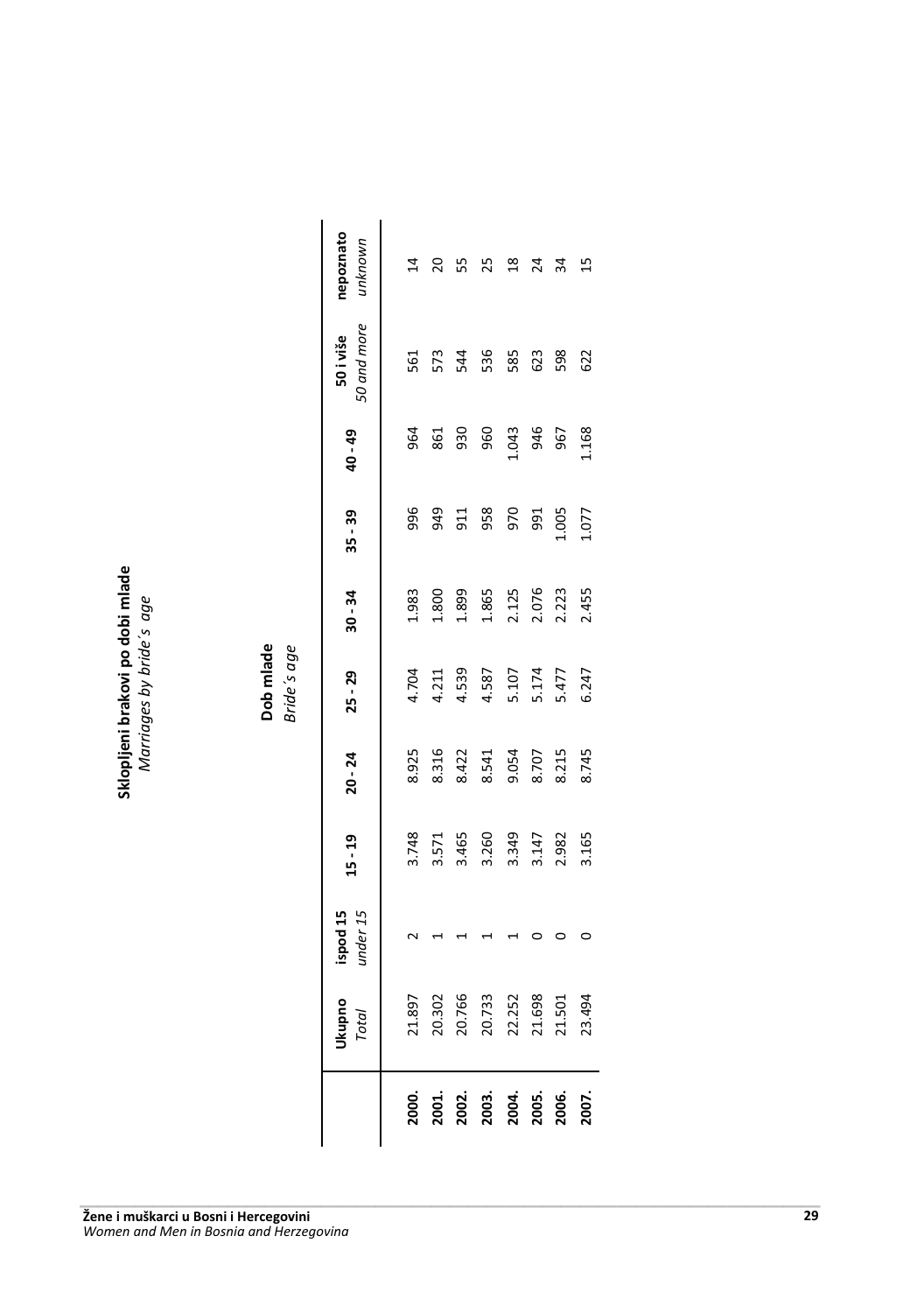## Sklopljeni brakovi po dobi mlade
*Marriages by bride´s age*

| | Ukupno *Total* | Dob mlade *Bride´s age* | | | | | | | | |
|---|---|---|---|---|---|---|---|---|---|---|
| | | ispod 15 *under 15* | 15 - 19 | 20 - 24 | 25 - 29 | 30 - 34 | 35 - 39 | 40 - 49 | 50 i više *50 and more* | nepoznato *unknown* |
| **2000.** | 21.897 | 2 | 3.748 | 8.925 | 4.704 | 1.983 | 996 | 964 | 561 | 14 |
| **2001.** | 20.302 | 1 | 3.571 | 8.316 | 4.211 | 1.800 | 949 | 861 | 573 | 20 |
| **2002.** | 20.766 | 1 | 3.465 | 8.422 | 4.539 | 1.899 | 911 | 930 | 544 | 55 |
| **2003.** | 20.733 | 1 | 3.260 | 8.541 | 4.587 | 1.865 | 958 | 960 | 536 | 25 |
| **2004.** | 22.252 | 1 | 3.349 | 9.054 | 5.107 | 2.125 | 970 | 1.043 | 585 | 18 |
| **2005.** | 21.698 | 0 | 3.147 | 8.707 | 5.174 | 2.076 | 991 | 946 | 623 | 24 |
| **2006.** | 21.501 | 0 | 2.982 | 8.215 | 5.477 | 2.223 | 1.005 | 967 | 598 | 34 |
| **2007.** | 23.494 | 0 | 3.165 | 8.745 | 6.247 | 2.455 | 1.077 | 1.168 | 622 | 15 |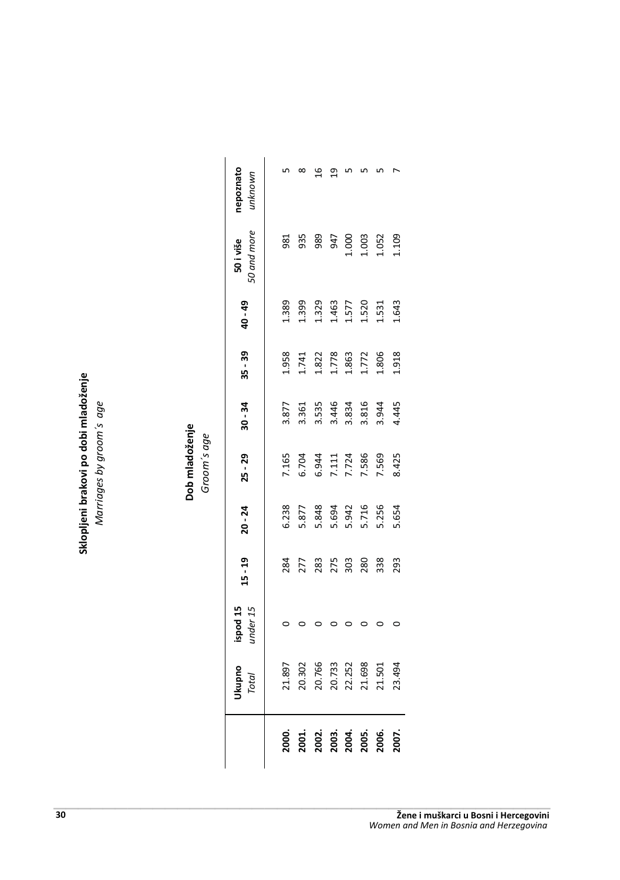**Sklopljeni brakovi po dobi mladoženje**

*Marriages by groom´s age*

| | Ukupno *Total* | Dob mladoženje *Groom´s age* | | | | | | | | |
|---|---|---|---|---|---|---|---|---|---|---|
| | | ispod 15 *under 15* | 15 - 19 | 20 - 24 | 25 - 29 | 30 - 34 | 35 - 39 | 40 - 49 | 50 i više *50 and more* | nepoznato *unknown* |
| **2000.** | 21.897 | 0 | 284 | 6.238 | 7.165 | 3.877 | 1.958 | 1.389 | 981 | 5 |
| **2001.** | 20.302 | 0 | 277 | 5.877 | 6.704 | 3.361 | 1.741 | 1.399 | 935 | 8 |
| **2002.** | 20.766 | 0 | 283 | 5.848 | 6.944 | 3.535 | 1.822 | 1.329 | 989 | 16 |
| **2003.** | 20.733 | 0 | 275 | 5.694 | 7.111 | 3.446 | 1.778 | 1.463 | 947 | 19 |
| **2004.** | 22.252 | 0 | 303 | 5.942 | 7.724 | 3.834 | 1.863 | 1.577 | 1.000 | 5 |
| **2005.** | 21.698 | 0 | 280 | 5.716 | 7.586 | 3.816 | 1.772 | 1.520 | 1.003 | 5 |
| **2006.** | 21.501 | 0 | 338 | 5.256 | 7.569 | 3.944 | 1.806 | 1.531 | 1.052 | 5 |
| **2007.** | 23.494 | 0 | 293 | 5.654 | 8.425 | 4.445 | 1.918 | 1.643 | 1.109 | 7 |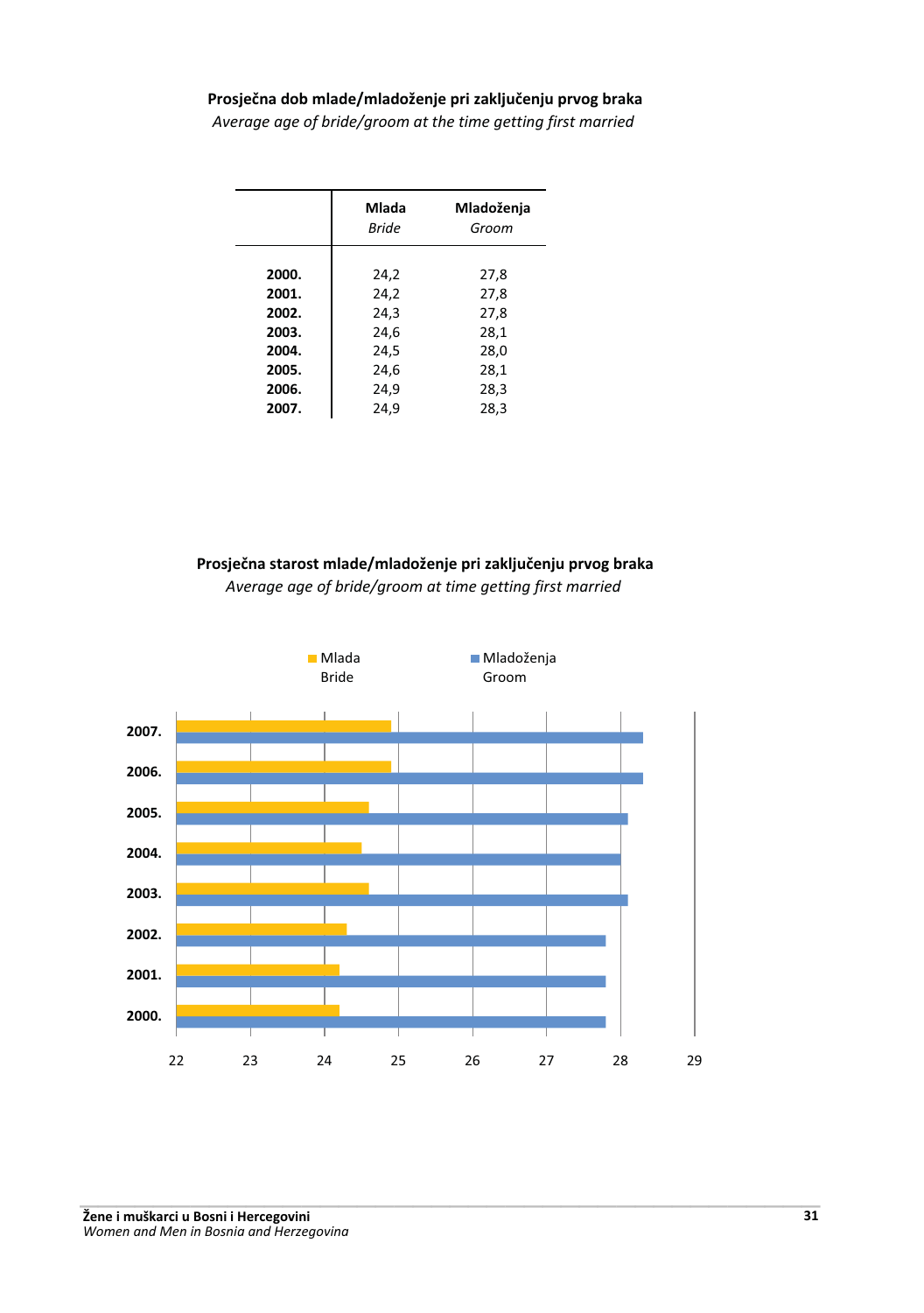**Prosječna dob mlade/mladoženje pri zaključenju prvog braka**

*Average age of bride/groom at the time getting first married*

| | Mlada *Bride* | Mladoženja *Groom* |
|---|---|---|
| **2000.** | 24,2 | 27,8 |
| **2001.** | 24,2 | 27,8 |
| **2002.** | 24,3 | 27,8 |
| **2003.** | 24,6 | 28,1 |
| **2004.** | 24,5 | 28,0 |
| **2005.** | 24,6 | 28,1 |
| **2006.** | 24,9 | 28,3 |
| **2007.** | 24,9 | 28,3 |

**Prosječna starost mlade/mladoženje pri zaključenju prvog braka**

*Average age of bride/groom at time getting first married*

Mlada
Bride

Mladoženja
Groom

**2007.**
**2006.**
**2005.**
**2004.**
**2003.**
**2002.**
**2001.**
**2000.**

22 23 24 25 26 27 28 29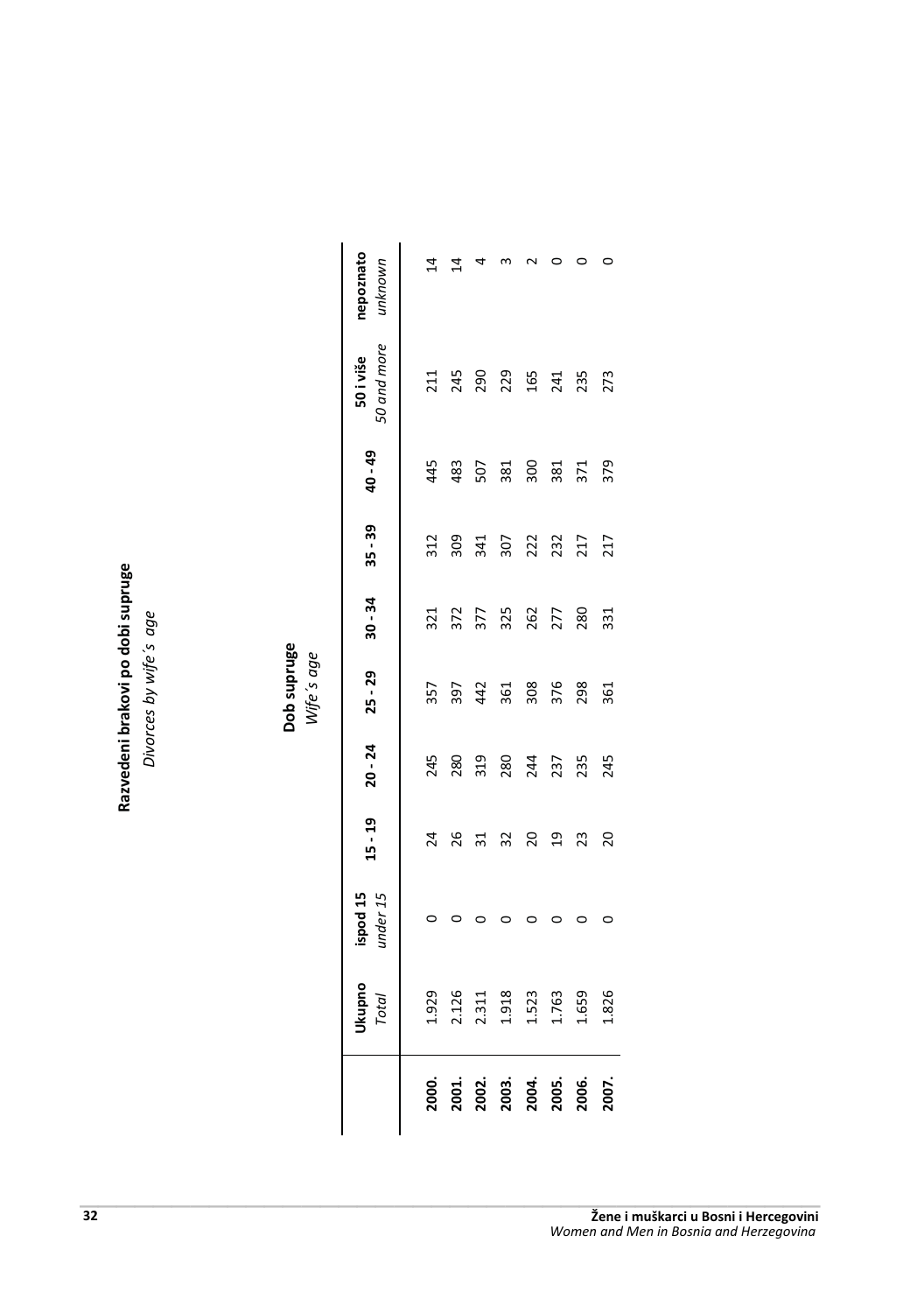## Razvedeni brakovi po dobi supruge

*Divorces by wife´s age*

| | Ukupno *Total* | Dob supruge *Wife´s age* | | | | | | | | |
|---|---|---|---|---|---|---|---|---|---|---|
| | | ispod 15 *under 15* | 15 - 19 | 20 - 24 | 25 - 29 | 30 - 34 | 35 - 39 | 40 - 49 | 50 i više *50 and more* | nepoznato *unknown* |
| **2000.** | 1.929 | 0 | 24 | 245 | 357 | 321 | 312 | 445 | 211 | 14 |
| **2001.** | 2.126 | 0 | 26 | 280 | 397 | 372 | 309 | 483 | 245 | 14 |
| **2002.** | 2.311 | 0 | 31 | 319 | 442 | 377 | 341 | 507 | 290 | 4 |
| **2003.** | 1.918 | 0 | 32 | 280 | 361 | 325 | 307 | 381 | 229 | 3 |
| **2004.** | 1.523 | 0 | 20 | 244 | 308 | 262 | 222 | 300 | 165 | 2 |
| **2005.** | 1.763 | 0 | 19 | 237 | 376 | 277 | 232 | 381 | 241 | 0 |
| **2006.** | 1.659 | 0 | 23 | 235 | 298 | 280 | 217 | 371 | 235 | 0 |
| **2007.** | 1.826 | 0 | 20 | 245 | 361 | 331 | 217 | 379 | 273 | 0 |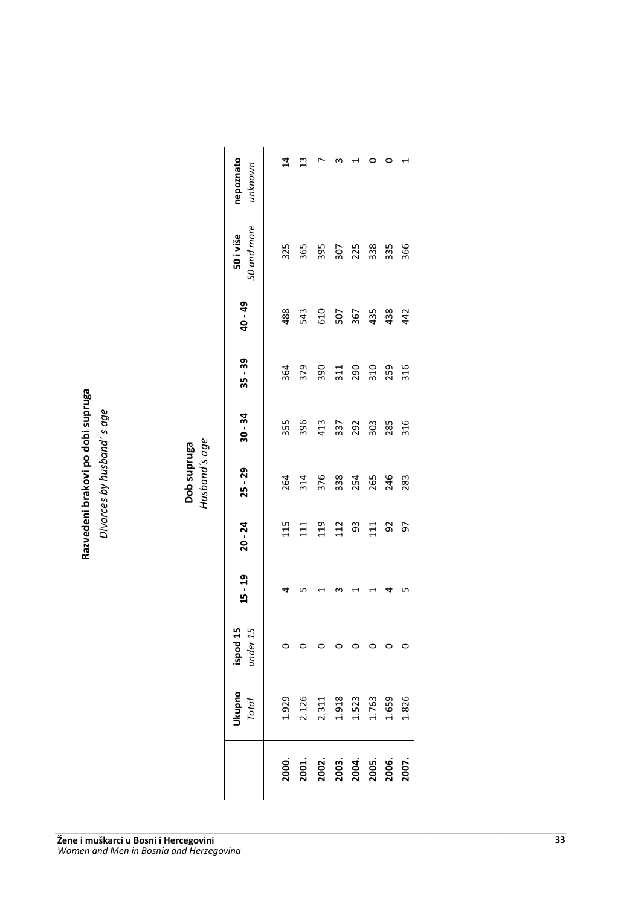## Razvedeni brakovi po dobi supruga
*Divorces by husband' s age*

| | Ukupno *Total* | Dob supruga *Husband's age* | | | | | | | | |
|---|---|---|---|---|---|---|---|---|---|---|
| | | ispod 15 *under 15* | 15 - 19 | 20 - 24 | 25 - 29 | 30 - 34 | 35 - 39 | 40 - 49 | 50 i više *50 and more* | nepoznato *unknown* |
| **2000.** | 1.929 | 0 | 4 | 115 | 264 | 355 | 364 | 488 | 325 | 14 |
| **2001.** | 2.126 | 0 | 5 | 111 | 314 | 396 | 379 | 543 | 365 | 13 |
| **2002.** | 2.311 | 0 | 1 | 119 | 376 | 413 | 390 | 610 | 395 | 7 |
| **2003.** | 1.918 | 0 | 3 | 112 | 338 | 337 | 311 | 507 | 307 | 3 |
| **2004.** | 1.523 | 0 | 1 | 93 | 254 | 292 | 290 | 367 | 225 | 1 |
| **2005.** | 1.763 | 0 | 1 | 111 | 265 | 303 | 310 | 435 | 338 | 0 |
| **2006.** | 1.659 | 0 | 4 | 92 | 246 | 285 | 259 | 438 | 335 | 0 |
| **2007.** | 1.826 | 0 | 5 | 97 | 283 | 316 | 316 | 442 | 366 | 1 |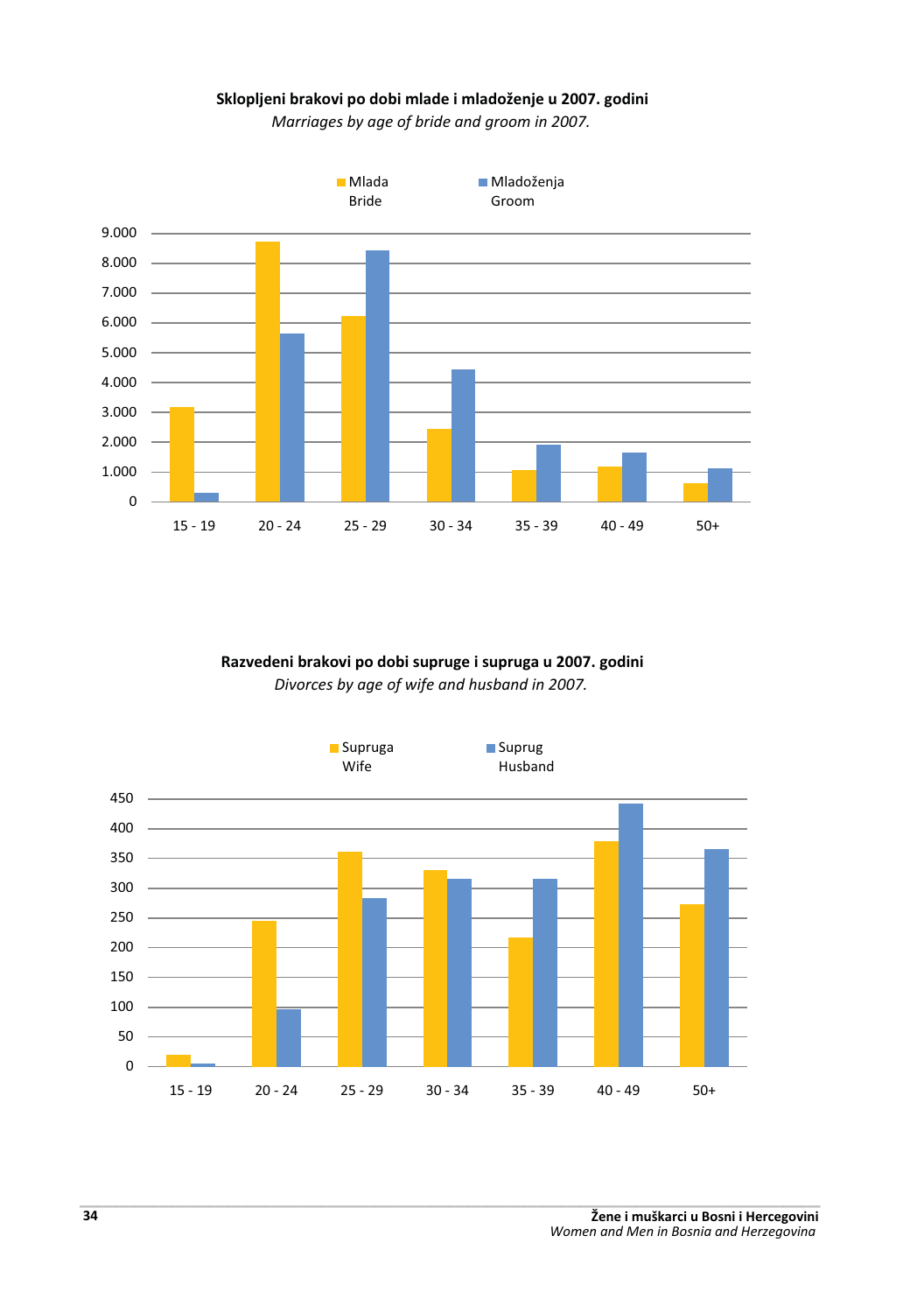**Sklopljeni brakovi po dobi mlade i mladoženje u 2007. godini**

*Marriages by age of bride and groom in 2007.*

Mlada
Bride

Mladoženja
Groom

9.000
8.000
7.000
6.000
5.000
4.000
3.000
2.000
1.000
0

15 - 19 | 20 - 24 | 25 - 29 | 30 - 34 | 35 - 39 | 40 - 49 | 50+

**Razvedeni brakovi po dobi supruge i supruga u 2007. godini**

*Divorces by age of wife and husband in 2007.*

Supruga
Wife

Suprug
Husband

450
400
350
300
250
200
150
100
50
0

15 - 19 | 20 - 24 | 25 - 29 | 30 - 34 | 35 - 39 | 40 - 49 | 50+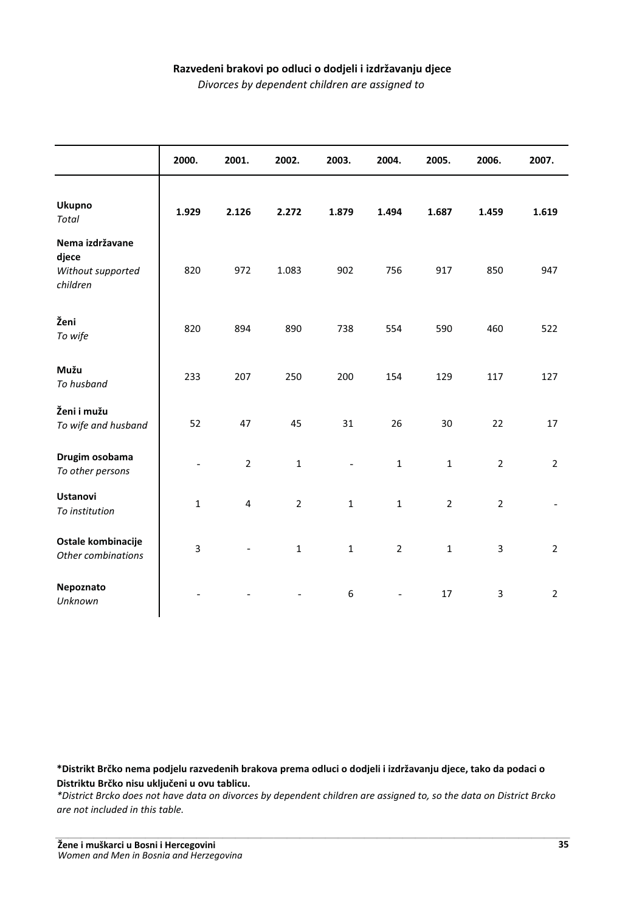**Razvedeni brakovi po odluci o dodjeli i izdržavanju djece**

*Divorces by dependent children are assigned to*

| | 2000. | 2001. | 2002. | 2003. | 2004. | 2005. | 2006. | 2007. |
|---|---|---|---|---|---|---|---|---|
| **Ukupno** *Total* | **1.929** | **2.126** | **2.272** | **1.879** | **1.494** | **1.687** | **1.459** | **1.619** |
| **Nema izdržavane djece** *Without supported children* | 820 | 972 | 1.083 | 902 | 756 | 917 | 850 | 947 |
| **Ženi** *To wife* | 820 | 894 | 890 | 738 | 554 | 590 | 460 | 522 |
| **Mužu** *To husband* | 233 | 207 | 250 | 200 | 154 | 129 | 117 | 127 |
| **Ženi i mužu** *To wife and husband* | 52 | 47 | 45 | 31 | 26 | 30 | 22 | 17 |
| **Drugim osobama** *To other persons* | - | 2 | 1 | - | 1 | 1 | 2 | 2 |
| **Ustanovi** *To institution* | 1 | 4 | 2 | 1 | 1 | 2 | 2 | - |
| **Ostale kombinacije** *Other combinations* | 3 | - | 1 | 1 | 2 | 1 | 3 | 2 |
| **Nepoznato** *Unknown* | - | - | - | 6 | - | 17 | 3 | 2 |

**\*Distrikt Brčko nema podjelu razvedenih brakova prema odluci o dodjeli i izdržavanju djece, tako da podaci o Distriktu Brčko nisu uključeni u ovu tablicu.**

*\*District Brcko does not have data on divorces by dependent children are assigned to, so the data on District Brcko are not included in this table.*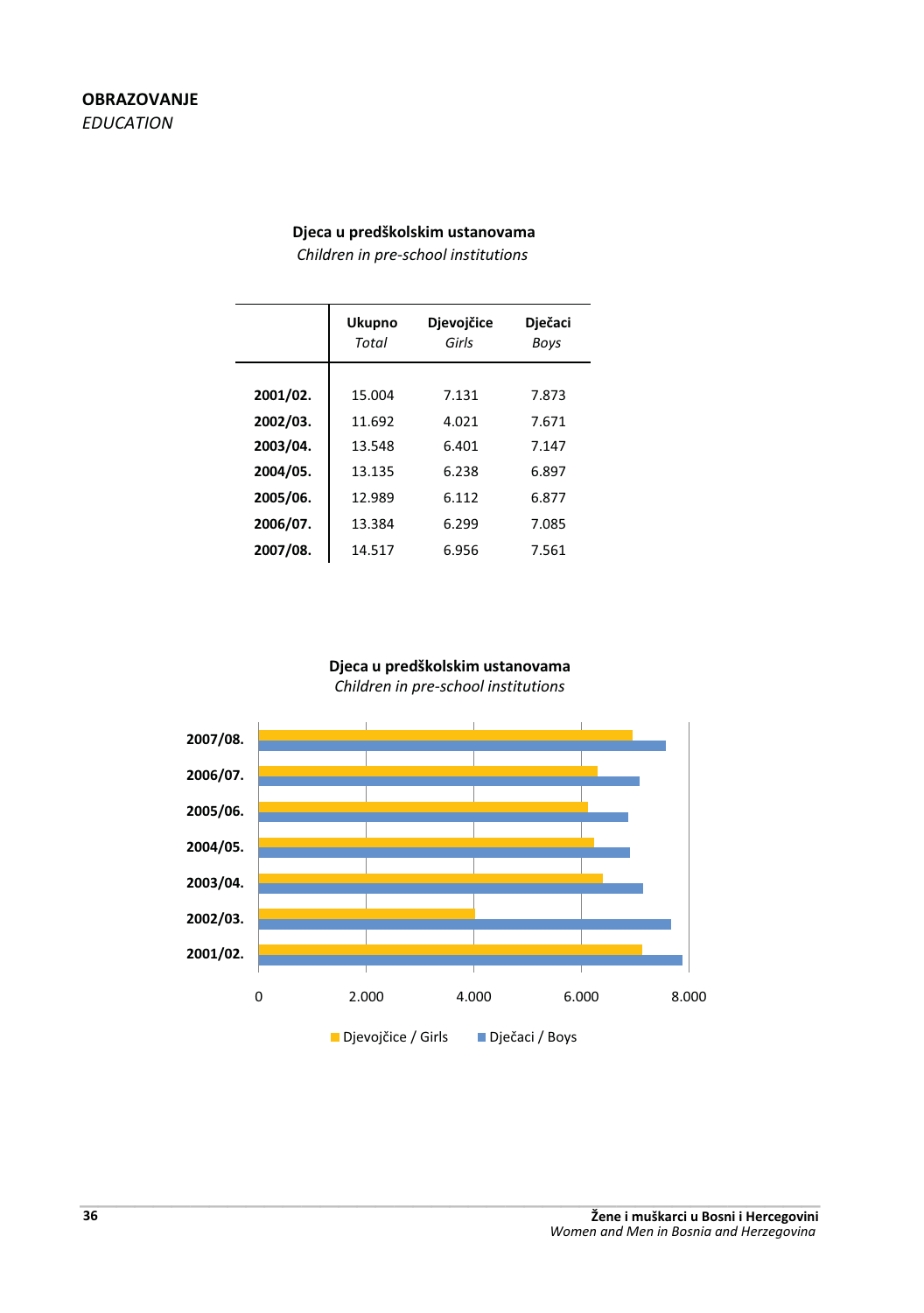**OBRAZOVANJE**
*EDUCATION*

**Djeca u predškolskim ustanovama**
*Children in pre-school institutions*

| | Ukupno<br>*Total* | Djevojčice<br>*Girls* | Dječaci<br>*Boys* |
|---|---|---|---|
| **2001/02.** | 15.004 | 7.131 | 7.873 |
| **2002/03.** | 11.692 | 4.021 | 7.671 |
| **2003/04.** | 13.548 | 6.401 | 7.147 |
| **2004/05.** | 13.135 | 6.238 | 6.897 |
| **2005/06.** | 12.989 | 6.112 | 6.877 |
| **2006/07.** | 13.384 | 6.299 | 7.085 |
| **2007/08.** | 14.517 | 6.956 | 7.561 |

**Djeca u predškolskim ustanovama**
*Children in pre-school institutions*

Djevojčice / Girls   Dječaci / Boys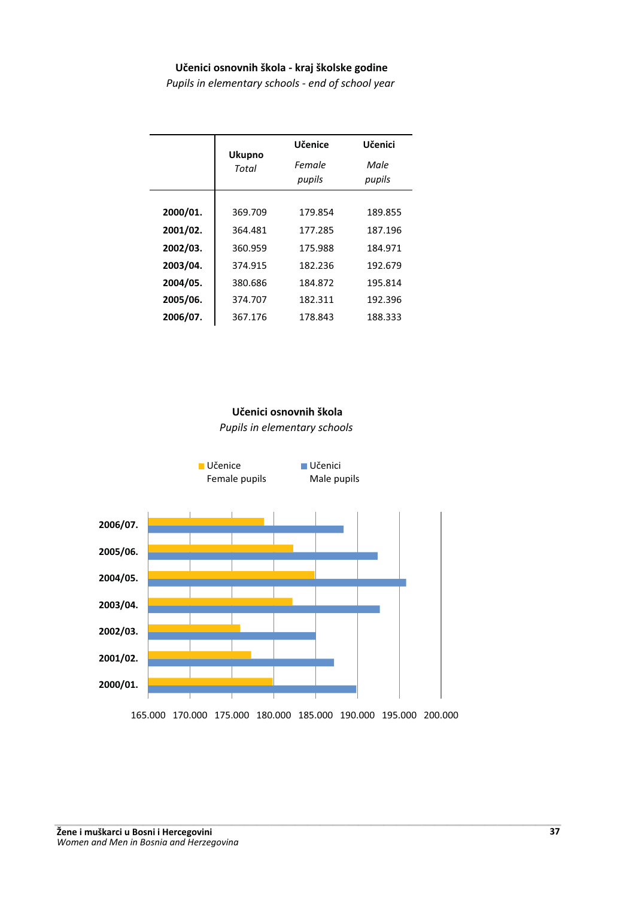**Učenici osnovnih škola - kraj školske godine**

*Pupils in elementary schools - end of school year*

| | Ukupno *Total* | Učenice *Female pupils* | Učenici *Male pupils* |
|---|---|---|---|
| **2000/01.** | 369.709 | 179.854 | 189.855 |
| **2001/02.** | 364.481 | 177.285 | 187.196 |
| **2002/03.** | 360.959 | 175.988 | 184.971 |
| **2003/04.** | 374.915 | 182.236 | 192.679 |
| **2004/05.** | 380.686 | 184.872 | 195.814 |
| **2005/06.** | 374.707 | 182.311 | 192.396 |
| **2006/07.** | 367.176 | 178.843 | 188.333 |

**Učenici osnovnih škola**

*Pupils in elementary schools*

Učenice Female pupils | Učenici Male pupils

2006/07. | 2005/06. | 2004/05. | 2003/04. | 2002/03. | 2001/02. | 2000/01.

165.000 170.000 175.000 180.000 185.000 190.000 195.000 200.000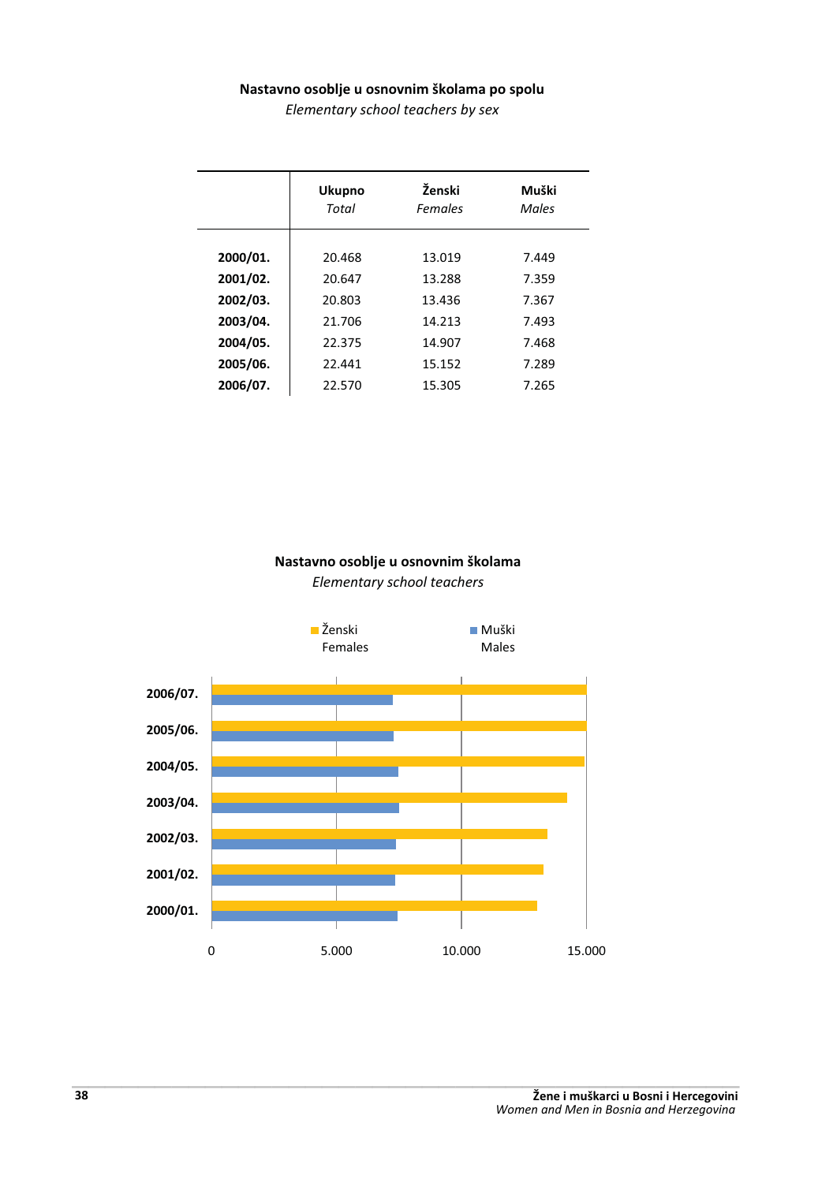**Nastavno osoblje u osnovnim školama po spolu**
*Elementary school teachers by sex*

| | **Ukupno** *Total* | **Ženski** *Females* | **Muški** *Males* |
|---|---|---|---|
| **2000/01.** | 20.468 | 13.019 | 7.449 |
| **2001/02.** | 20.647 | 13.288 | 7.359 |
| **2002/03.** | 20.803 | 13.436 | 7.367 |
| **2003/04.** | 21.706 | 14.213 | 7.493 |
| **2004/05.** | 22.375 | 14.907 | 7.468 |
| **2005/06.** | 22.441 | 15.152 | 7.289 |
| **2006/07.** | 22.570 | 15.305 | 7.265 |

**Nastavno osoblje u osnovnim školama**
*Elementary school teachers*

Ženski Females
Muški Males

**2006/07.**
**2005/06.**
**2004/05.**
**2003/04.**
**2002/03.**
**2001/02.**
**2000/01.**

0 5.000 10.000 15.000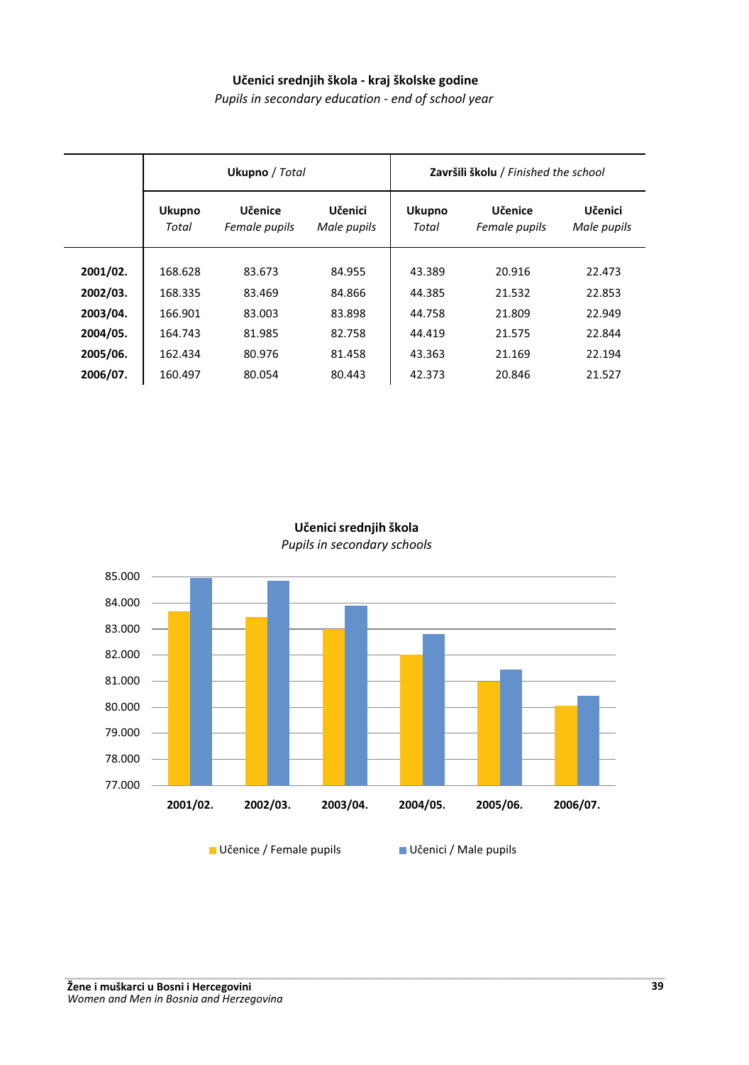**Učenici srednjih škola - kraj školske godine**
*Pupils in secondary education - end of school year*

| | **Ukupno** / *Total* | | | **Završili školu** / *Finished the school* | | |
|---|---|---|---|---|---|---|
| | **Ukupno** *Total* | **Učenice** *Female pupils* | **Učenici** *Male pupils* | **Ukupno** *Total* | **Učenice** *Female pupils* | **Učenici** *Male pupils* |
| **2001/02.** | 168.628 | 83.673 | 84.955 | 43.389 | 20.916 | 22.473 |
| **2002/03.** | 168.335 | 83.469 | 84.866 | 44.385 | 21.532 | 22.853 |
| **2003/04.** | 166.901 | 83.003 | 83.898 | 44.758 | 21.809 | 22.949 |
| **2004/05.** | 164.743 | 81.985 | 82.758 | 44.419 | 21.575 | 22.844 |
| **2005/06.** | 162.434 | 80.976 | 81.458 | 43.363 | 21.169 | 22.194 |
| **2006/07.** | 160.497 | 80.054 | 80.443 | 42.373 | 20.846 | 21.527 |

**Učenici srednjih škola**
*Pupils in secondary schools*

Učenice / Female pupils — Učenici / Male pupils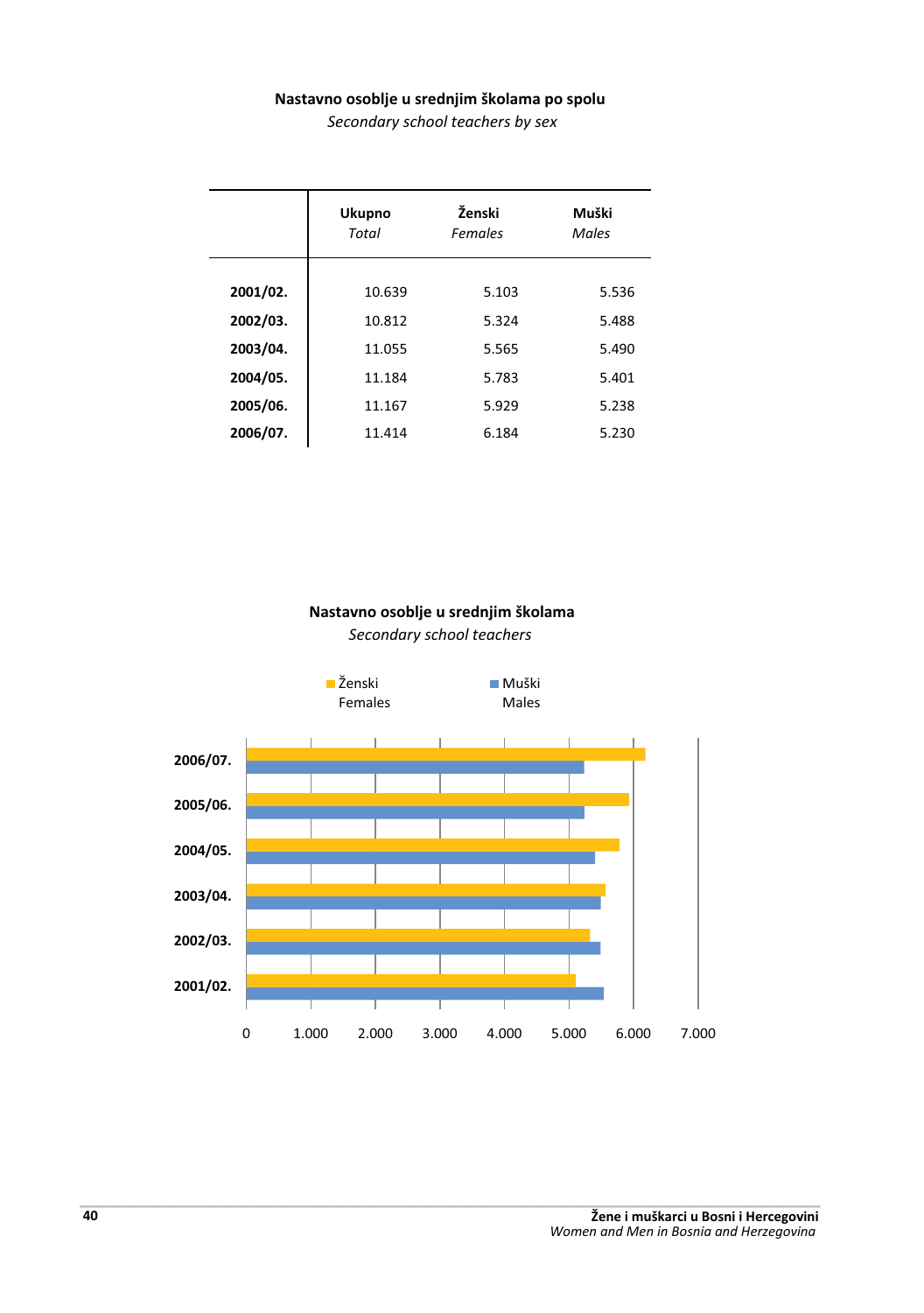**Nastavno osoblje u srednjim školama po spolu**

*Secondary school teachers by sex*

| | Ukupno *Total* | Ženski *Females* | Muški *Males* |
|---|---|---|---|
| **2001/02.** | 10.639 | 5.103 | 5.536 |
| **2002/03.** | 10.812 | 5.324 | 5.488 |
| **2003/04.** | 11.055 | 5.565 | 5.490 |
| **2004/05.** | 11.184 | 5.783 | 5.401 |
| **2005/06.** | 11.167 | 5.929 | 5.238 |
| **2006/07.** | 11.414 | 6.184 | 5.230 |

**Nastavno osoblje u srednjim školama**

*Secondary school teachers*

Ženski / Females — Muški / Males

2006/07., 2005/06., 2004/05., 2003/04., 2002/03., 2001/02.

0, 1.000, 2.000, 3.000, 4.000, 5.000, 6.000, 7.000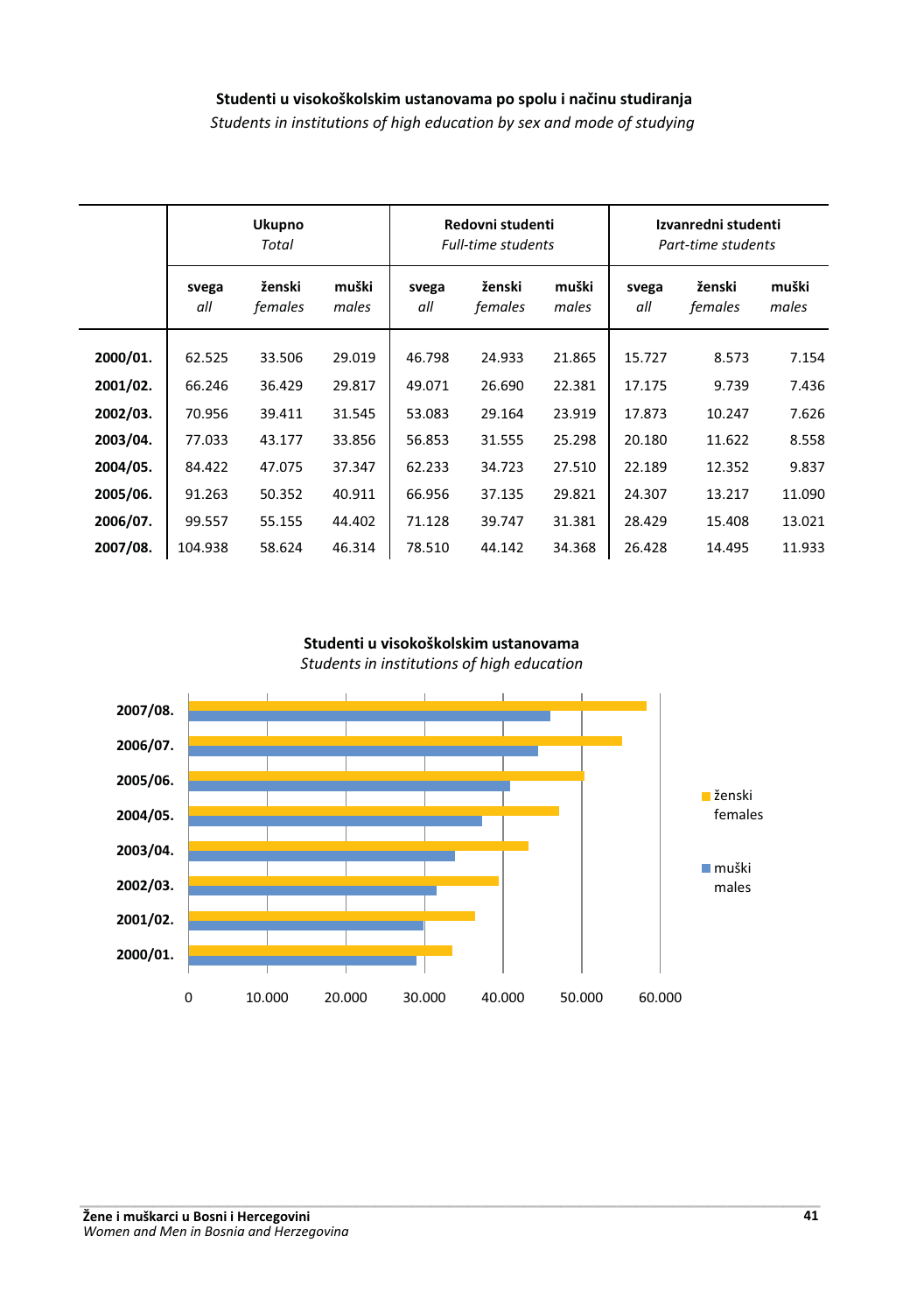**Studenti u visokoškolskim ustanovama po spolu i načinu studiranja**
*Students in institutions of high education by sex and mode of studying*

| | Ukupno *Total* | | | Redovni studenti *Full-time students* | | | Izvanredni studenti *Part-time students* | | |
|---|---|---|---|---|---|---|---|---|---|
| | svega *all* | ženski *females* | muški *males* | svega *all* | ženski *females* | muški *males* | svega *all* | ženski *females* | muški *males* |
| **2000/01.** | 62.525 | 33.506 | 29.019 | 46.798 | 24.933 | 21.865 | 15.727 | 8.573 | 7.154 |
| **2001/02.** | 66.246 | 36.429 | 29.817 | 49.071 | 26.690 | 22.381 | 17.175 | 9.739 | 7.436 |
| **2002/03.** | 70.956 | 39.411 | 31.545 | 53.083 | 29.164 | 23.919 | 17.873 | 10.247 | 7.626 |
| **2003/04.** | 77.033 | 43.177 | 33.856 | 56.853 | 31.555 | 25.298 | 20.180 | 11.622 | 8.558 |
| **2004/05.** | 84.422 | 47.075 | 37.347 | 62.233 | 34.723 | 27.510 | 22.189 | 12.352 | 9.837 |
| **2005/06.** | 91.263 | 50.352 | 40.911 | 66.956 | 37.135 | 29.821 | 24.307 | 13.217 | 11.090 |
| **2006/07.** | 99.557 | 55.155 | 44.402 | 71.128 | 39.747 | 31.381 | 28.429 | 15.408 | 13.021 |
| **2007/08.** | 104.938 | 58.624 | 46.314 | 78.510 | 44.142 | 34.368 | 26.428 | 14.495 | 11.933 |

**Studenti u visokoškolskim ustanovama**
*Students in institutions of high education*

| | ženski *females* | muški *males* |
|---|---|---|
| 2007/08. | 58.624 | 46.314 |
| 2006/07. | 55.155 | 44.402 |
| 2005/06. | 50.352 | 40.911 |
| 2004/05. | 47.075 | 37.347 |
| 2003/04. | 43.177 | 33.856 |
| 2002/03. | 39.411 | 31.545 |
| 2001/02. | 36.429 | 29.817 |
| 2000/01. | 33.506 | 29.019 |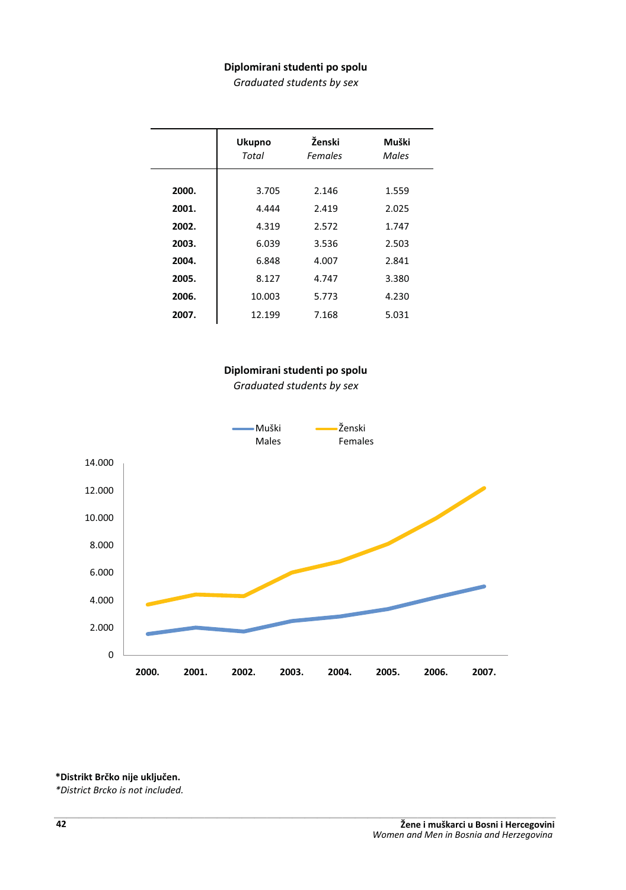**Diplomirani studenti po spolu**

*Graduated students by sex*

| | Ukupno *Total* | Ženski *Females* | Muški *Males* |
|---|---|---|---|
| **2000.** | 3.705 | 2.146 | 1.559 |
| **2001.** | 4.444 | 2.419 | 2.025 |
| **2002.** | 4.319 | 2.572 | 1.747 |
| **2003.** | 6.039 | 3.536 | 2.503 |
| **2004.** | 6.848 | 4.007 | 2.841 |
| **2005.** | 8.127 | 4.747 | 3.380 |
| **2006.** | 10.003 | 5.773 | 4.230 |
| **2007.** | 12.199 | 7.168 | 5.031 |

**Diplomirani studenti po spolu**

*Graduated students by sex*

Muški / Males — Ženski / Females

14.000
12.000
10.000
8.000
6.000
4.000
2.000
0

2000. 2001. 2002. 2003. 2004. 2005. 2006. 2007.

**\*Distrikt Brčko nije uključen.**

*\*District Brcko is not included.*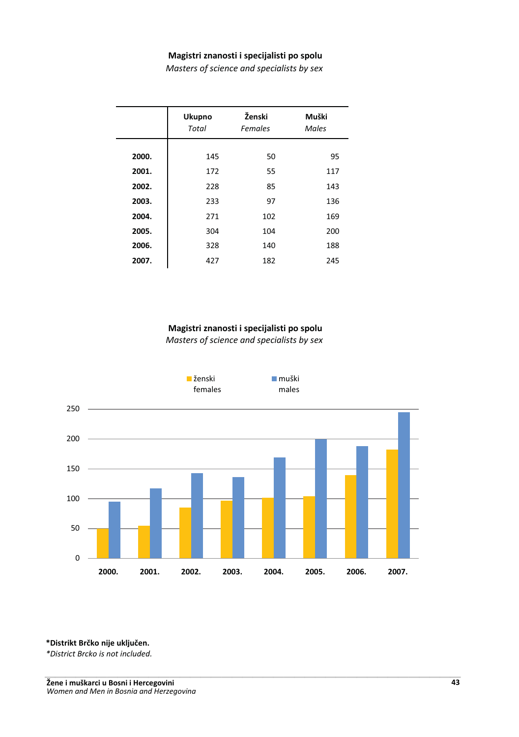**Magistri znanosti i specijalisti po spolu**

*Masters of science and specialists by sex*

| | Ukupno *Total* | Ženski *Females* | Muški *Males* |
|---|---|---|---|
| **2000.** | 145 | 50 | 95 |
| **2001.** | 172 | 55 | 117 |
| **2002.** | 228 | 85 | 143 |
| **2003.** | 233 | 97 | 136 |
| **2004.** | 271 | 102 | 169 |
| **2005.** | 304 | 104 | 200 |
| **2006.** | 328 | 140 | 188 |
| **2007.** | 427 | 182 | 245 |

**Magistri znanosti i specijalisti po spolu**

*Masters of science and specialists by sex*

ženski females | muški males

250, 200, 150, 100, 50, 0

2000. 2001. 2002. 2003. 2004. 2005. 2006. 2007.

**\*Distrikt Brčko nije uključen.**

*\*District Brcko is not included.*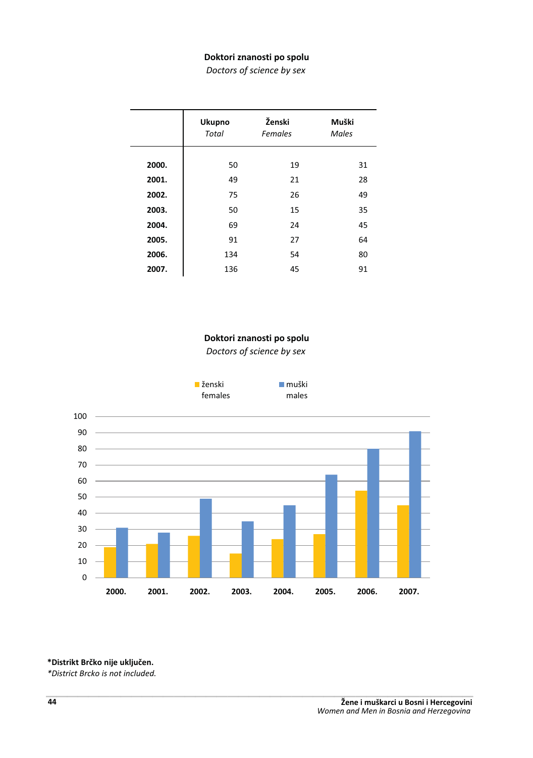**Doktori znanosti po spolu**

*Doctors of science by sex*

| | Ukupno *Total* | Ženski *Females* | Muški *Males* |
|---|---|---|---|
| **2000.** | 50 | 19 | 31 |
| **2001.** | 49 | 21 | 28 |
| **2002.** | 75 | 26 | 49 |
| **2003.** | 50 | 15 | 35 |
| **2004.** | 69 | 24 | 45 |
| **2005.** | 91 | 27 | 64 |
| **2006.** | 134 | 54 | 80 |
| **2007.** | 136 | 45 | 91 |

**Doktori znanosti po spolu**

*Doctors of science by sex*

ženski females | muški males

| | ženski / females | muški / males |
|---|---|---|
| 2000. | 19 | 31 |
| 2001. | 21 | 28 |
| 2002. | 26 | 49 |
| 2003. | 15 | 35 |
| 2004. | 24 | 45 |
| 2005. | 27 | 64 |
| 2006. | 54 | 80 |
| 2007. | 45 | 91 |

**\*Distrikt Brčko nije uključen.**

*\*District Brcko is not included.*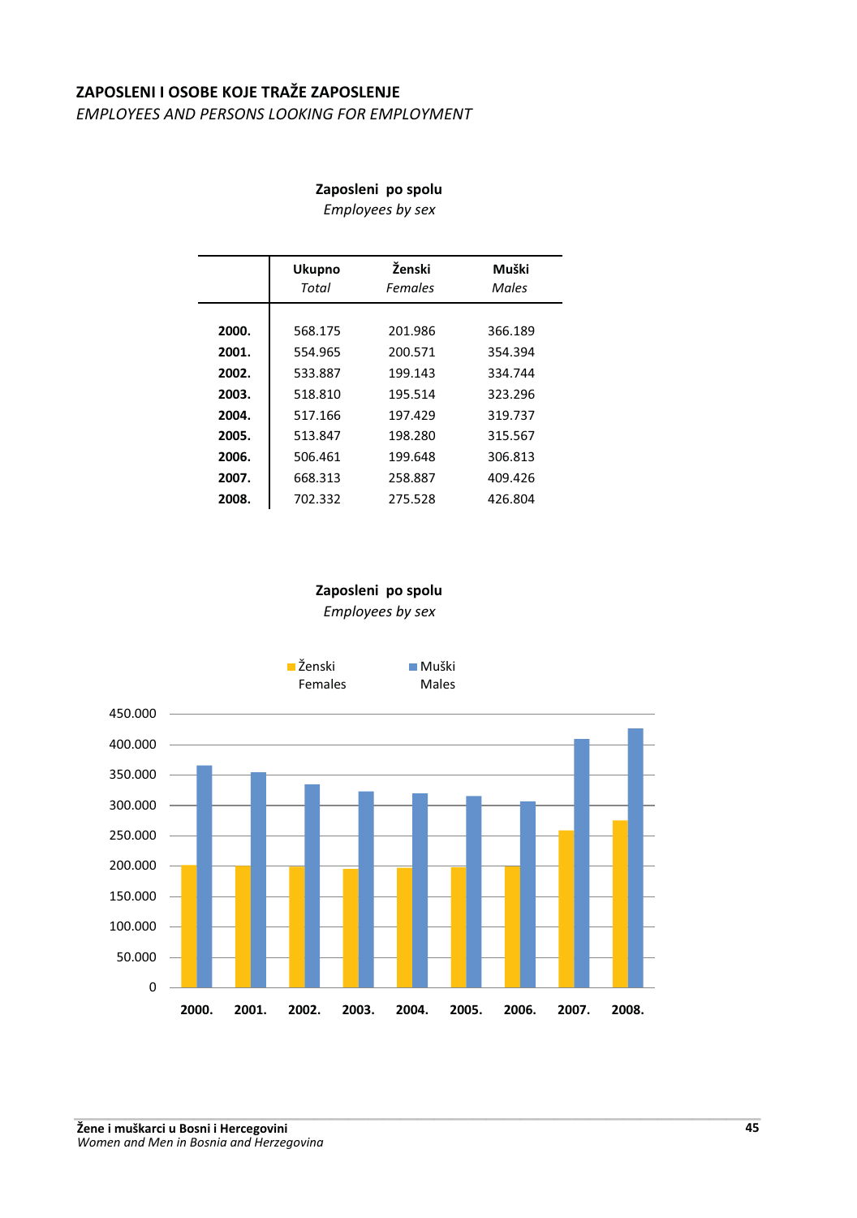## ZAPOSLENI I OSOBE KOJE TRAŽE ZAPOSLENJE
*EMPLOYEES AND PERSONS LOOKING FOR EMPLOYMENT*

**Zaposleni po spolu**
*Employees by sex*

| | **Ukupno** *Total* | **Ženski** *Females* | **Muški** *Males* |
|---|---|---|---|
| **2000.** | 568.175 | 201.986 | 366.189 |
| **2001.** | 554.965 | 200.571 | 354.394 |
| **2002.** | 533.887 | 199.143 | 334.744 |
| **2003.** | 518.810 | 195.514 | 323.296 |
| **2004.** | 517.166 | 197.429 | 319.737 |
| **2005.** | 513.847 | 198.280 | 315.567 |
| **2006.** | 506.461 | 199.648 | 306.813 |
| **2007.** | 668.313 | 258.887 | 409.426 |
| **2008.** | 702.332 | 275.528 | 426.804 |

**Zaposleni po spolu**
*Employees by sex*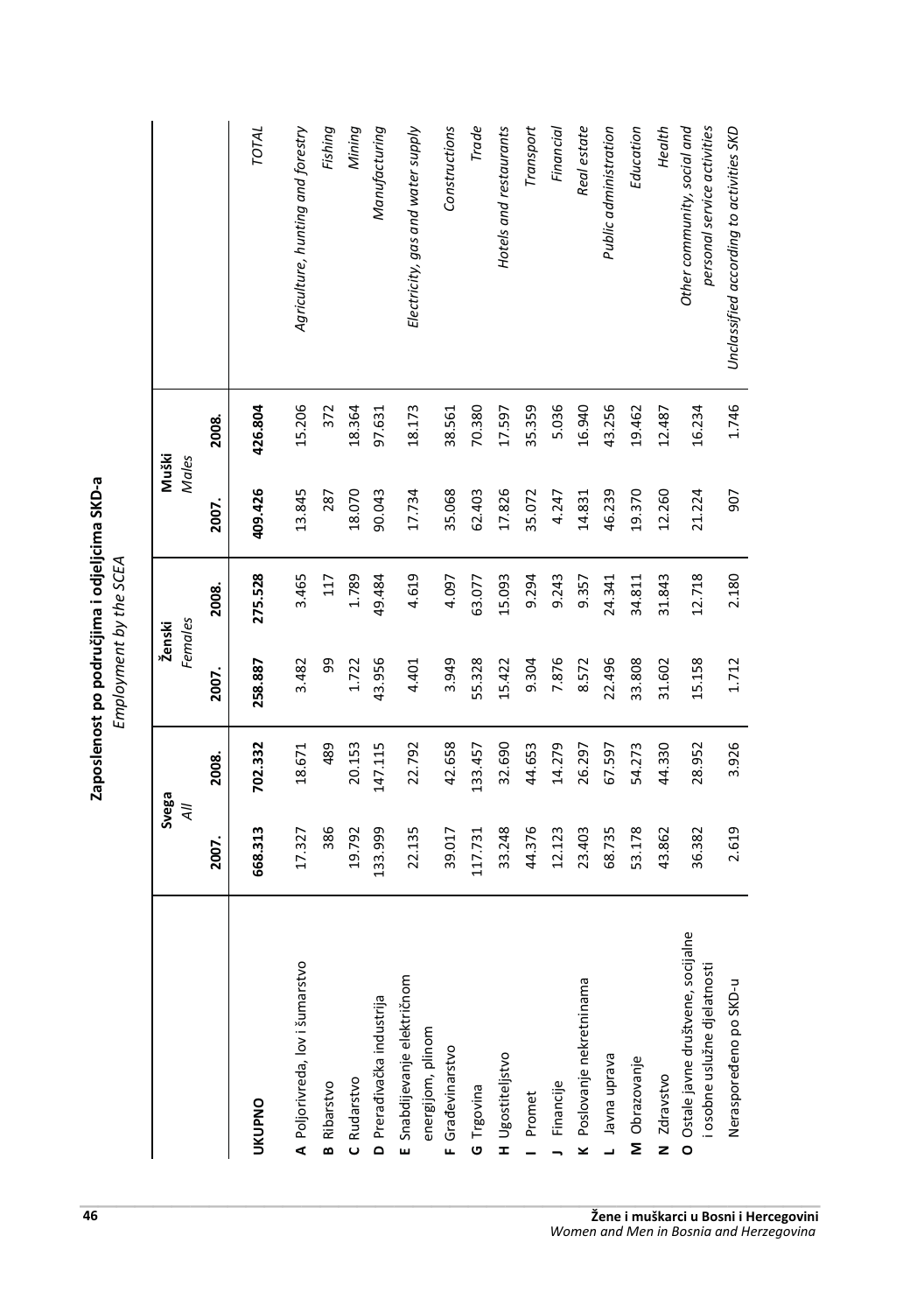## Zaposlenost po područjima i odjeljcima SKD-a
*Employment by the SCEA*

| | Svega *All* | | Ženski *Females* | | Muški *Males* | | |
|---|---|---|---|---|---|---|---|
| | 2007. | 2008. | 2007. | 2008. | 2007. | 2008. | |
| **UKUPNO** | **668.313** | **702.332** | **258.887** | **275.528** | **409.426** | **426.804** | *TOTAL* |
| **A** Poljorivreda, lov i šumarstvo | 17.327 | 18.671 | 3.482 | 3.465 | 13.845 | 15.206 | *Agriculture, hunting and forestry* |
| **B** Ribarstvo | 386 | 489 | 99 | 117 | 287 | 372 | *Fishing* |
| **C** Rudarstvo | 19.792 | 20.153 | 1.722 | 1.789 | 18.070 | 18.364 | *Mining* |
| **D** Prerađivačka industrija | 133.999 | 147.115 | 43.956 | 49.484 | 90.043 | 97.631 | *Manufacturing* |
| **E** Snabdijevanje električnom energijom, plinom | 22.135 | 22.792 | 4.401 | 4.619 | 17.734 | 18.173 | *Electricity, gas and water supply* |
| **F** Građevinarstvo | 39.017 | 42.658 | 3.949 | 4.097 | 35.068 | 38.561 | *Constructions* |
| **G** Trgovina | 117.731 | 133.457 | 55.328 | 63.077 | 62.403 | 70.380 | *Trade* |
| **H** Ugostiteljstvo | 33.248 | 32.690 | 15.422 | 15.093 | 17.826 | 17.597 | *Hotels and restaurants* |
| **I** Promet | 44.376 | 44.653 | 9.304 | 9.294 | 35.072 | 35.359 | *Transport* |
| **J** Financije | 12.123 | 14.279 | 7.876 | 9.243 | 4.247 | 5.036 | *Financial* |
| **K** Poslovanje nekretninama | 23.403 | 26.297 | 8.572 | 9.357 | 14.831 | 16.940 | *Real estate* |
| **L** Javna uprava | 68.735 | 67.597 | 22.496 | 24.341 | 46.239 | 43.256 | *Public administration* |
| **M** Obrazovanje | 53.178 | 54.273 | 33.808 | 34.811 | 19.370 | 19.462 | *Education* |
| **N** Zdravstvo | 43.862 | 44.330 | 31.602 | 31.843 | 12.260 | 12.487 | *Health* |
| **O** Ostale javne društvene, socijalne i osobne uslužne djelatnosti | 36.382 | 28.952 | 15.158 | 12.718 | 21.224 | 16.234 | *Other community, social and personal service activities* |
| Neraspoređeno po SKD-u | 2.619 | 3.926 | 1.712 | 2.180 | 907 | 1.746 | *Unclassified according to activities SKD* |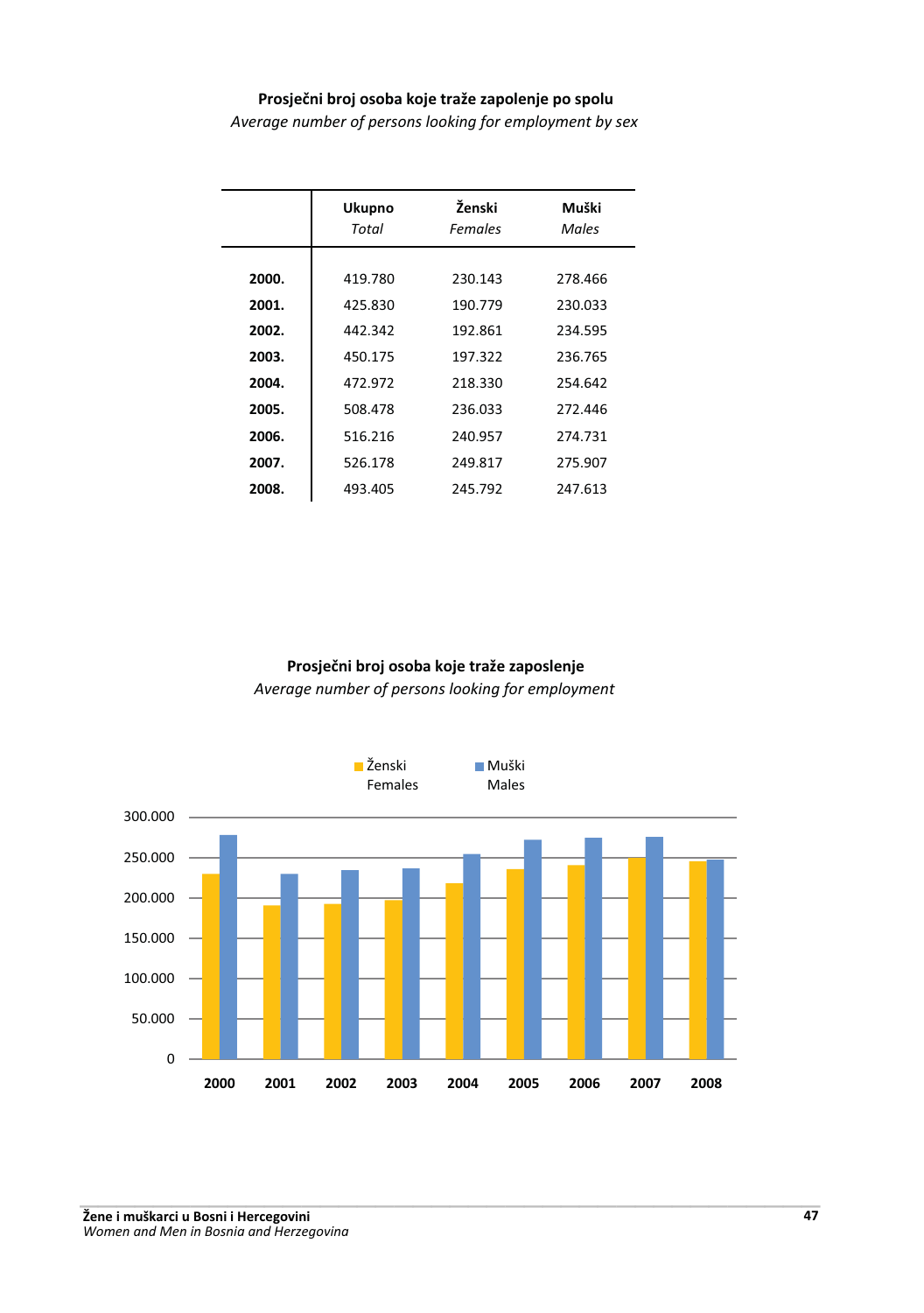**Prosječni broj osoba koje traže zapolenje po spolu**
*Average number of persons looking for employment by sex*

| | Ukupno *Total* | Ženski *Females* | Muški *Males* |
|---|---|---|---|
| **2000.** | 419.780 | 230.143 | 278.466 |
| **2001.** | 425.830 | 190.779 | 230.033 |
| **2002.** | 442.342 | 192.861 | 234.595 |
| **2003.** | 450.175 | 197.322 | 236.765 |
| **2004.** | 472.972 | 218.330 | 254.642 |
| **2005.** | 508.478 | 236.033 | 272.446 |
| **2006.** | 516.216 | 240.957 | 274.731 |
| **2007.** | 526.178 | 249.817 | 275.907 |
| **2008.** | 493.405 | 245.792 | 247.613 |

**Prosječni broj osoba koje traže zaposlenje**
*Average number of persons looking for employment*

Ženski Females | Muški Males

300.000
250.000
200.000
150.000
100.000
50.000
0

2000 2001 2002 2003 2004 2005 2006 2007 2008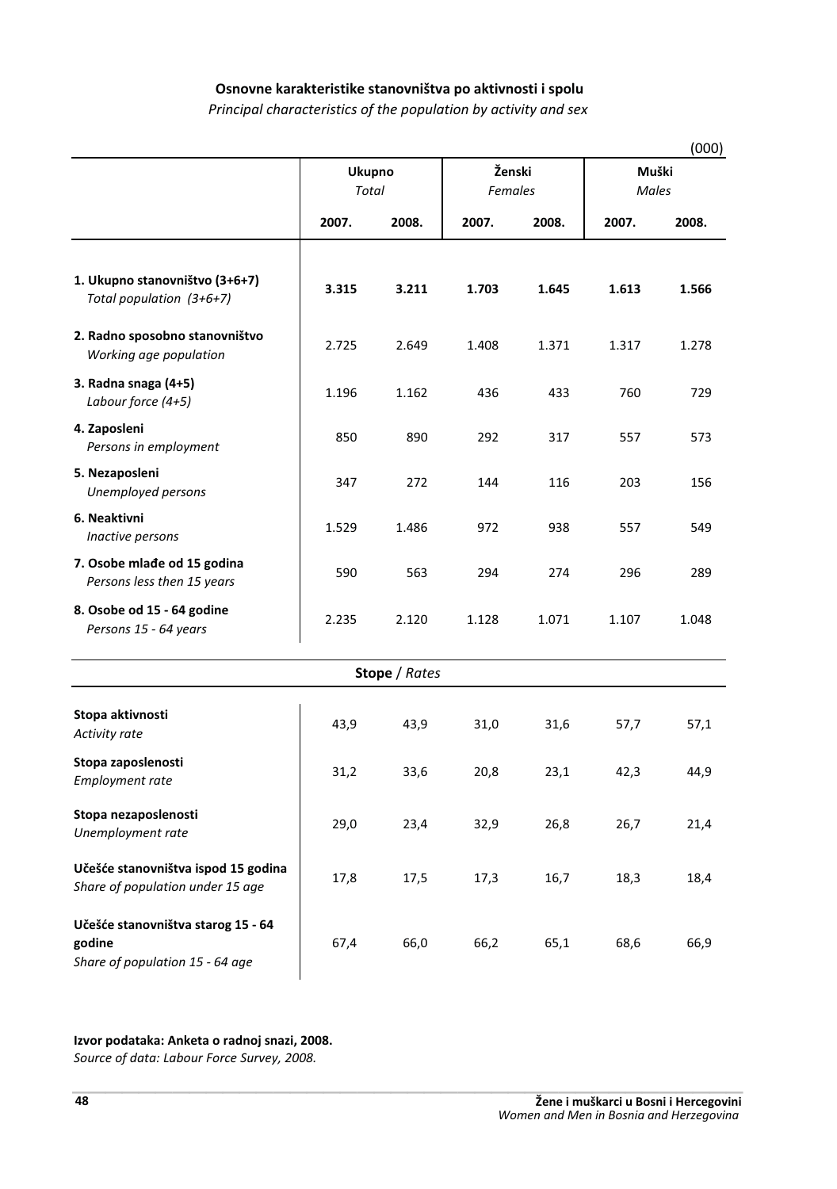**Osnovne karakteristike stanovništva po aktivnosti i spolu**

*Principal characteristics of the population by activity and sex*

(000)

| | Ukupno *Total* | | Ženski *Females* | | Muški *Males* | |
|---|---|---|---|---|---|---|
| | 2007. | 2008. | 2007. | 2008. | 2007. | 2008. |
| **1. Ukupno stanovništvo (3+6+7)** *Total population (3+6+7)* | **3.315** | **3.211** | **1.703** | **1.645** | **1.613** | **1.566** |
| **2. Radno sposobno stanovništvo** *Working age population* | 2.725 | 2.649 | 1.408 | 1.371 | 1.317 | 1.278 |
| **3. Radna snaga (4+5)** *Labour force (4+5)* | 1.196 | 1.162 | 436 | 433 | 760 | 729 |
| **4. Zaposleni** *Persons in employment* | 850 | 890 | 292 | 317 | 557 | 573 |
| **5. Nezaposleni** *Unemployed persons* | 347 | 272 | 144 | 116 | 203 | 156 |
| **6. Neaktivni** *Inactive persons* | 1.529 | 1.486 | 972 | 938 | 557 | 549 |
| **7. Osobe mlađe od 15 godina** *Persons less then 15 years* | 590 | 563 | 294 | 274 | 296 | 289 |
| **8. Osobe od 15 - 64 godine** *Persons 15 - 64 years* | 2.235 | 2.120 | 1.128 | 1.071 | 1.107 | 1.048 |
| **Stope** / *Rates* | | | | | | |
| **Stopa aktivnosti** *Activity rate* | 43,9 | 43,9 | 31,0 | 31,6 | 57,7 | 57,1 |
| **Stopa zaposlenosti** *Employment rate* | 31,2 | 33,6 | 20,8 | 23,1 | 42,3 | 44,9 |
| **Stopa nezaposlenosti** *Unemployment rate* | 29,0 | 23,4 | 32,9 | 26,8 | 26,7 | 21,4 |
| **Učešće stanovništva ispod 15 godina** *Share of population under 15 age* | 17,8 | 17,5 | 17,3 | 16,7 | 18,3 | 18,4 |
| **Učešće stanovništva starog 15 - 64 godine** *Share of population 15 - 64 age* | 67,4 | 66,0 | 66,2 | 65,1 | 68,6 | 66,9 |

**Izvor podataka: Anketa o radnoj snazi, 2008.**
*Source of data: Labour Force Survey, 2008.*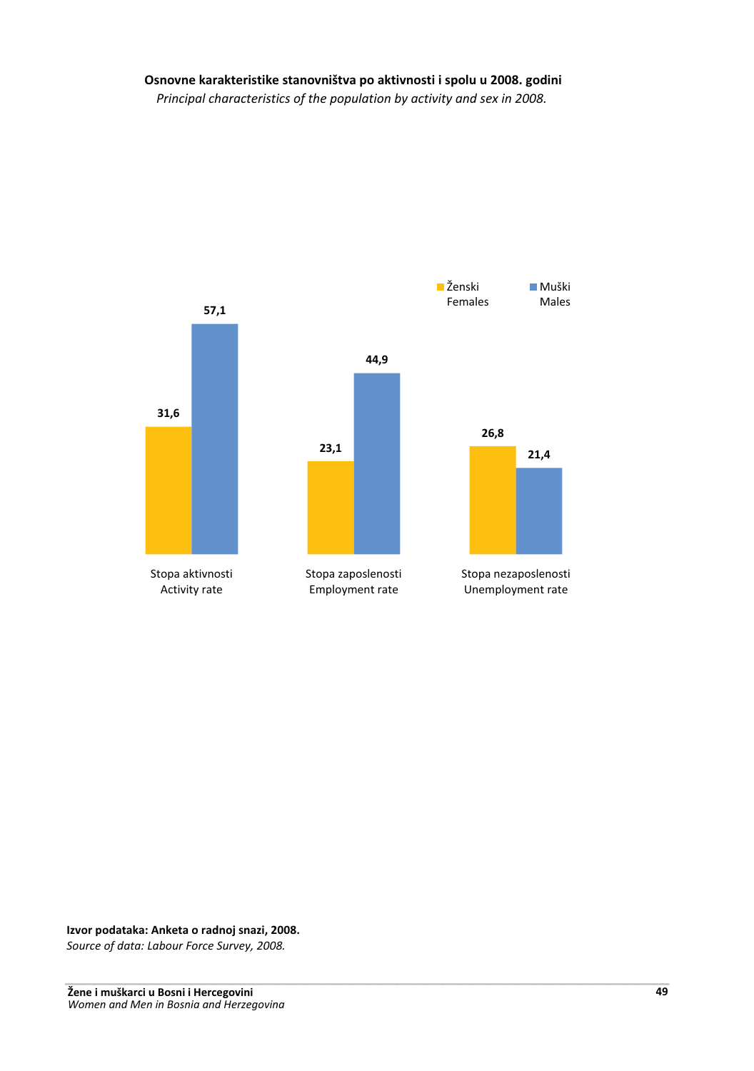**Osnovne karakteristike stanovništva po aktivnosti i spolu u 2008. godini**

*Principal characteristics of the population by activity and sex in 2008.*

| | Ženski / Females | Muški / Males |
|---|---|---|
| Stopa aktivnosti / Activity rate | 31,6 | 57,1 |
| Stopa zaposlenosti / Employment rate | 23,1 | 44,9 |
| Stopa nezaposlenosti / Unemployment rate | 26,8 | 21,4 |

**Izvor podataka: Anketa o radnoj snazi, 2008.**

*Source of data: Labour Force Survey, 2008.*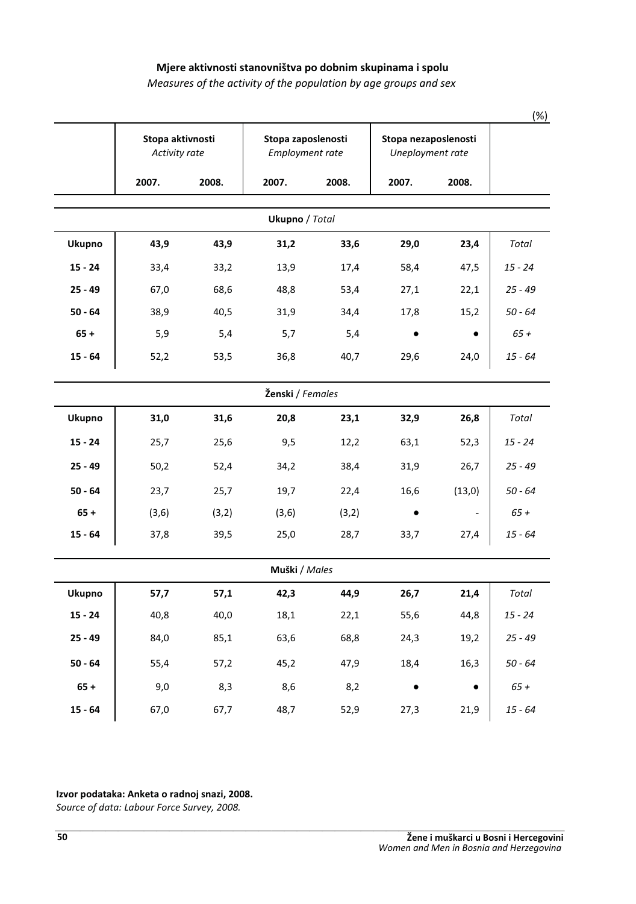**Mjere aktivnosti stanovništva po dobnim skupinama i spolu**

*Measures of the activity of the population by age groups and sex*

(%)

| | Stopa aktivnosti *Activity rate* | | Stopa zaposlenosti *Employment rate* | | Stopa nezaposlenosti *Uneployment rate* | | |
|---|---|---|---|---|---|---|---|
| | **2007.** | **2008.** | **2007.** | **2008.** | **2007.** | **2008.** | |
| | | | **Ukupno** / *Total* | | | | |
| **Ukupno** | **43,9** | **43,9** | **31,2** | **33,6** | **29,0** | **23,4** | *Total* |
| **15 - 24** | 33,4 | 33,2 | 13,9 | 17,4 | 58,4 | 47,5 | *15 - 24* |
| **25 - 49** | 67,0 | 68,6 | 48,8 | 53,4 | 27,1 | 22,1 | *25 - 49* |
| **50 - 64** | 38,9 | 40,5 | 31,9 | 34,4 | 17,8 | 15,2 | *50 - 64* |
| **65 +** | 5,9 | 5,4 | 5,7 | 5,4 | ● | ● | *65 +* |
| **15 - 64** | 52,2 | 53,5 | 36,8 | 40,7 | 29,6 | 24,0 | *15 - 64* |
| | | | **Ženski** / *Females* | | | | |
| **Ukupno** | **31,0** | **31,6** | **20,8** | **23,1** | **32,9** | **26,8** | *Total* |
| **15 - 24** | 25,7 | 25,6 | 9,5 | 12,2 | 63,1 | 52,3 | *15 - 24* |
| **25 - 49** | 50,2 | 52,4 | 34,2 | 38,4 | 31,9 | 26,7 | *25 - 49* |
| **50 - 64** | 23,7 | 25,7 | 19,7 | 22,4 | 16,6 | (13,0) | *50 - 64* |
| **65 +** | (3,6) | (3,2) | (3,6) | (3,2) | ● | - | *65 +* |
| **15 - 64** | 37,8 | 39,5 | 25,0 | 28,7 | 33,7 | 27,4 | *15 - 64* |
| | | | **Muški** / *Males* | | | | |
| **Ukupno** | **57,7** | **57,1** | **42,3** | **44,9** | **26,7** | **21,4** | *Total* |
| **15 - 24** | 40,8 | 40,0 | 18,1 | 22,1 | 55,6 | 44,8 | *15 - 24* |
| **25 - 49** | 84,0 | 85,1 | 63,6 | 68,8 | 24,3 | 19,2 | *25 - 49* |
| **50 - 64** | 55,4 | 57,2 | 45,2 | 47,9 | 18,4 | 16,3 | *50 - 64* |
| **65 +** | 9,0 | 8,3 | 8,6 | 8,2 | ● | ● | *65 +* |
| **15 - 64** | 67,0 | 67,7 | 48,7 | 52,9 | 27,3 | 21,9 | *15 - 64* |

**Izvor podataka: Anketa o radnoj snazi, 2008.**

*Source of data: Labour Force Survey, 2008.*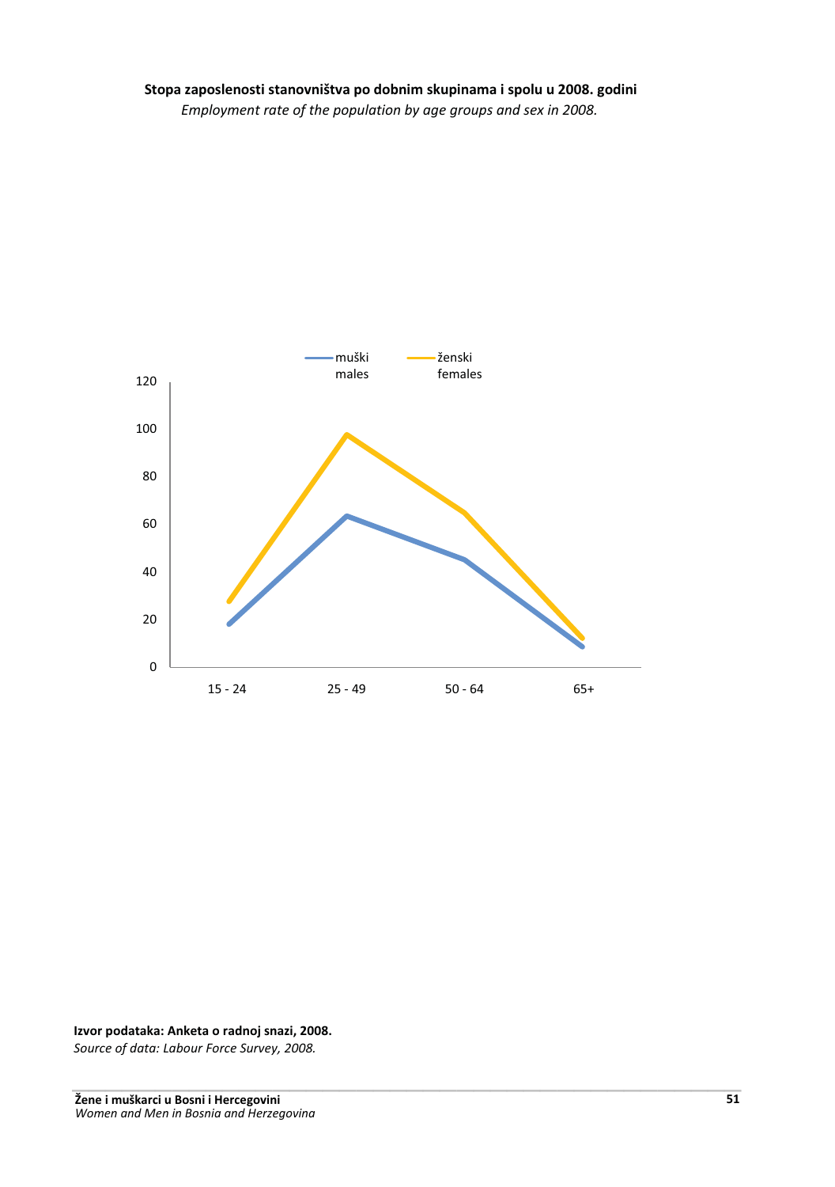**Stopa zaposlenosti stanovništva po dobnim skupinama i spolu u 2008. godini**

*Employment rate of the population by age groups and sex in 2008.*

**Izvor podataka: Anketa o radnoj snazi, 2008.**

*Source of data: Labour Force Survey, 2008.*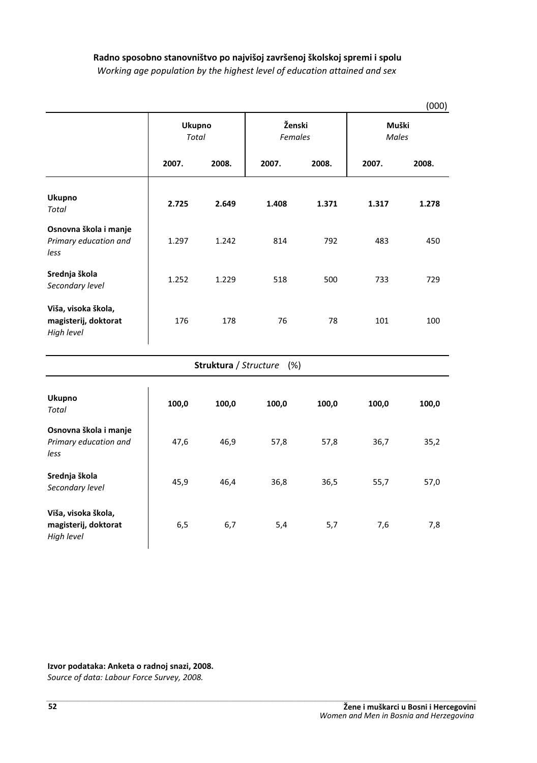**Radno sposobno stanovništvo po najvišoj završenoj školskoj spremi i spolu**
*Working age population by the highest level of education attained and sex*

(000)

| | Ukupno *Total* | | Ženski *Females* | | Muški *Males* | |
|---|---|---|---|---|---|---|
| | 2007. | 2008. | 2007. | 2008. | 2007. | 2008. |
| **Ukupno** *Total* | **2.725** | **2.649** | **1.408** | **1.371** | **1.317** | **1.278** |
| **Osnovna škola i manje** *Primary education and less* | 1.297 | 1.242 | 814 | 792 | 483 | 450 |
| **Srednja škola** *Secondary level* | 1.252 | 1.229 | 518 | 500 | 733 | 729 |
| **Viša, visoka škola, magisterij, doktorat** *High level* | 176 | 178 | 76 | 78 | 101 | 100 |
| **Struktura** / *Structure* (%) | | | | | | |
| **Ukupno** *Total* | **100,0** | **100,0** | **100,0** | **100,0** | **100,0** | **100,0** |
| **Osnovna škola i manje** *Primary education and less* | 47,6 | 46,9 | 57,8 | 57,8 | 36,7 | 35,2 |
| **Srednja škola** *Secondary level* | 45,9 | 46,4 | 36,8 | 36,5 | 55,7 | 57,0 |
| **Viša, visoka škola, magisterij, doktorat** *High level* | 6,5 | 6,7 | 5,4 | 5,7 | 7,6 | 7,8 |

**Izvor podataka: Anketa o radnoj snazi, 2008.**
*Source of data: Labour Force Survey, 2008.*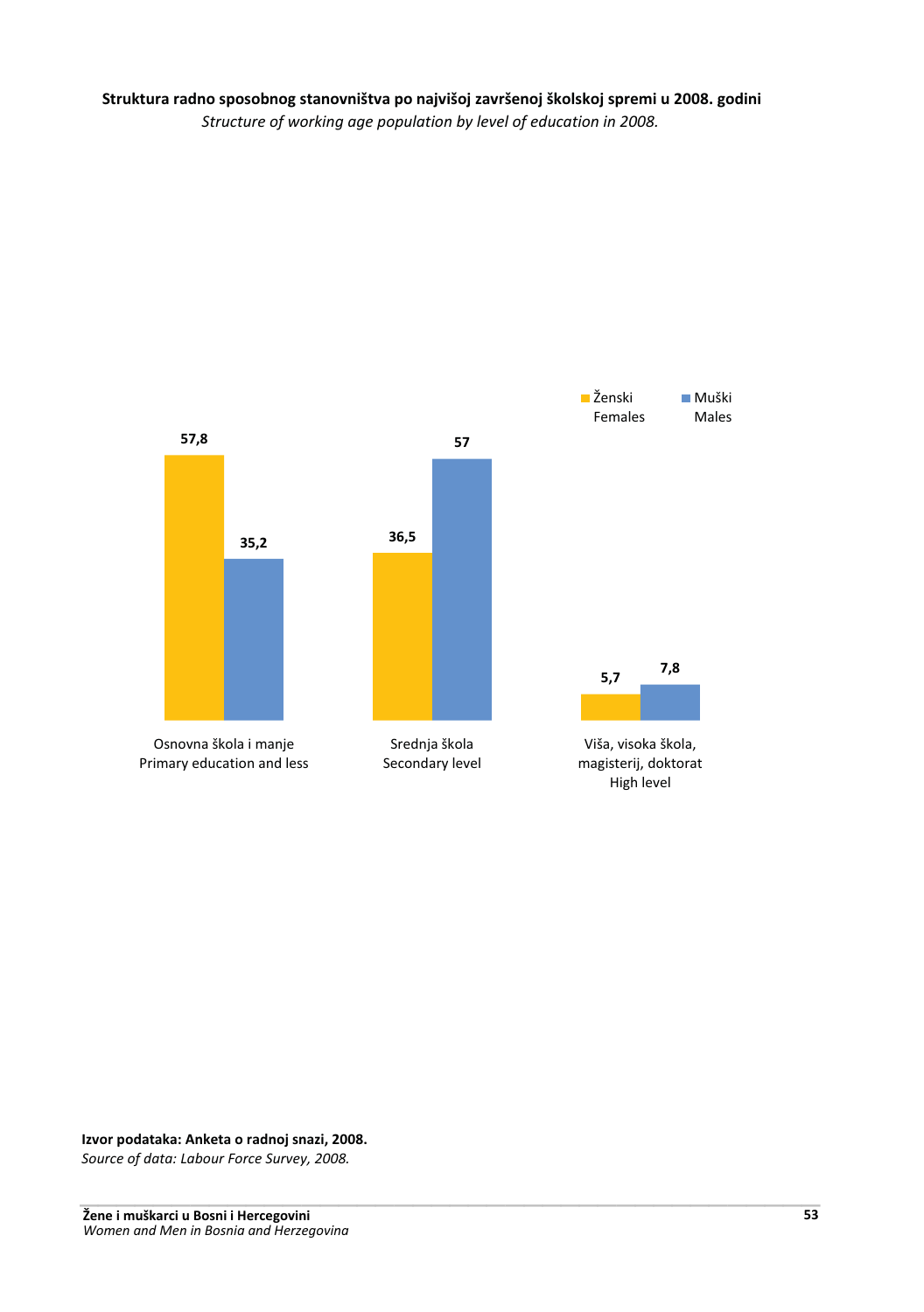**Struktura radno sposobnog stanovništva po najvišoj završenoj školskoj spremi u 2008. godini**

*Structure of working age population by level of education in 2008.*

| | Ženski / Females | Muški / Males |
|---|---|---|
| Osnovna škola i manje / Primary education and less | 57,8 | 35,2 |
| Srednja škola / Secondary level | 36,5 | 57 |
| Viša, visoka škola, magisterij, doktorat / High level | 5,7 | 7,8 |

**Izvor podataka: Anketa o radnoj snazi, 2008.**

*Source of data: Labour Force Survey, 2008.*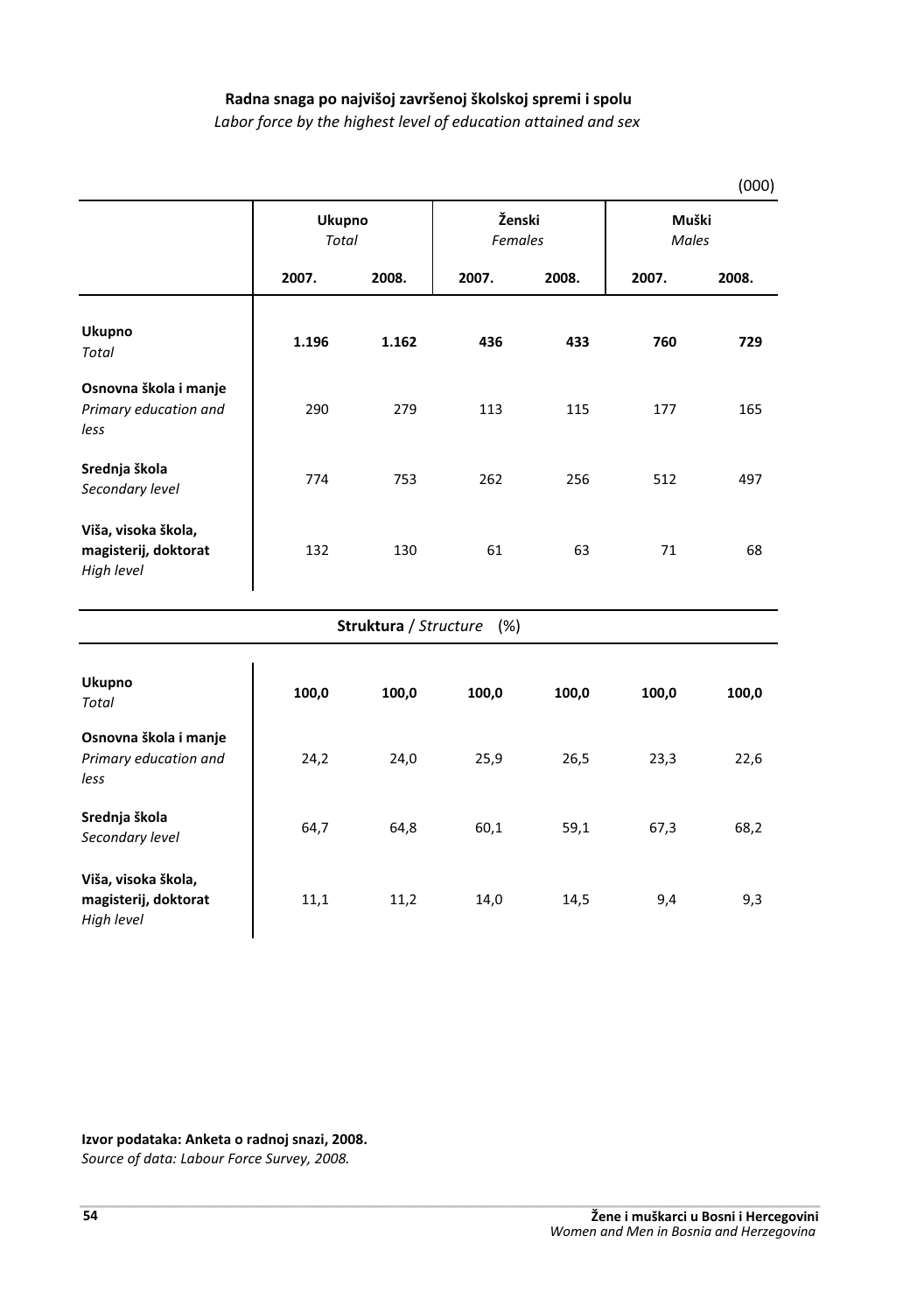**Radna snaga po najvišoj završenoj školskoj spremi i spolu**

*Labor force by the highest level of education attained and sex*

(000)

| | Ukupno *Total* | | Ženski *Females* | | Muški *Males* | |
|---|---|---|---|---|---|---|
| | 2007. | 2008. | 2007. | 2008. | 2007. | 2008. |
| **Ukupno** *Total* | **1.196** | **1.162** | **436** | **433** | **760** | **729** |
| **Osnovna škola i manje** *Primary education and less* | 290 | 279 | 113 | 115 | 177 | 165 |
| **Srednja škola** *Secondary level* | 774 | 753 | 262 | 256 | 512 | 497 |
| **Viša, visoka škola, magisterij, doktorat** *High level* | 132 | 130 | 61 | 63 | 71 | 68 |
| | | | **Struktura** / *Structure* (%) | | | |
| **Ukupno** *Total* | **100,0** | **100,0** | **100,0** | **100,0** | **100,0** | **100,0** |
| **Osnovna škola i manje** *Primary education and less* | 24,2 | 24,0 | 25,9 | 26,5 | 23,3 | 22,6 |
| **Srednja škola** *Secondary level* | 64,7 | 64,8 | 60,1 | 59,1 | 67,3 | 68,2 |
| **Viša, visoka škola, magisterij, doktorat** *High level* | 11,1 | 11,2 | 14,0 | 14,5 | 9,4 | 9,3 |

**Izvor podataka: Anketa o radnoj snazi, 2008.**
*Source of data: Labour Force Survey, 2008.*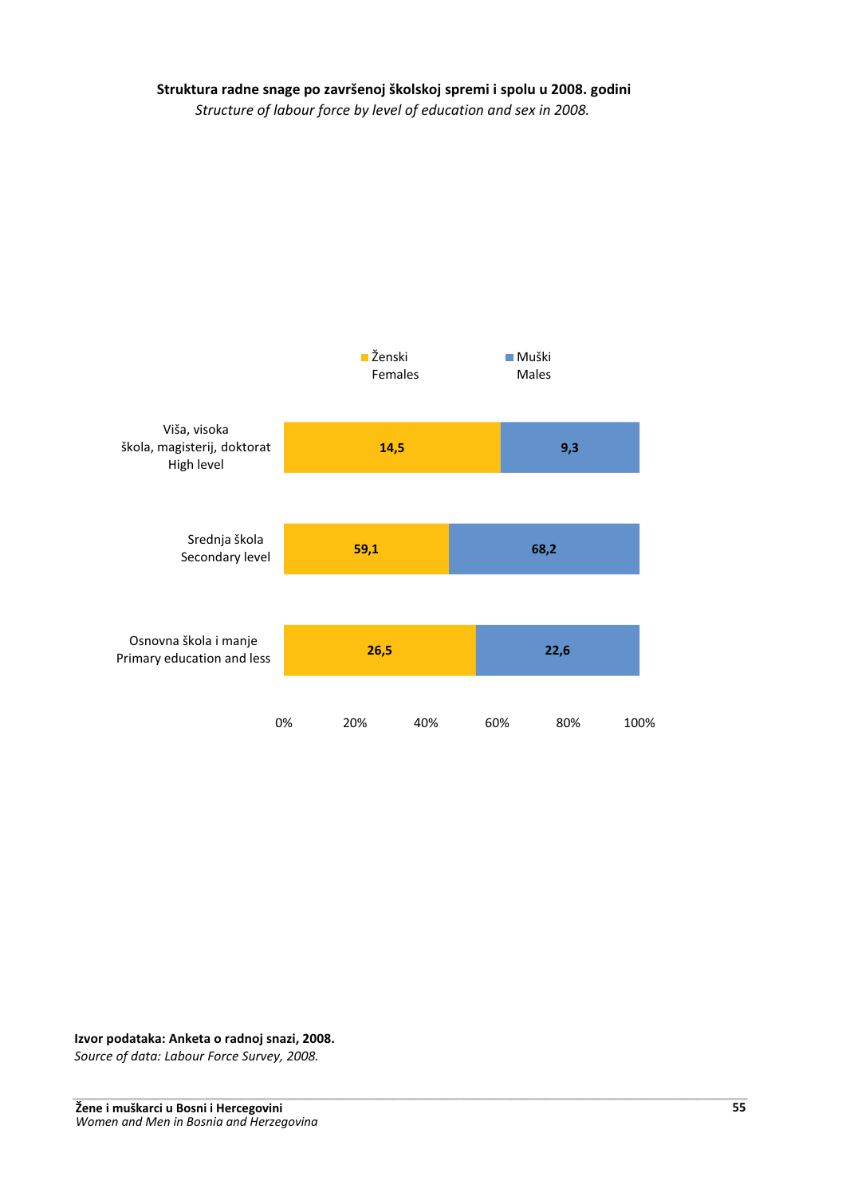**Struktura radne snage po završenoj školskoj spremi i spolu u 2008. godini**

*Structure of labour force by level of education and sex in 2008.*

| | Ženski / Females | Muški / Males |
|---|---|---|
| Viša, visoka škola, magisterij, doktorat / High level | 14,5 | 9,3 |
| Srednja škola / Secondary level | 59,1 | 68,2 |
| Osnovna škola i manje / Primary education and less | 26,5 | 22,6 |

**Izvor podataka: Anketa o radnoj snazi, 2008.**

*Source of data: Labour Force Survey, 2008.*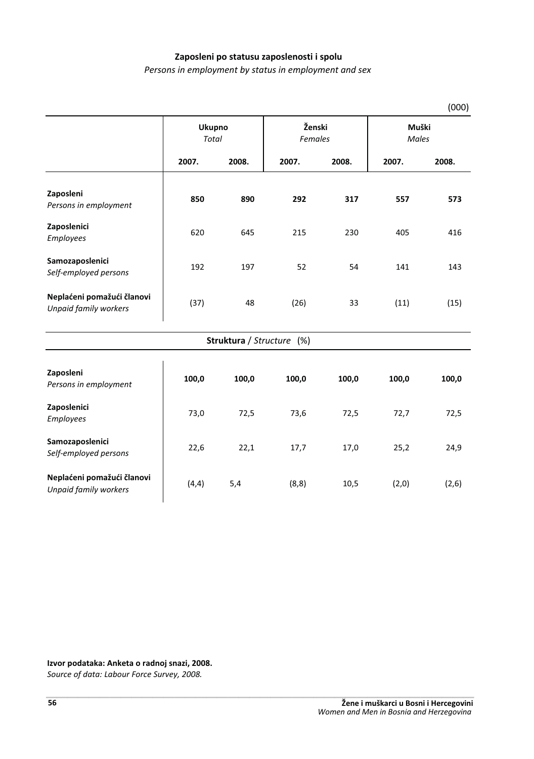**Zaposleni po statusu zaposlenosti i spolu**

*Persons in employment by status in employment and sex*

(000)

| | Ukupno *Total* | | Ženski *Females* | | Muški *Males* | |
|---|---|---|---|---|---|---|
| | **2007.** | **2008.** | **2007.** | **2008.** | **2007.** | **2008.** |
| **Zaposleni** *Persons in employment* | **850** | **890** | **292** | **317** | **557** | **573** |
| **Zaposlenici** *Employees* | 620 | 645 | 215 | 230 | 405 | 416 |
| **Samozaposlenici** *Self-employed persons* | 192 | 197 | 52 | 54 | 141 | 143 |
| **Neplaćeni pomažući članovi** *Unpaid family workers* | (37) | 48 | (26) | 33 | (11) | (15) |
| **Struktura** / *Structure* (%) | | | | | | |
| **Zaposleni** *Persons in employment* | **100,0** | **100,0** | **100,0** | **100,0** | **100,0** | **100,0** |
| **Zaposlenici** *Employees* | 73,0 | 72,5 | 73,6 | 72,5 | 72,7 | 72,5 |
| **Samozaposlenici** *Self-employed persons* | 22,6 | 22,1 | 17,7 | 17,0 | 25,2 | 24,9 |
| **Neplaćeni pomažući članovi** *Unpaid family workers* | (4,4) | 5,4 | (8,8) | 10,5 | (2,0) | (2,6) |

**Izvor podataka: Anketa o radnoj snazi, 2008.**
*Source of data: Labour Force Survey, 2008.*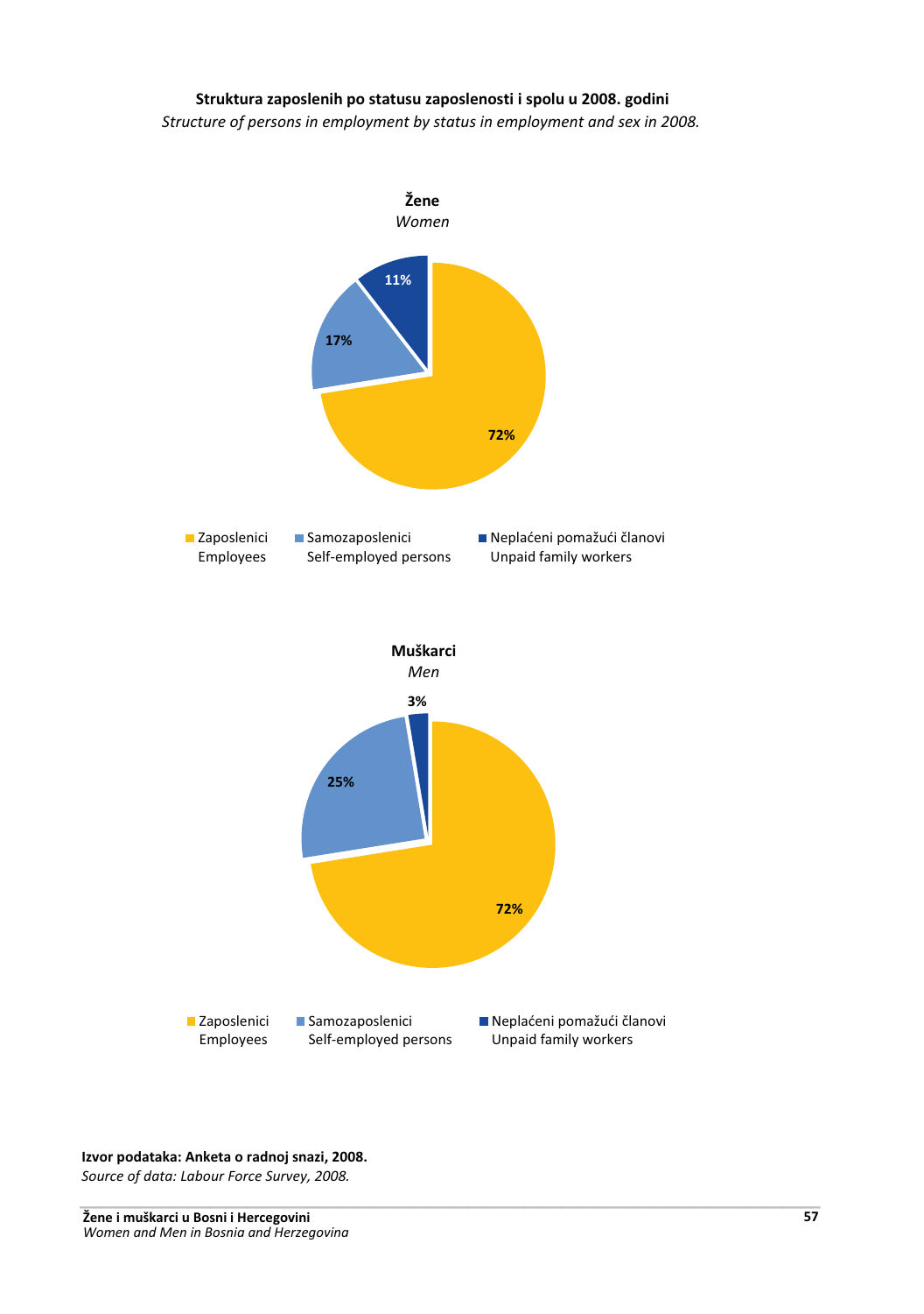**Struktura zaposlenih po statusu zaposlenosti i spolu u 2008. godini**

*Structure of persons in employment by status in employment and sex in 2008.*

**Žene**

*Women*

| Status | % |
|---|---|
| Zaposlenici / Employees | 72% |
| Samozaposlenici / Self-employed persons | 17% |
| Neplaćeni pomažući članovi / Unpaid family workers | 11% |

**Muškarci**

*Men*

| Status | % |
|---|---|
| Zaposlenici / Employees | 72% |
| Samozaposlenici / Self-employed persons | 25% |
| Neplaćeni pomažući članovi / Unpaid family workers | 3% |

**Izvor podataka: Anketa o radnoj snazi, 2008.**

*Source of data: Labour Force Survey, 2008.*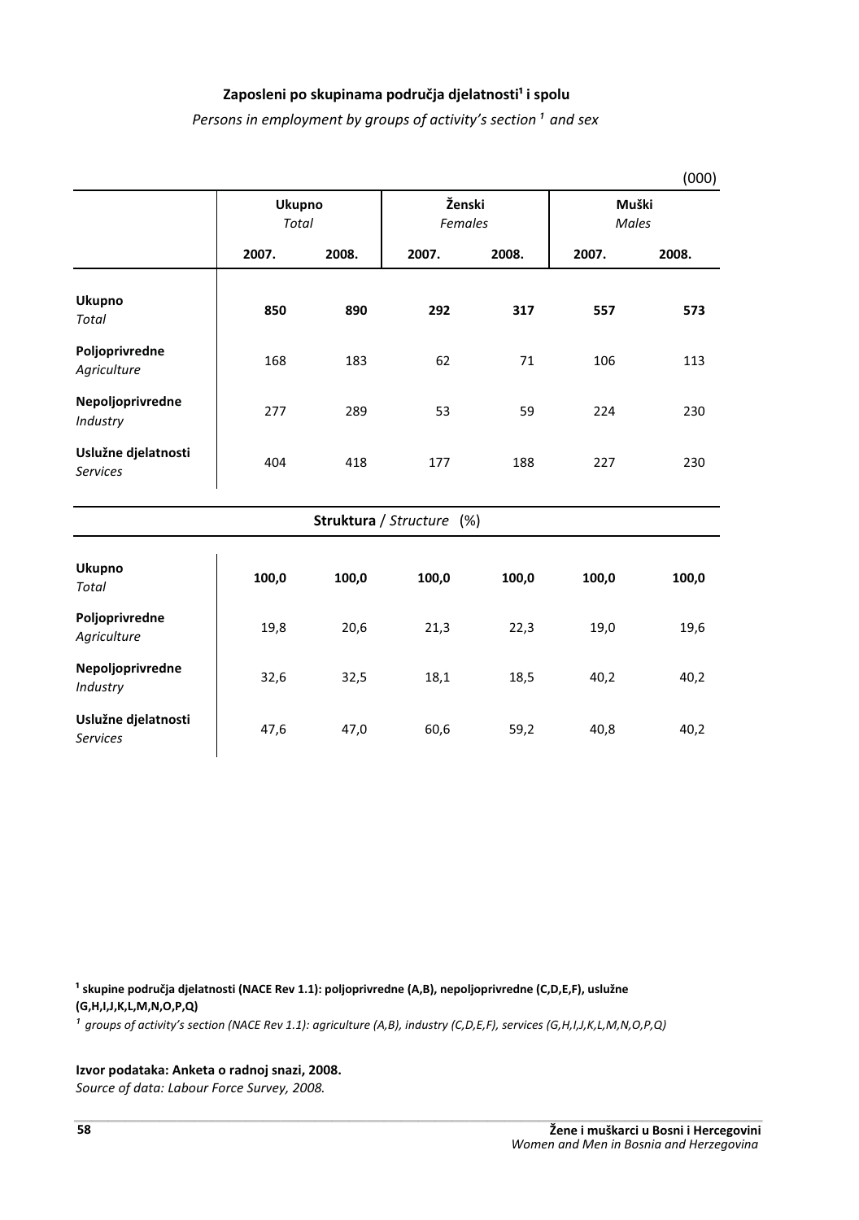**Zaposleni po skupinama područja djelatnosti[1] i spolu**

*Persons in employment by groups of activity's section [1] and sex*

(000)

| | Ukupno *Total* | | Ženski *Females* | | Muški *Males* | |
|---|---|---|---|---|---|---|
| | **2007.** | **2008.** | **2007.** | **2008.** | **2007.** | **2008.** |
| **Ukupno** *Total* | **850** | **890** | **292** | **317** | **557** | **573** |
| **Poljoprivredne** *Agriculture* | 168 | 183 | 62 | 71 | 106 | 113 |
| **Nepoljoprivredne** *Industry* | 277 | 289 | 53 | 59 | 224 | 230 |
| **Uslužne djelatnosti** *Services* | 404 | 418 | 177 | 188 | 227 | 230 |
| | | | **Struktura** / *Structure* (%) | | | |
| **Ukupno** *Total* | **100,0** | **100,0** | **100,0** | **100,0** | **100,0** | **100,0** |
| **Poljoprivredne** *Agriculture* | 19,8 | 20,6 | 21,3 | 22,3 | 19,0 | 19,6 |
| **Nepoljoprivredne** *Industry* | 32,6 | 32,5 | 18,1 | 18,5 | 40,2 | 40,2 |
| **Uslužne djelatnosti** *Services* | 47,6 | 47,0 | 60,6 | 59,2 | 40,8 | 40,2 |

**[1] skupine područja djelatnosti (NACE Rev 1.1): poljoprivredne (A,B), nepoljoprivredne (C,D,E,F), uslužne (G,H,I,J,K,L,M,N,O,P,Q)**

*[1] groups of activity's section (NACE Rev 1.1): agriculture (A,B), industry (C,D,E,F), services (G,H,I,J,K,L,M,N,O,P,Q)*

**Izvor podataka: Anketa o radnoj snazi, 2008.**

*Source of data: Labour Force Survey, 2008.*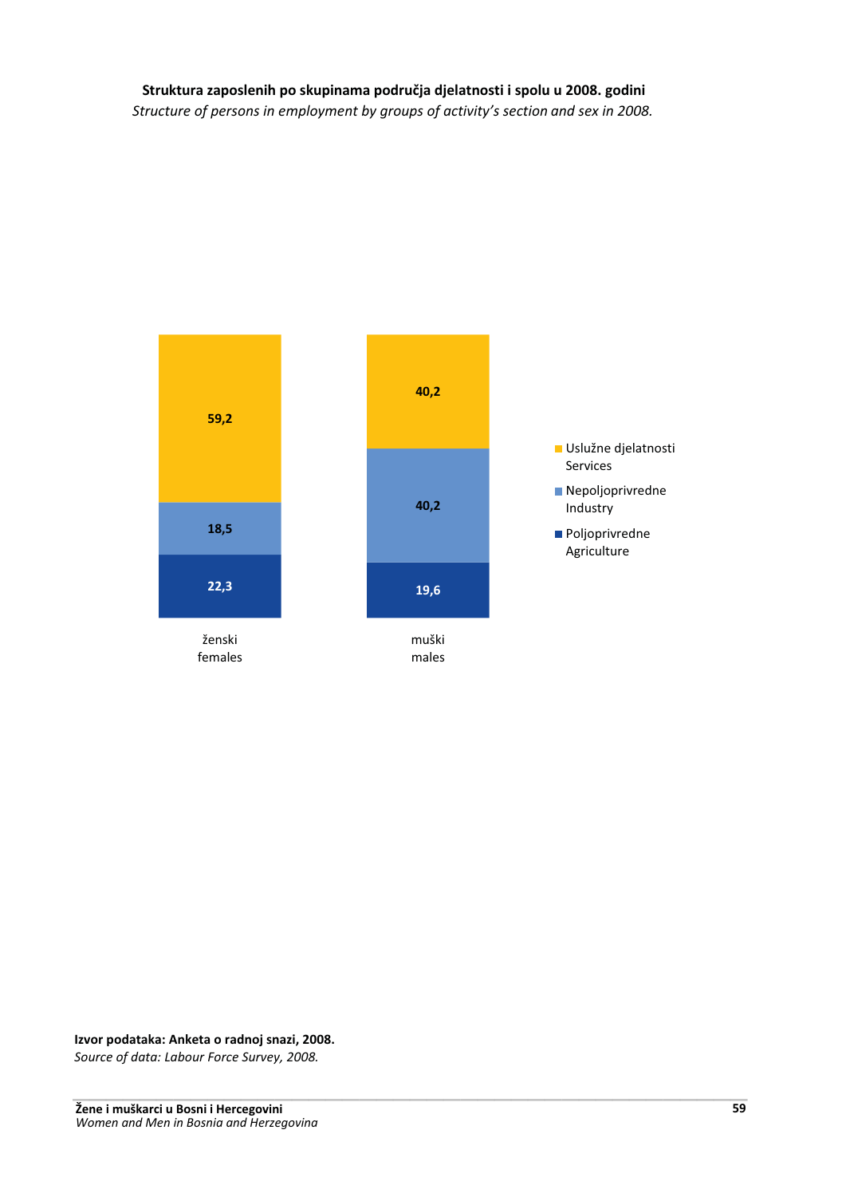**Struktura zaposlenih po skupinama područja djelatnosti i spolu u 2008. godini**

*Structure of persons in employment by groups of activity's section and sex in 2008.*

| | ženski / females | muški / males |
|---|---|---|
| Uslužne djelatnosti / Services | 59,2 | 40,2 |
| Nepoljoprivredne / Industry | 18,5 | 40,2 |
| Poljoprivredne / Agriculture | 22,3 | 19,6 |

**Izvor podataka: Anketa o radnoj snazi, 2008.**

*Source of data: Labour Force Survey, 2008.*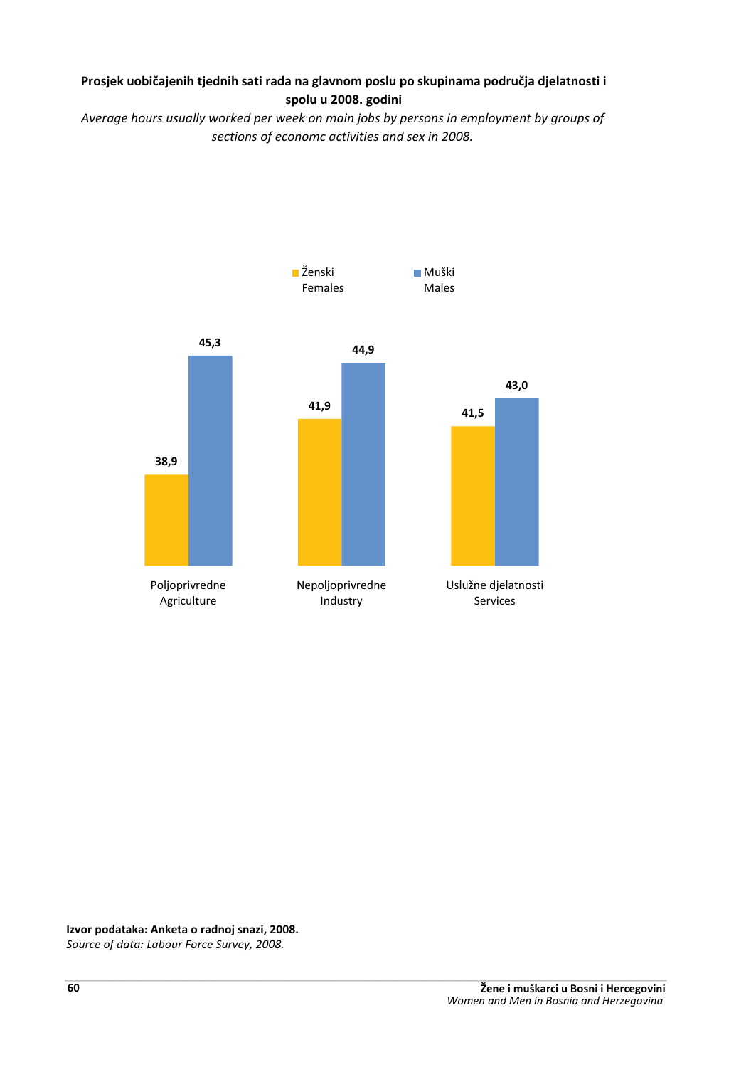**Prosjek uobičajenih tjednih sati rada na glavnom poslu po skupinama područja djelatnosti i spolu u 2008. godini**

*Average hours usually worked per week on main jobs by persons in employment by groups of sections of economc activities and sex in 2008.*

| | Ženski / Females | Muški / Males |
|---|---|---|
| Poljoprivredne / Agriculture | 38,9 | 45,3 |
| Nepoljoprivredne / Industry | 41,9 | 44,9 |
| Uslužne djelatnosti / Services | 41,5 | 43,0 |

**Izvor podataka: Anketa o radnoj snazi, 2008.**
*Source of data: Labour Force Survey, 2008.*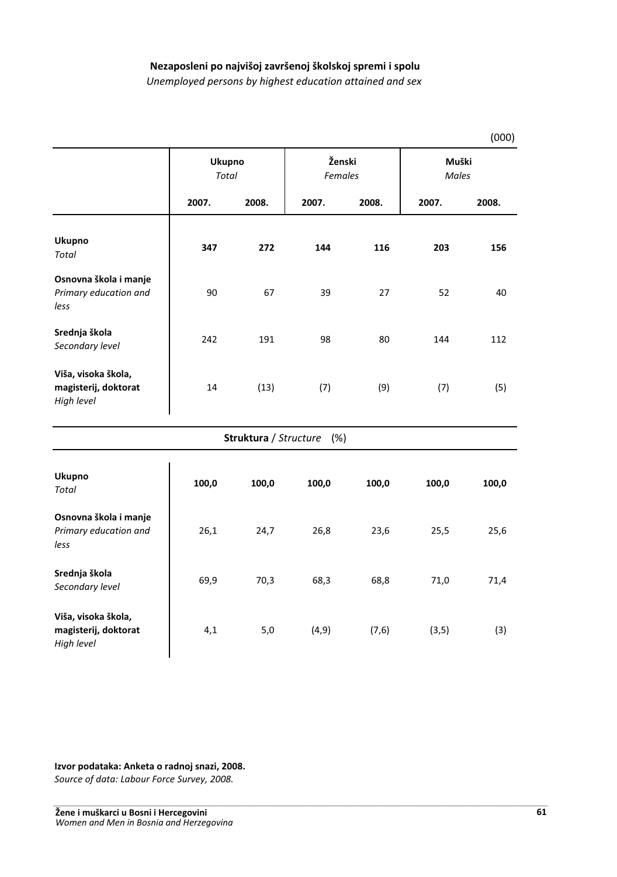**Nezaposleni po najvišoj završenoj školskoj spremi i spolu**

*Unemployed persons by highest education attained and sex*

(000)

| | Ukupno *Total* | | Ženski *Females* | | Muški *Males* | |
|---|---|---|---|---|---|---|
| | **2007.** | **2008.** | **2007.** | **2008.** | **2007.** | **2008.** |
| **Ukupno** *Total* | **347** | **272** | **144** | **116** | **203** | **156** |
| **Osnovna škola i manje** *Primary education and less* | 90 | 67 | 39 | 27 | 52 | 40 |
| **Srednja škola** *Secondary level* | 242 | 191 | 98 | 80 | 144 | 112 |
| **Viša, visoka škola, magisterij, doktorat** *High level* | 14 | (13) | (7) | (9) | (7) | (5) |
| **Struktura** / *Structure* (%) | | | | | | |
| **Ukupno** *Total* | **100,0** | **100,0** | **100,0** | **100,0** | **100,0** | **100,0** |
| **Osnovna škola i manje** *Primary education and less* | 26,1 | 24,7 | 26,8 | 23,6 | 25,5 | 25,6 |
| **Srednja škola** *Secondary level* | 69,9 | 70,3 | 68,3 | 68,8 | 71,0 | 71,4 |
| **Viša, visoka škola, magisterij, doktorat** *High level* | 4,1 | 5,0 | (4,9) | (7,6) | (3,5) | (3) |

**Izvor podataka: Anketa o radnoj snazi, 2008.**
*Source of data: Labour Force Survey, 2008.*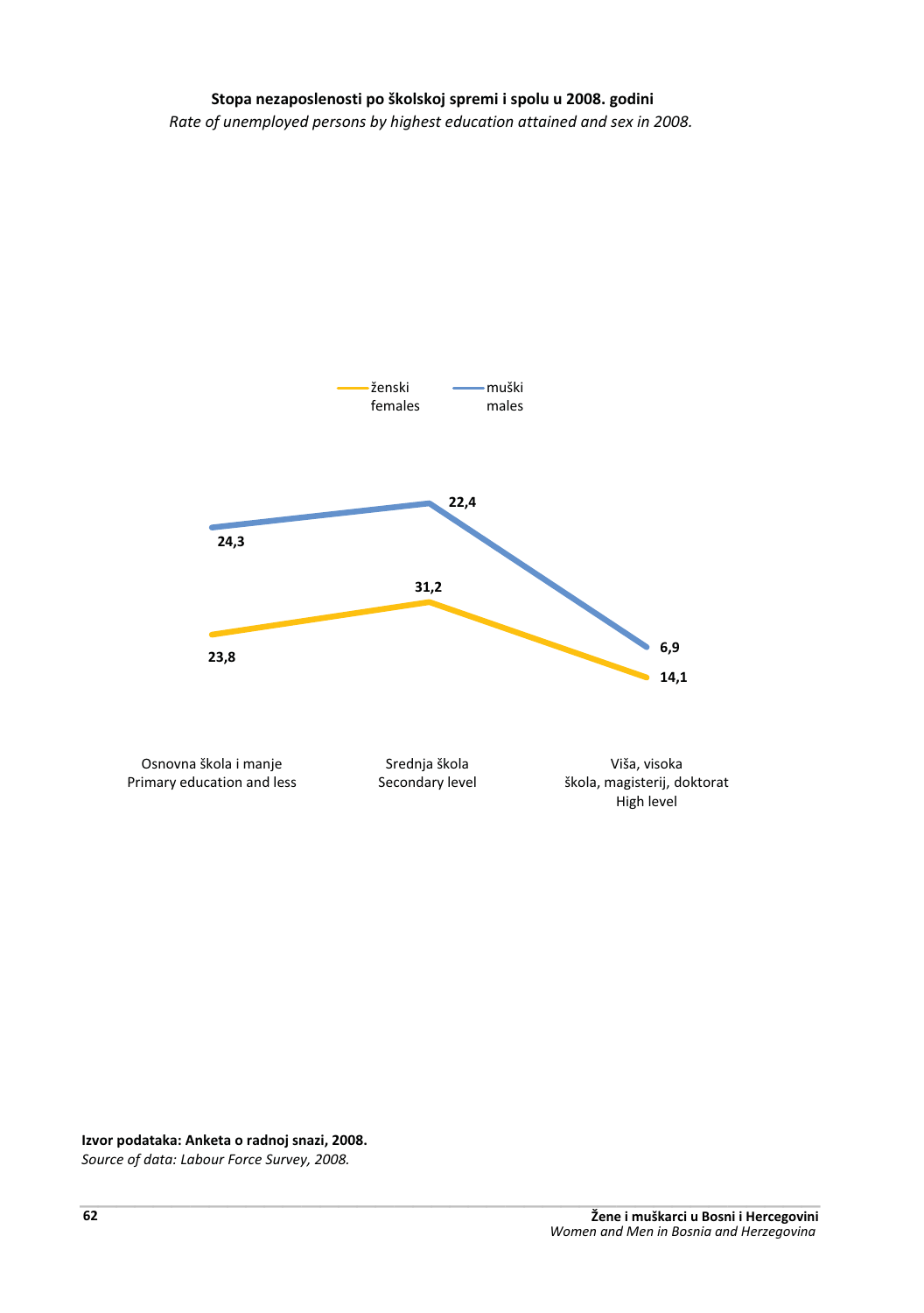**Stopa nezaposlenosti po školskoj spremi i spolu u 2008. godini**

*Rate of unemployed persons by highest education attained and sex in 2008.*

ženski females — muški males

| | ženski / females | muški / males |
|---|---|---|
| Osnovna škola i manje / Primary education and less | 23,8 | 24,3 |
| Srednja škola / Secondary level | 31,2 | 22,4 |
| Viša, visoka škola, magisterij, doktorat / High level | 14,1 | 6,9 |

**Izvor podataka: Anketa o radnoj snazi, 2008.**

*Source of data: Labour Force Survey, 2008.*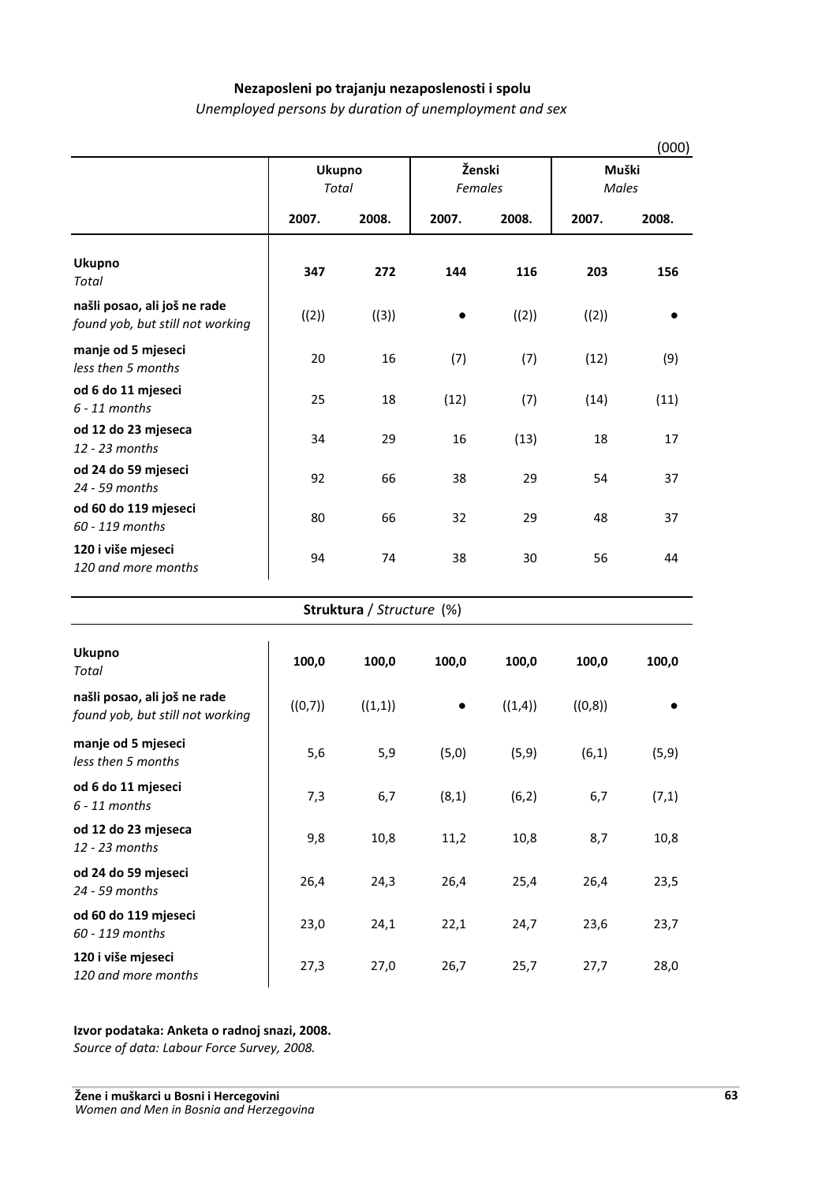**Nezaposleni po trajanju nezaposlenosti i spolu**

*Unemployed persons by duration of unemployment and sex*

(000)

| | Ukupno *Total* | | Ženski *Females* | | Muški *Males* | |
|---|---|---|---|---|---|---|
| | **2007.** | **2008.** | **2007.** | **2008.** | **2007.** | **2008.** |
| **Ukupno** *Total* | **347** | **272** | **144** | **116** | **203** | **156** |
| **našli posao, ali još ne rade** *found yob, but still not working* | ((2)) | ((3)) | • | ((2)) | ((2)) | • |
| **manje od 5 mjeseci** *less then 5 months* | 20 | 16 | (7) | (7) | (12) | (9) |
| **od 6 do 11 mjeseci** *6 - 11 months* | 25 | 18 | (12) | (7) | (14) | (11) |
| **od 12 do 23 mjeseca** *12 - 23 months* | 34 | 29 | 16 | (13) | 18 | 17 |
| **od 24 do 59 mjeseci** *24 - 59 months* | 92 | 66 | 38 | 29 | 54 | 37 |
| **od 60 do 119 mjeseci** *60 - 119 months* | 80 | 66 | 32 | 29 | 48 | 37 |
| **120 i više mjeseci** *120 and more months* | 94 | 74 | 38 | 30 | 56 | 44 |
| **Struktura** / *Structure* (%) | | | | | | |
| **Ukupno** *Total* | **100,0** | **100,0** | **100,0** | **100,0** | **100,0** | **100,0** |
| **našli posao, ali još ne rade** *found yob, but still not working* | ((0,7)) | ((1,1)) | • | ((1,4)) | ((0,8)) | • |
| **manje od 5 mjeseci** *less then 5 months* | 5,6 | 5,9 | (5,0) | (5,9) | (6,1) | (5,9) |
| **od 6 do 11 mjeseci** *6 - 11 months* | 7,3 | 6,7 | (8,1) | (6,2) | 6,7 | (7,1) |
| **od 12 do 23 mjeseca** *12 - 23 months* | 9,8 | 10,8 | 11,2 | 10,8 | 8,7 | 10,8 |
| **od 24 do 59 mjeseci** *24 - 59 months* | 26,4 | 24,3 | 26,4 | 25,4 | 26,4 | 23,5 |
| **od 60 do 119 mjeseci** *60 - 119 months* | 23,0 | 24,1 | 22,1 | 24,7 | 23,6 | 23,7 |
| **120 i više mjeseci** *120 and more months* | 27,3 | 27,0 | 26,7 | 25,7 | 27,7 | 28,0 |

**Izvor podataka: Anketa o radnoj snazi, 2008.**
*Source of data: Labour Force Survey, 2008.*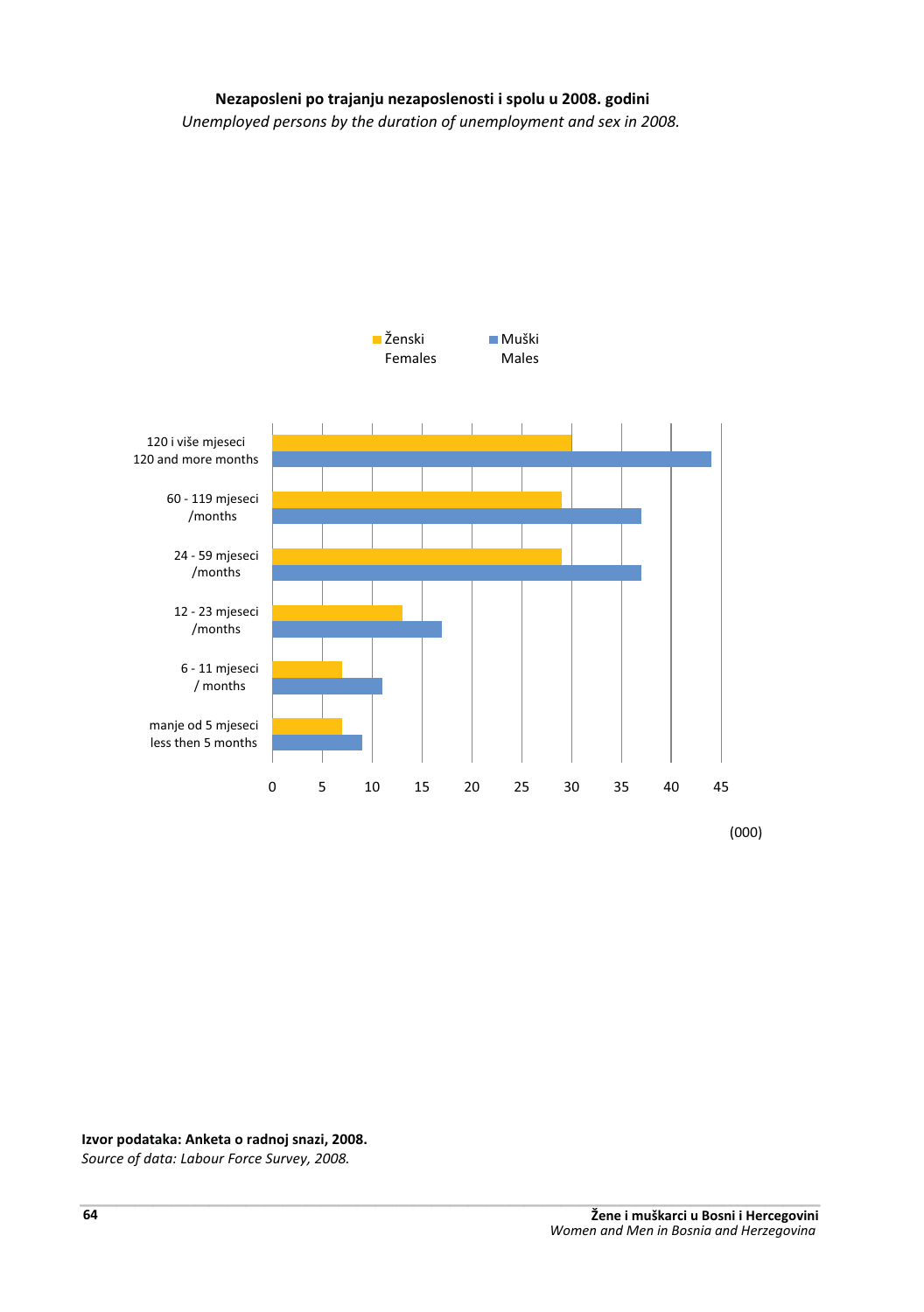**Nezaposleni po trajanju nezaposlenosti i spolu u 2008. godini**

*Unemployed persons by the duration of unemployment and sex in 2008.*

Ženski Females | Muški Males

120 i više mjeseci
120 and more months

60 - 119 mjeseci
/months

24 - 59 mjeseci
/months

12 - 23 mjeseci
/months

6 - 11 mjeseci
/ months

manje od 5 mjeseci
less then 5 months

0 5 10 15 20 25 30 35 40 45

(000)

**Izvor podataka: Anketa o radnoj snazi, 2008.**

*Source of data: Labour Force Survey, 2008.*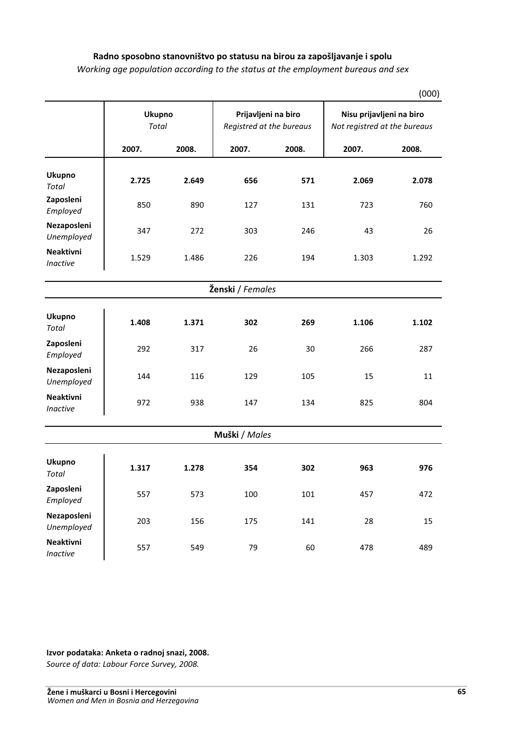**Radno sposobno stanovništvo po statusu na birou za zapošljavanje i spolu**

*Working age population according to the status at the employment bureaus and sex*

(000)

| | Ukupno *Total* | | Prijavljeni na biro *Registred at the bureaus* | | Nisu prijavljeni na biro *Not registred at the bureaus* | |
|---|---|---|---|---|---|---|
| | **2007.** | **2008.** | **2007.** | **2008.** | **2007.** | **2008.** |
| **Ukupno** *Total* | **2.725** | **2.649** | **656** | **571** | **2.069** | **2.078** |
| **Zaposleni** *Employed* | 850 | 890 | 127 | 131 | 723 | 760 |
| **Nezaposleni** *Unemployed* | 347 | 272 | 303 | 246 | 43 | 26 |
| **Neaktivni** *Inactive* | 1.529 | 1.486 | 226 | 194 | 1.303 | 1.292 |
| **Ženski** / *Females* | | | | | | |
| **Ukupno** *Total* | **1.408** | **1.371** | **302** | **269** | **1.106** | **1.102** |
| **Zaposleni** *Employed* | 292 | 317 | 26 | 30 | 266 | 287 |
| **Nezaposleni** *Unemployed* | 144 | 116 | 129 | 105 | 15 | 11 |
| **Neaktivni** *Inactive* | 972 | 938 | 147 | 134 | 825 | 804 |
| **Muški** / *Males* | | | | | | |
| **Ukupno** *Total* | **1.317** | **1.278** | **354** | **302** | **963** | **976** |
| **Zaposleni** *Employed* | 557 | 573 | 100 | 101 | 457 | 472 |
| **Nezaposleni** *Unemployed* | 203 | 156 | 175 | 141 | 28 | 15 |
| **Neaktivni** *Inactive* | 557 | 549 | 79 | 60 | 478 | 489 |

**Izvor podataka: Anketa o radnoj snazi, 2008.**

*Source of data: Labour Force Survey, 2008.*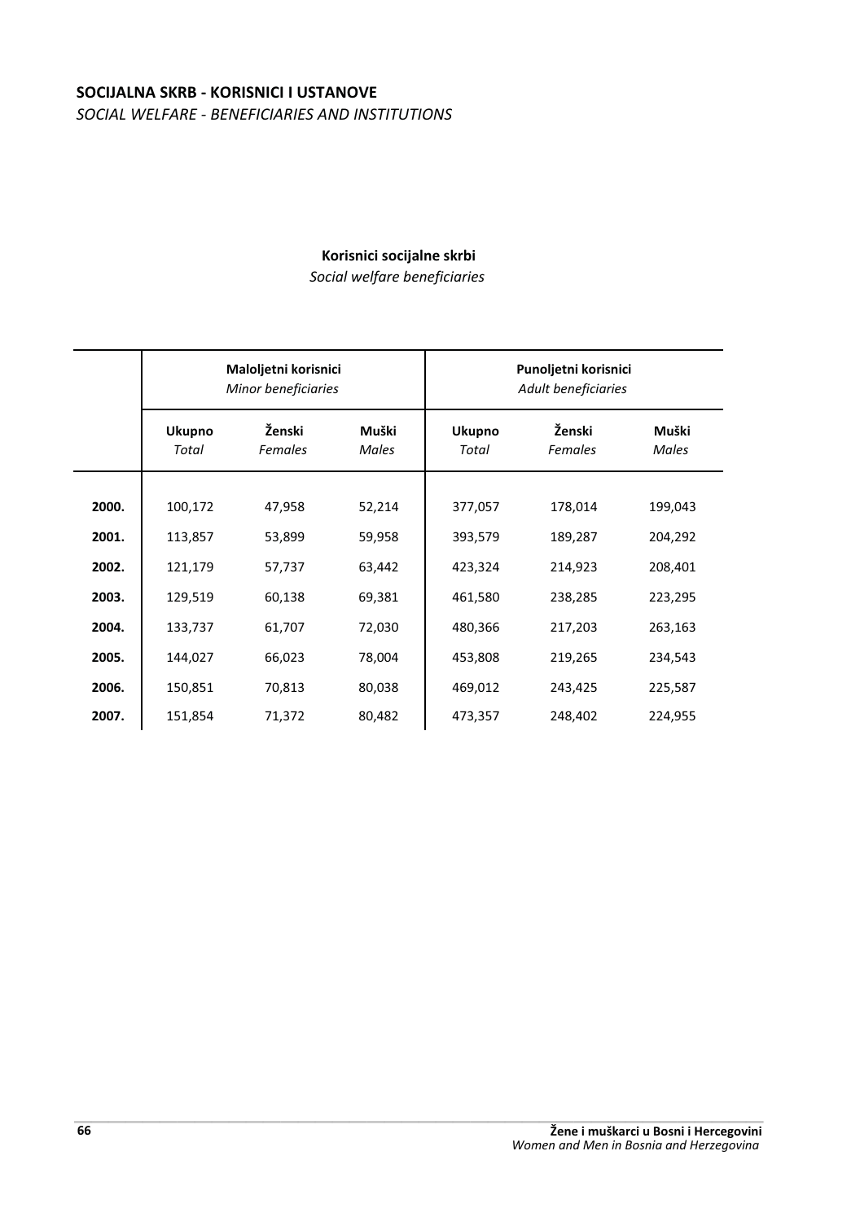## SOCIJALNA SKRB - KORISNICI I USTANOVE
*SOCIAL WELFARE - BENEFICIARIES AND INSTITUTIONS*

### Korisnici socijalne skrbi
*Social welfare beneficiaries*

| | **Maloljetni korisnici** *Minor beneficiaries* | | | **Punoljetni korisnici** *Adult beneficiaries* | | |
|---|---|---|---|---|---|---|
| | **Ukupno** *Total* | **Ženski** *Females* | **Muški** *Males* | **Ukupno** *Total* | **Ženski** *Females* | **Muški** *Males* |
| **2000.** | 100,172 | 47,958 | 52,214 | 377,057 | 178,014 | 199,043 |
| **2001.** | 113,857 | 53,899 | 59,958 | 393,579 | 189,287 | 204,292 |
| **2002.** | 121,179 | 57,737 | 63,442 | 423,324 | 214,923 | 208,401 |
| **2003.** | 129,519 | 60,138 | 69,381 | 461,580 | 238,285 | 223,295 |
| **2004.** | 133,737 | 61,707 | 72,030 | 480,366 | 217,203 | 263,163 |
| **2005.** | 144,027 | 66,023 | 78,004 | 453,808 | 219,265 | 234,543 |
| **2006.** | 150,851 | 70,813 | 80,038 | 469,012 | 243,425 | 225,587 |
| **2007.** | 151,854 | 71,372 | 80,482 | 473,357 | 248,402 | 224,955 |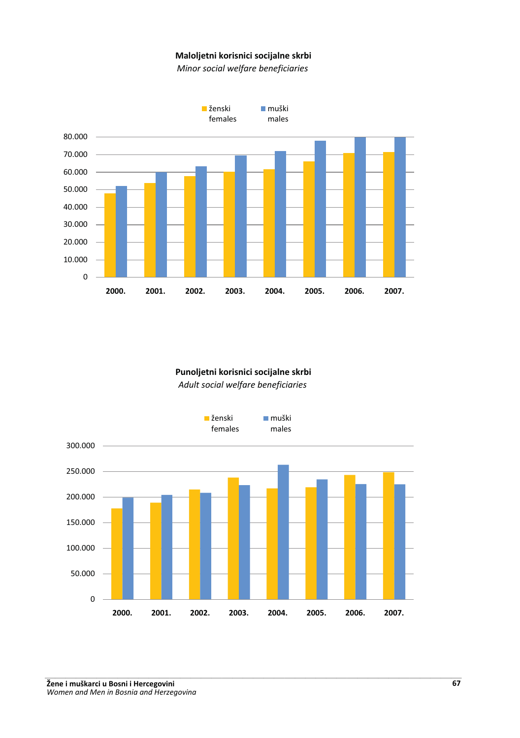**Maloljetni korisnici socijalne skrbi**

*Minor social welfare beneficiaries*

ženski / females — muški / males

80.000
70.000
60.000
50.000
40.000
30.000
20.000
10.000
0

2000. 2001. 2002. 2003. 2004. 2005. 2006. 2007.

**Punoljetni korisnici socijalne skrbi**

*Adult social welfare beneficiaries*

ženski / females — muški / males

300.000
250.000
200.000
150.000
100.000
50.000
0

2000. 2001. 2002. 2003. 2004. 2005. 2006. 2007.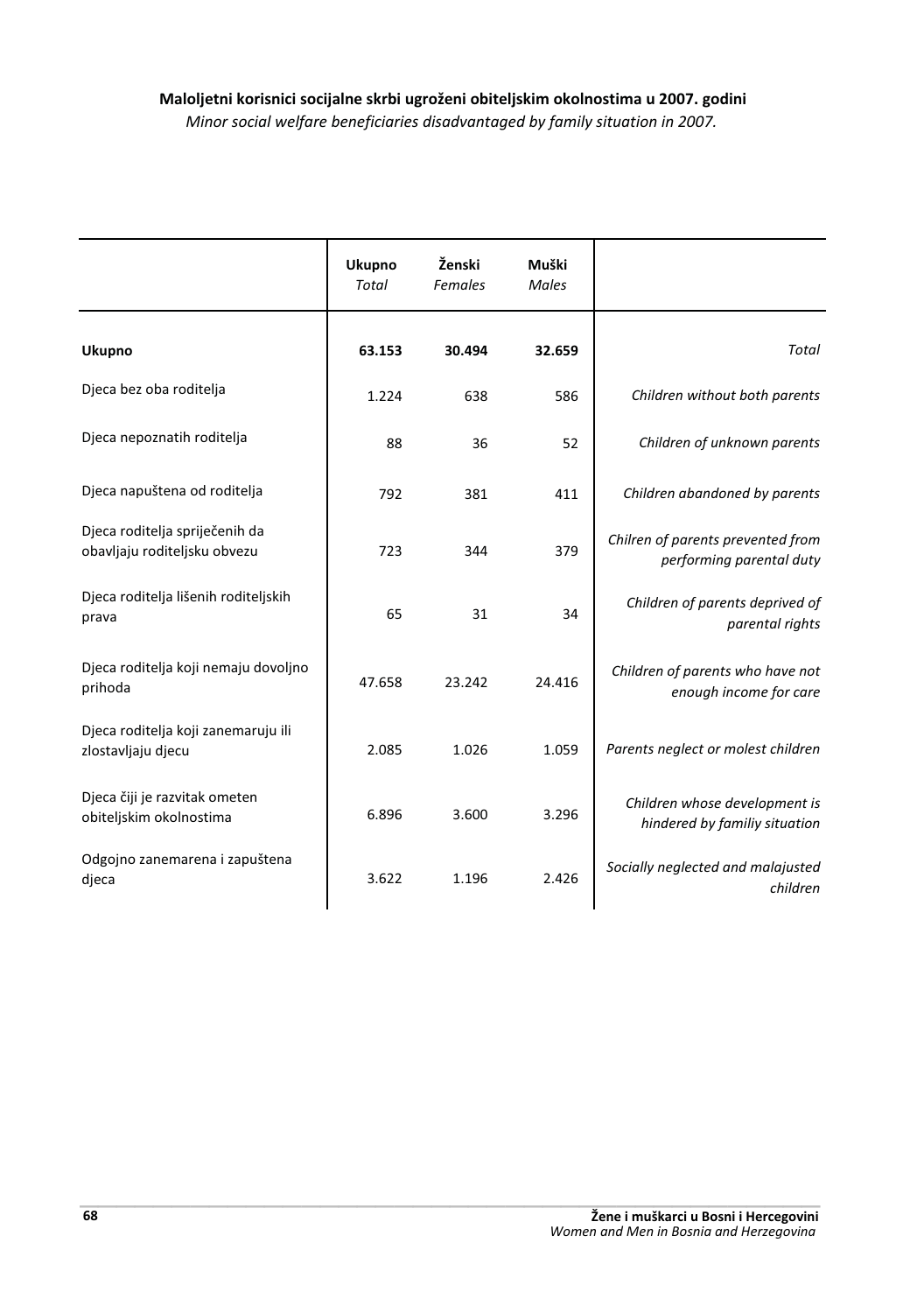**Maloljetni korisnici socijalne skrbi ugroženi obiteljskim okolnostima u 2007. godini**

*Minor social welfare beneficiaries disadvantaged by family situation in 2007.*

| | Ukupno *Total* | Ženski *Females* | Muški *Males* | |
|---|---|---|---|---|
| **Ukupno** | **63.153** | **30.494** | **32.659** | *Total* |
| Djeca bez oba roditelja | 1.224 | 638 | 586 | *Children without both parents* |
| Djeca nepoznatih roditelja | 88 | 36 | 52 | *Children of unknown parents* |
| Djeca napuštena od roditelja | 792 | 381 | 411 | *Children abandoned by parents* |
| Djeca roditelja spriječenih da obavljaju roditeljsku obvezu | 723 | 344 | 379 | *Chilren of parents prevented from performing parental duty* |
| Djeca roditelja lišenih roditeljskih prava | 65 | 31 | 34 | *Children of parents deprived of parental rights* |
| Djeca roditelja koji nemaju dovoljno prihoda | 47.658 | 23.242 | 24.416 | *Children of parents who have not enough income for care* |
| Djeca roditelja koji zanemaruju ili zlostavljaju djecu | 2.085 | 1.026 | 1.059 | *Parents neglect or molest children* |
| Djeca čiji je razvitak ometen obiteljskim okolnostima | 6.896 | 3.600 | 3.296 | *Children whose development is hindered by familiy situation* |
| Odgojno zanemarena i zapuštena djeca | 3.622 | 1.196 | 2.426 | *Socially neglected and malajusted children* |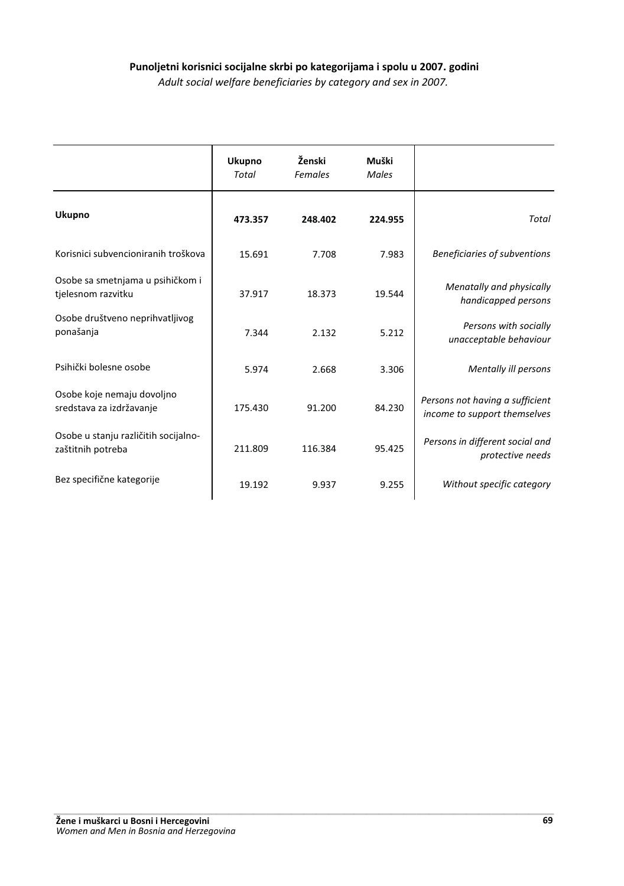**Punoljetni korisnici socijalne skrbi po kategorijama i spolu u 2007. godini**

*Adult social welfare beneficiaries by category and sex in 2007.*

| | Ukupno *Total* | Ženski *Females* | Muški *Males* | |
|---|---|---|---|---|
| **Ukupno** | **473.357** | **248.402** | **224.955** | *Total* |
| Korisnici subvencioniranih troškova | 15.691 | 7.708 | 7.983 | *Beneficiaries of subventions* |
| Osobe sa smetnjama u psihičkom i tjelesnom razvitku | 37.917 | 18.373 | 19.544 | *Menatally and physically handicapped persons* |
| Osobe društveno neprihvatljivog ponašanja | 7.344 | 2.132 | 5.212 | *Persons with socially unacceptable behaviour* |
| Psihički bolesne osobe | 5.974 | 2.668 | 3.306 | *Mentally ill persons* |
| Osobe koje nemaju dovoljno sredstava za izdržavanje | 175.430 | 91.200 | 84.230 | *Persons not having a sufficient income to support themselves* |
| Osobe u stanju različitih socijalno-zaštitnih potreba | 211.809 | 116.384 | 95.425 | *Persons in different social and protective needs* |
| Bez specifične kategorije | 19.192 | 9.937 | 9.255 | *Without specific category* |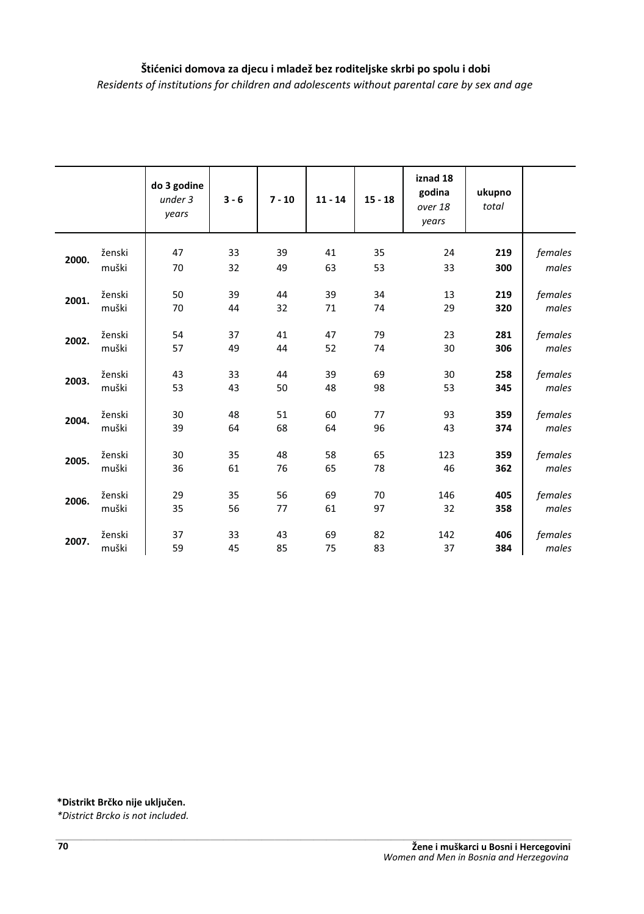**Štićenici domova za djecu i mladež bez roditeljske skrbi po spolu i dobi**

*Residents of institutions for children and adolescents without parental care by sex and age*

| | | do 3 godine *under 3 years* | 3 - 6 | 7 - 10 | 11 - 14 | 15 - 18 | iznad 18 godina *over 18 years* | ukupno *total* | |
|---|---|---|---|---|---|---|---|---|---|
| **2000.** | ženski | 47 | 33 | 39 | 41 | 35 | 24 | **219** | *females* |
| | muški | 70 | 32 | 49 | 63 | 53 | 33 | **300** | *males* |
| **2001.** | ženski | 50 | 39 | 44 | 39 | 34 | 13 | **219** | *females* |
| | muški | 70 | 44 | 32 | 71 | 74 | 29 | **320** | *males* |
| **2002.** | ženski | 54 | 37 | 41 | 47 | 79 | 23 | **281** | *females* |
| | muški | 57 | 49 | 44 | 52 | 74 | 30 | **306** | *males* |
| **2003.** | ženski | 43 | 33 | 44 | 39 | 69 | 30 | **258** | *females* |
| | muški | 53 | 43 | 50 | 48 | 98 | 53 | **345** | *males* |
| **2004.** | ženski | 30 | 48 | 51 | 60 | 77 | 93 | **359** | *females* |
| | muški | 39 | 64 | 68 | 64 | 96 | 43 | **374** | *males* |
| **2005.** | ženski | 30 | 35 | 48 | 58 | 65 | 123 | **359** | *females* |
| | muški | 36 | 61 | 76 | 65 | 78 | 46 | **362** | *males* |
| **2006.** | ženski | 29 | 35 | 56 | 69 | 70 | 146 | **405** | *females* |
| | muški | 35 | 56 | 77 | 61 | 97 | 32 | **358** | *males* |
| **2007.** | ženski | 37 | 33 | 43 | 69 | 82 | 142 | **406** | *females* |
| | muški | 59 | 45 | 85 | 75 | 83 | 37 | **384** | *males* |

**\*Distrikt Brčko nije uključen.**

*\*District Brcko is not included.*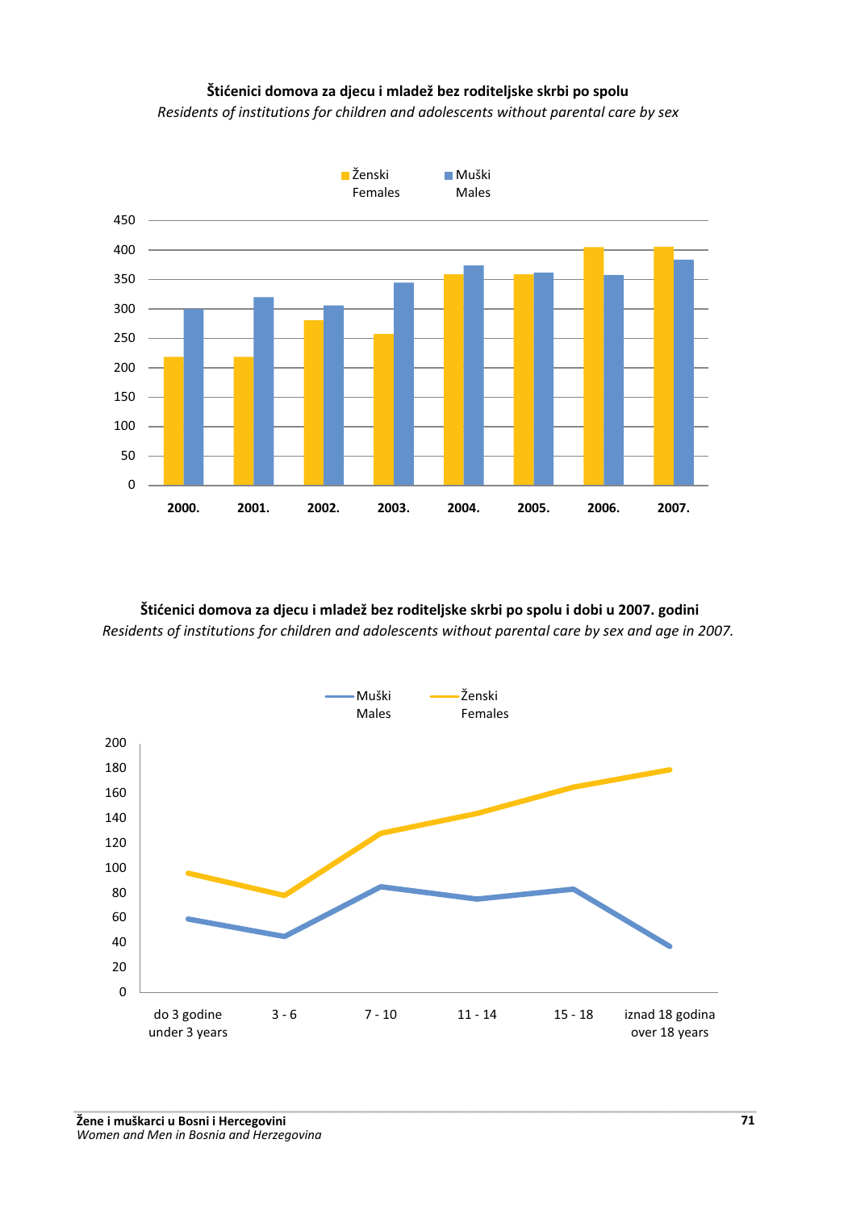**Štićenici domova za djecu i mladež bez roditeljske skrbi po spolu**

*Residents of institutions for children and adolescents without parental care by sex*

Ženski / Females  Muški / Males

450
400
350
300
250
200
150
100
50
0

2000. 2001. 2002. 2003. 2004. 2005. 2006. 2007.

**Štićenici domova za djecu i mladež bez roditeljske skrbi po spolu i dobi u 2007. godini**

*Residents of institutions for children and adolescents without parental care by sex and age in 2007.*

Muški / Males  Ženski / Females

200
180
160
140
120
100
80
60
40
20
0

do 3 godine / under 3 years  3 - 6  7 - 10  11 - 14  15 - 18  iznad 18 godina / over 18 years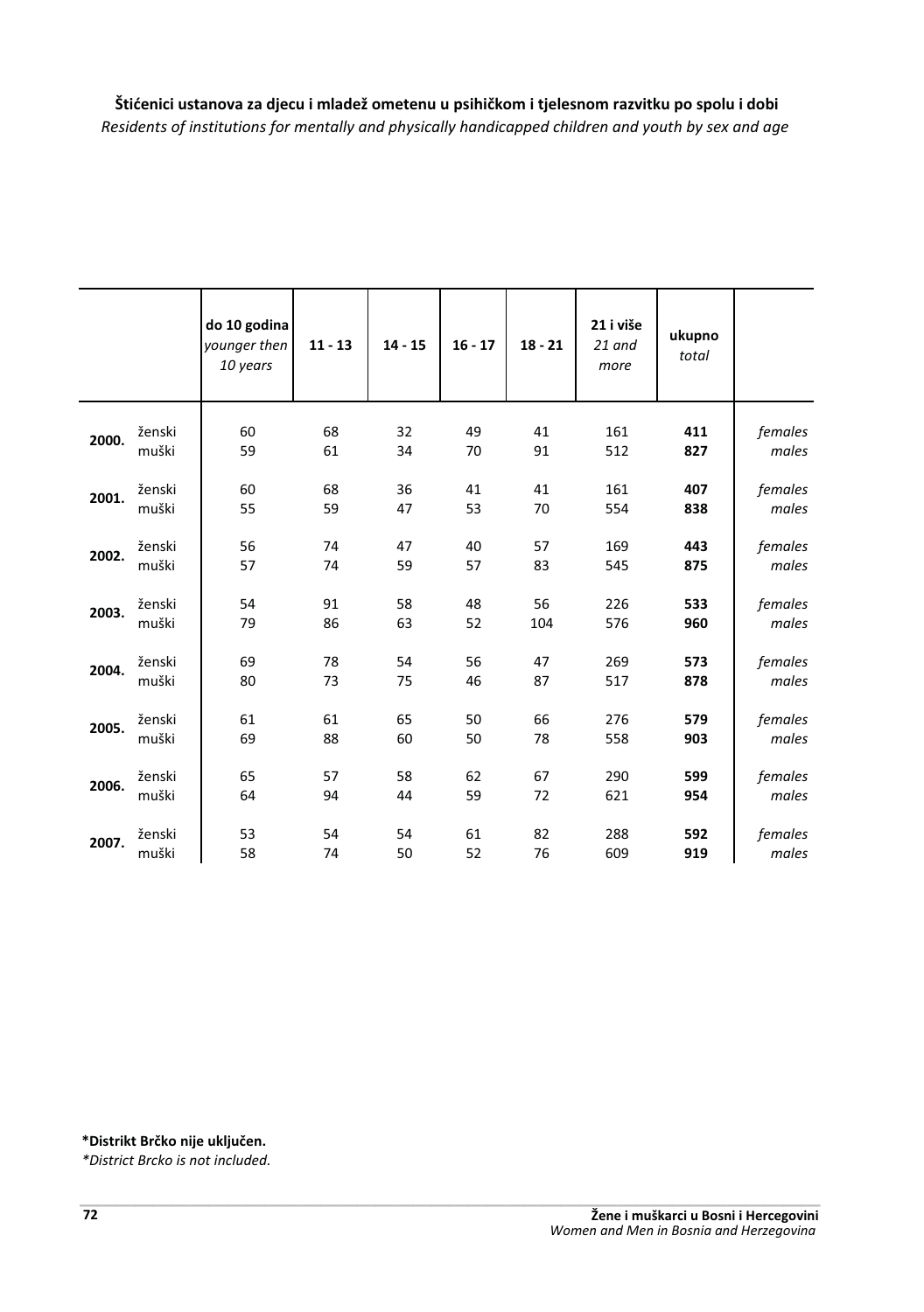**Štićenici ustanova za djecu i mladež ometenu u psihičkom i tjelesnom razvitku po spolu i dobi**
*Residents of institutions for mentally and physically handicapped children and youth by sex and age*

| | | do 10 godina *younger then 10 years* | 11 - 13 | 14 - 15 | 16 - 17 | 18 - 21 | 21 i više *21 and more* | ukupno *total* | |
|---|---|---|---|---|---|---|---|---|---|
| **2000.** | ženski | 60 | 68 | 32 | 49 | 41 | 161 | **411** | *females* |
| | muški | 59 | 61 | 34 | 70 | 91 | 512 | **827** | *males* |
| **2001.** | ženski | 60 | 68 | 36 | 41 | 41 | 161 | **407** | *females* |
| | muški | 55 | 59 | 47 | 53 | 70 | 554 | **838** | *males* |
| **2002.** | ženski | 56 | 74 | 47 | 40 | 57 | 169 | **443** | *females* |
| | muški | 57 | 74 | 59 | 57 | 83 | 545 | **875** | *males* |
| **2003.** | ženski | 54 | 91 | 58 | 48 | 56 | 226 | **533** | *females* |
| | muški | 79 | 86 | 63 | 52 | 104 | 576 | **960** | *males* |
| **2004.** | ženski | 69 | 78 | 54 | 56 | 47 | 269 | **573** | *females* |
| | muški | 80 | 73 | 75 | 46 | 87 | 517 | **878** | *males* |
| **2005.** | ženski | 61 | 61 | 65 | 50 | 66 | 276 | **579** | *females* |
| | muški | 69 | 88 | 60 | 50 | 78 | 558 | **903** | *males* |
| **2006.** | ženski | 65 | 57 | 58 | 62 | 67 | 290 | **599** | *females* |
| | muški | 64 | 94 | 44 | 59 | 72 | 621 | **954** | *males* |
| **2007.** | ženski | 53 | 54 | 54 | 61 | 82 | 288 | **592** | *females* |
| | muški | 58 | 74 | 50 | 52 | 76 | 609 | **919** | *males* |

**\*Distrikt Brčko nije uključen.**
*\*District Brcko is not included.*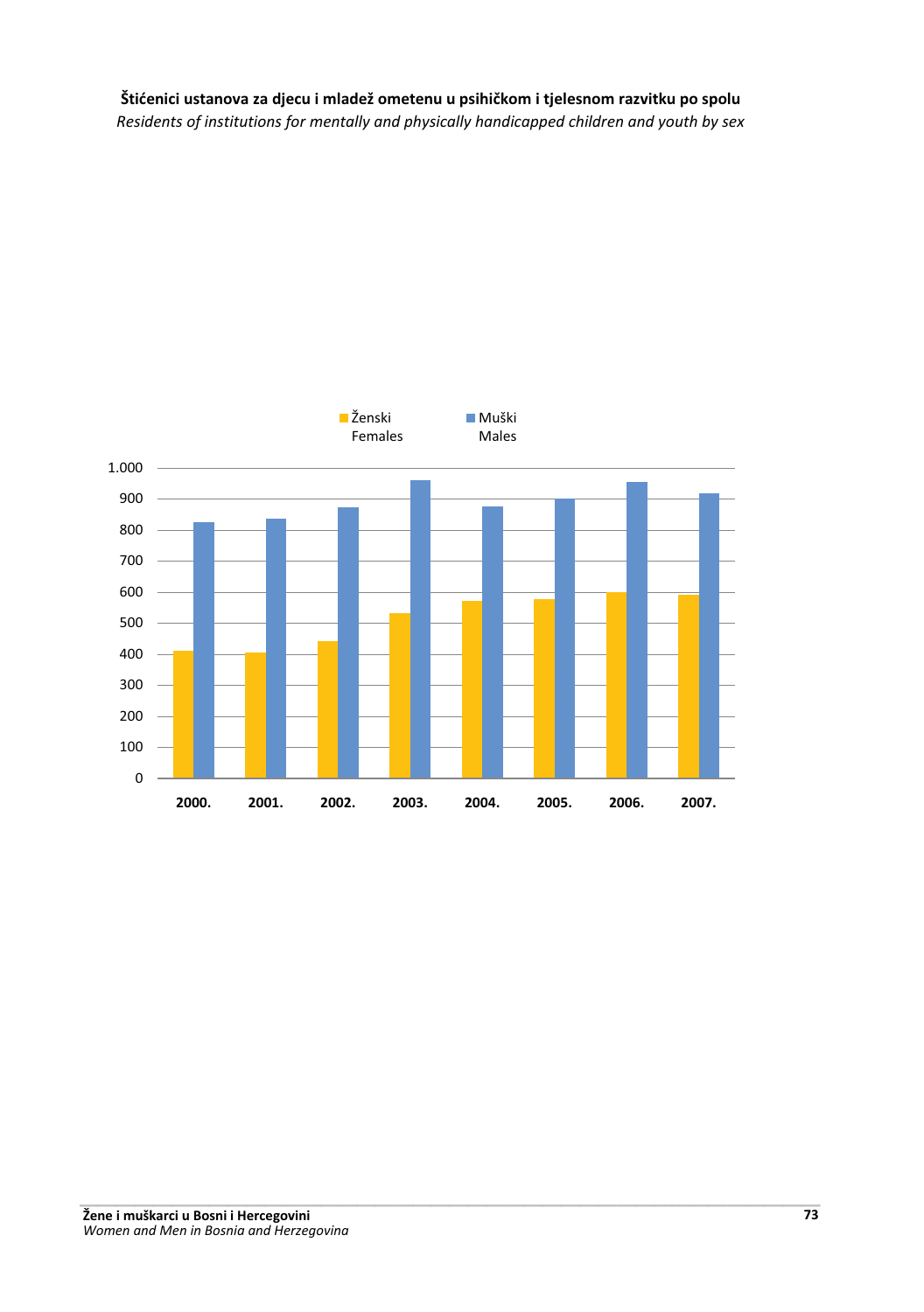**Štićenici ustanova za djecu i mladež ometenu u psihičkom i tjelesnom razvitku po spolu**

*Residents of institutions for mentally and physically handicapped children and youth by sex*

Ženski / Females    Muški / Males

1.000
900
800
700
600
500
400
300
200
100
0

2000. 2001. 2002. 2003. 2004. 2005. 2006. 2007.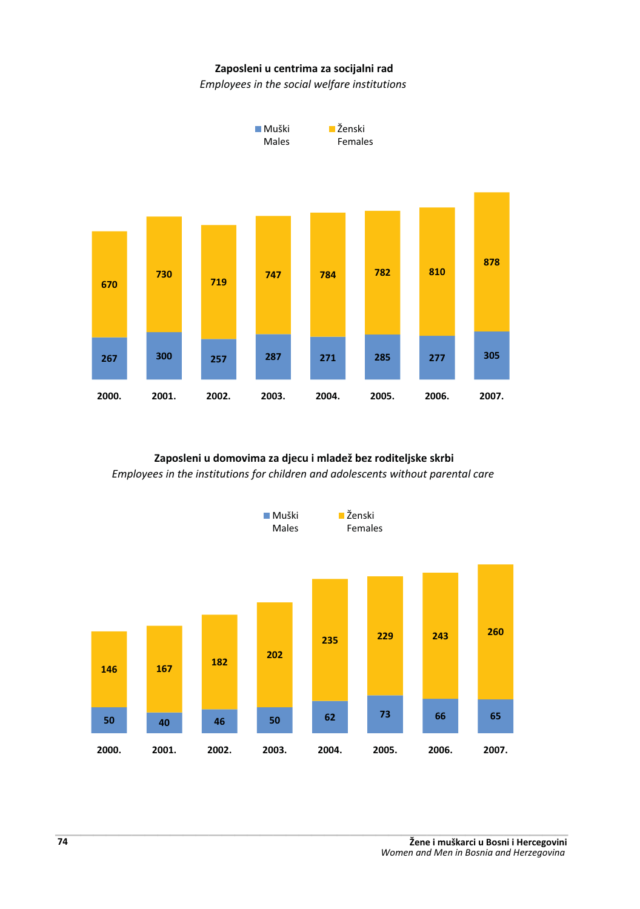**Zaposleni u centrima za socijalni rad**

*Employees in the social welfare institutions*

| | 2000. | 2001. | 2002. | 2003. | 2004. | 2005. | 2006. | 2007. |
|---|---|---|---|---|---|---|---|---|
| Muški / Males | 267 | 300 | 257 | 287 | 271 | 285 | 277 | 305 |
| Ženski / Females | 670 | 730 | 719 | 747 | 784 | 782 | 810 | 878 |

**Zaposleni u domovima za djecu i mladež bez roditeljske skrbi**

*Employees in the institutions for children and adolescents without parental care*

| | 2000. | 2001. | 2002. | 2003. | 2004. | 2005. | 2006. | 2007. |
|---|---|---|---|---|---|---|---|---|
| Muški / Males | 50 | 40 | 46 | 50 | 62 | 73 | 66 | 65 |
| Ženski / Females | 146 | 167 | 182 | 202 | 235 | 229 | 243 | 260 |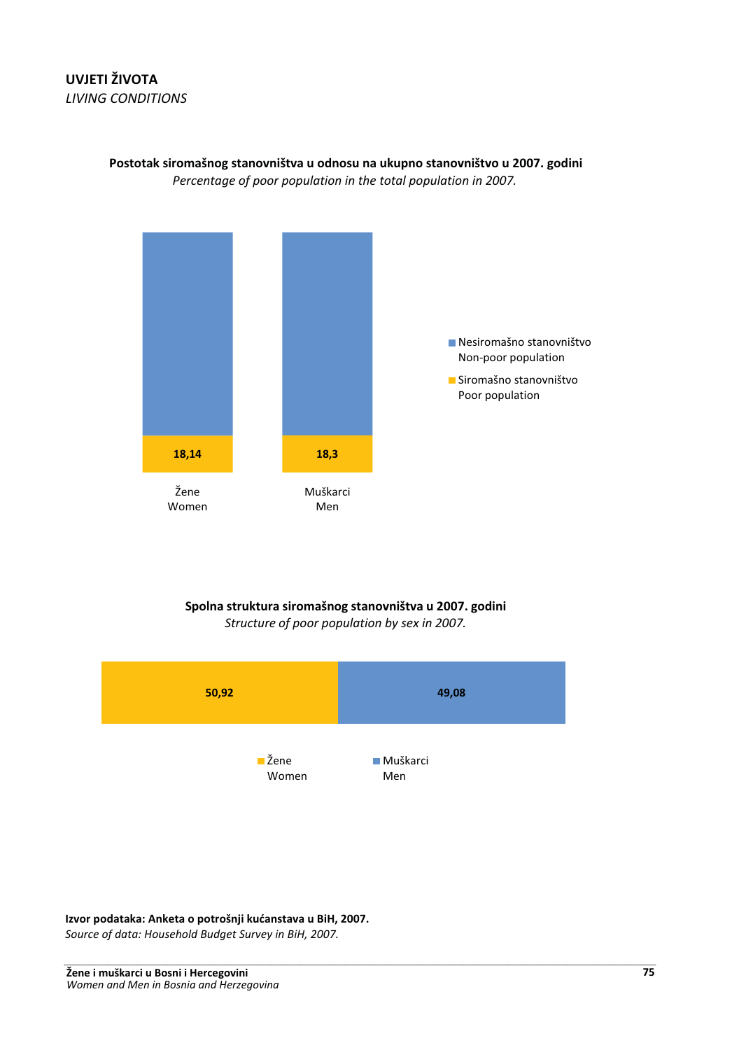## UVJETI ŽIVOTA
*LIVING CONDITIONS*

**Postotak siromašnog stanovništva u odnosu na ukupno stanovništvo u 2007. godini**
*Percentage of poor population in the total population in 2007.*

| | Žene / Women | Muškarci / Men |
|---|---|---|
| Siromašno stanovništvo / Poor population | 18,14 | 18,3 |

Nesiromašno stanovništvo
Non-poor population

Siromašno stanovništvo
Poor population

**Spolna struktura siromašnog stanovništva u 2007. godini**
*Structure of poor population by sex in 2007.*

| Žene / Women | Muškarci / Men |
|---|---|
| 50,92 | 49,08 |

**Izvor podataka: Anketa o potrošnji kućanstava u BiH, 2007.**
*Source of data: Household Budget Survey in BiH, 2007.*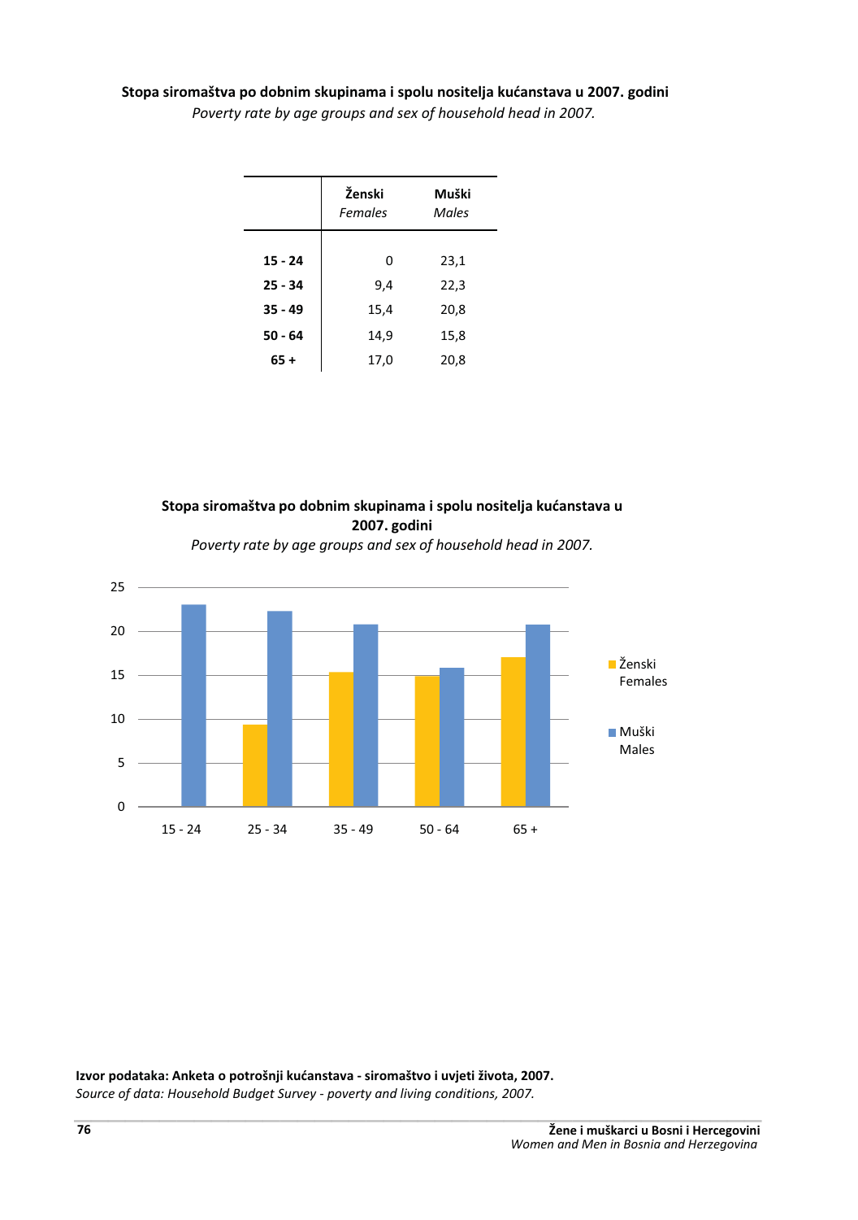**Stopa siromaštva po dobnim skupinama i spolu nositelja kućanstava u 2007. godini**

*Poverty rate by age groups and sex of household head in 2007.*

| | Ženski *Females* | Muški *Males* |
|---|---|---|
| **15 - 24** | 0 | 23,1 |
| **25 - 34** | 9,4 | 22,3 |
| **35 - 49** | 15,4 | 20,8 |
| **50 - 64** | 14,9 | 15,8 |
| **65 +** | 17,0 | 20,8 |

**Stopa siromaštva po dobnim skupinama i spolu nositelja kućanstava u 2007. godini**

*Poverty rate by age groups and sex of household head in 2007.*

**Izvor podataka: Anketa o potrošnji kućanstava - siromaštvo i uvjeti života, 2007.**

*Source of data: Household Budget Survey - poverty and living conditions, 2007.*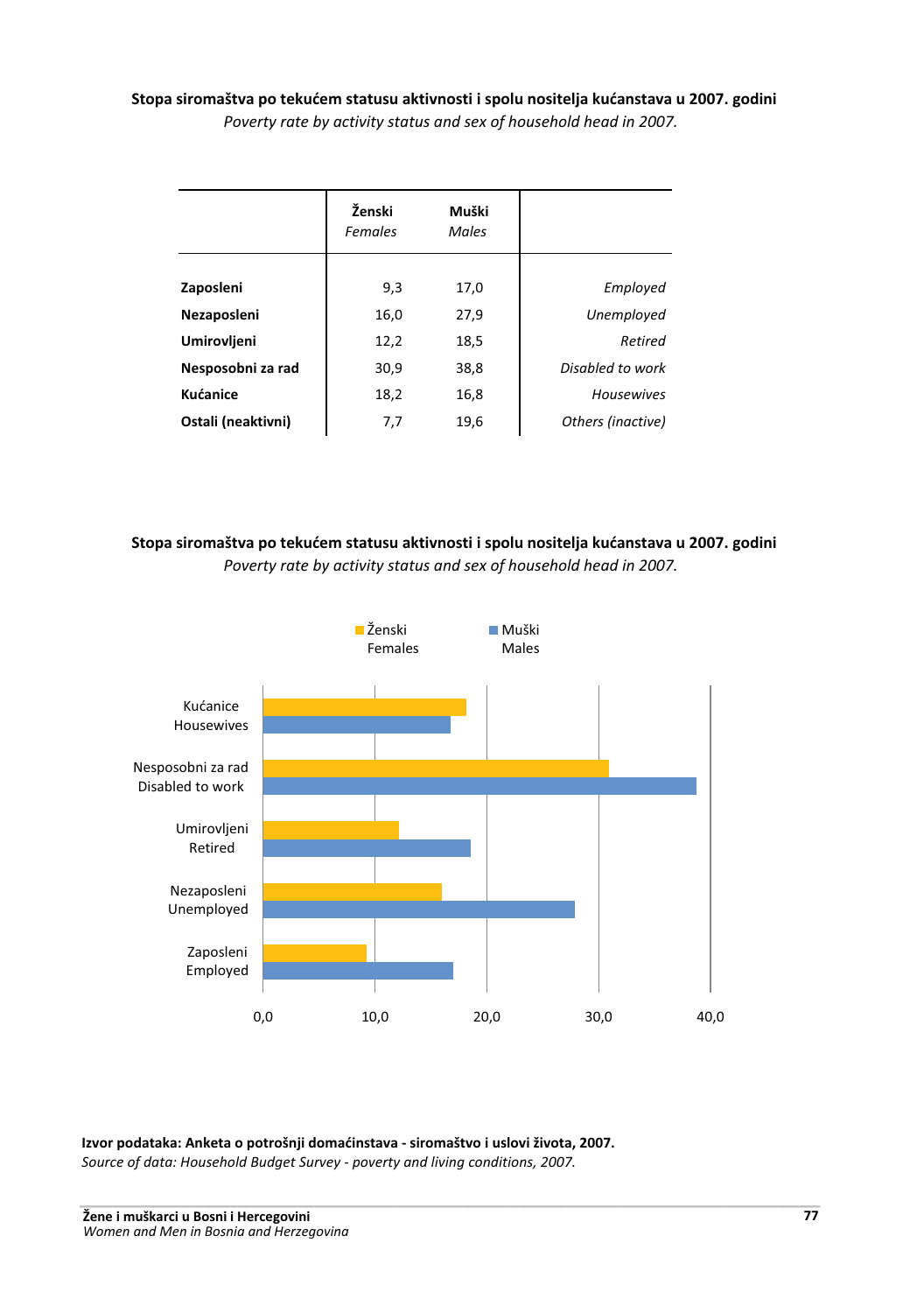**Stopa siromaštva po tekućem statusu aktivnosti i spolu nositelja kućanstava u 2007. godini**
*Poverty rate by activity status and sex of household head in 2007.*

| | **Ženski** *Females* | **Muški** *Males* | |
|---|---|---|---|
| **Zaposleni** | 9,3 | 17,0 | *Employed* |
| **Nezaposleni** | 16,0 | 27,9 | *Unemployed* |
| **Umirovljeni** | 12,2 | 18,5 | *Retired* |
| **Nesposobni za rad** | 30,9 | 38,8 | *Disabled to work* |
| **Kućanice** | 18,2 | 16,8 | *Housewives* |
| **Ostali (neaktivni)** | 7,7 | 19,6 | *Others (inactive)* |

**Stopa siromaštva po tekućem statusu aktivnosti i spolu nositelja kućanstava u 2007. godini**
*Poverty rate by activity status and sex of household head in 2007.*

**Izvor podataka: Anketa o potrošnji domaćinstava - siromaštvo i uslovi života, 2007.**
*Source of data: Household Budget Survey - poverty and living conditions, 2007.*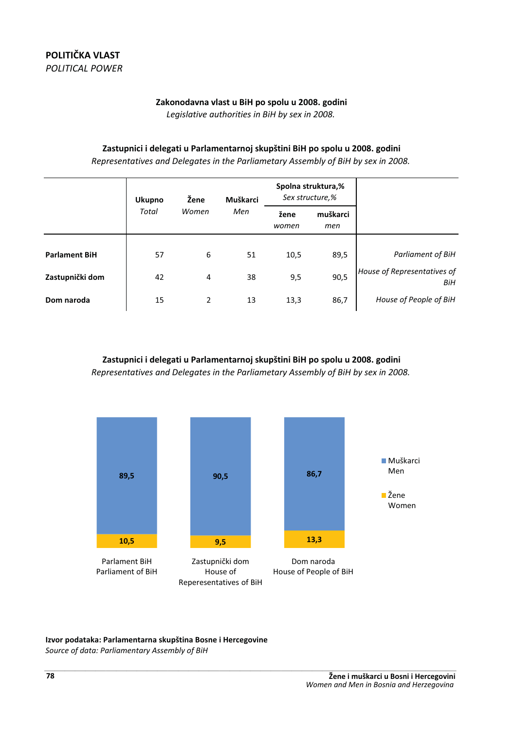## POLITIČKA VLAST
*POLITICAL POWER*

**Zakonodavna vlast u BiH po spolu u 2008. godini**
*Legislative authorities in BiH by sex in 2008.*

**Zastupnici i delegati u Parlamentarnoj skupštini BiH po spolu u 2008. godini**
*Representatives and Delegates in the Parliametary Assembly of BiH by sex in 2008.*

| | Ukupno *Total* | Žene *Women* | Muškarci *Men* | Spolna struktura,% *Sex structure,%* | | |
|---|---|---|---|---|---|---|
| | | | | žene *women* | muškarci *men* | |
| **Parlament BiH** | 57 | 6 | 51 | 10,5 | 89,5 | *Parliament of BiH* |
| **Zastupnički dom** | 42 | 4 | 38 | 9,5 | 90,5 | *House of Representatives of BiH* |
| **Dom naroda** | 15 | 2 | 13 | 13,3 | 86,7 | *House of People of BiH* |

**Zastupnici i delegati u Parlamentarnoj skupštini BiH po spolu u 2008. godini**
*Representatives and Delegates in the Parliametary Assembly of BiH by sex in 2008.*

| | Parlament BiH / Parliament of BiH | Zastupnički dom / House of Reperesentatives of BiH | Dom naroda / House of People of BiH |
|---|---|---|---|
| Muškarci / Men | 89,5 | 90,5 | 86,7 |
| Žene / Women | 10,5 | 9,5 | 13,3 |

**Izvor podataka: Parlamentarna skupština Bosne i Hercegovine**
*Source of data: Parliamentary Assembly of BiH*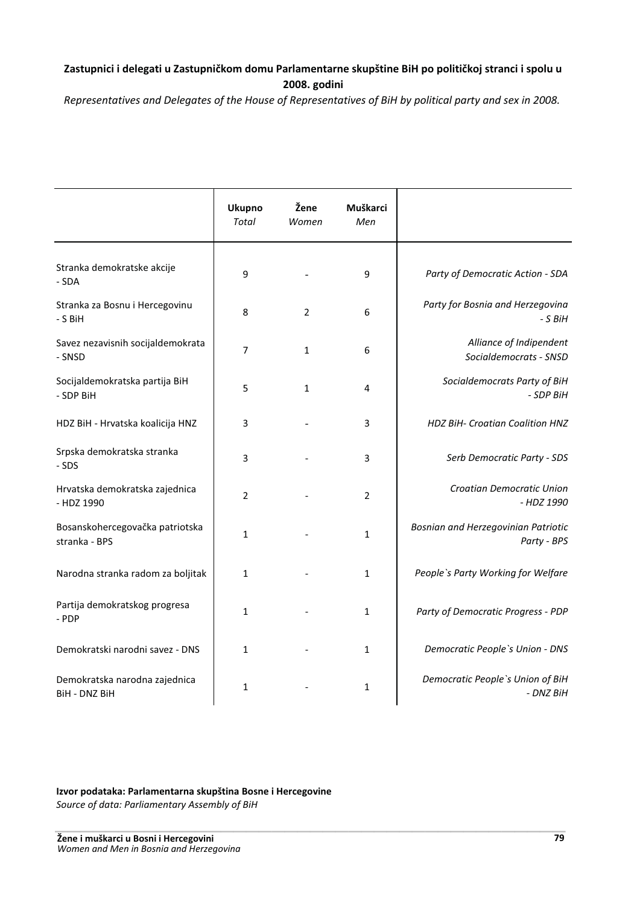**Zastupnici i delegati u Zastupničkom domu Parlamentarne skupštine BiH po političkoj stranci i spolu u 2008. godini**

*Representatives and Delegates of the House of Representatives of BiH by political party and sex in 2008.*

| | Ukupno *Total* | Žene *Women* | Muškarci *Men* | |
|---|---|---|---|---|
| Stranka demokratske akcije - SDA | 9 | - | 9 | *Party of Democratic Action - SDA* |
| Stranka za Bosnu i Hercegovinu - S BiH | 8 | 2 | 6 | *Party for Bosnia and Herzegovina - S BiH* |
| Savez nezavisnih socijaldemokrata - SNSD | 7 | 1 | 6 | *Alliance of Indipendent Socialdemocrats - SNSD* |
| Socijaldemokratska partija BiH - SDP BiH | 5 | 1 | 4 | *Socialdemocrats Party of BiH - SDP BiH* |
| HDZ BiH - Hrvatska koalicija HNZ | 3 | - | 3 | *HDZ BiH- Croatian Coalition HNZ* |
| Srpska demokratska stranka - SDS | 3 | - | 3 | *Serb Democratic Party - SDS* |
| Hrvatska demokratska zajednica - HDZ 1990 | 2 | - | 2 | *Croatian Democratic Union - HDZ 1990* |
| Bosanskohercegovačka patriotska stranka - BPS | 1 | - | 1 | *Bosnian and Herzegovinian Patriotic Party - BPS* |
| Narodna stranka radom za boljitak | 1 | - | 1 | *People`s Party Working for Welfare* |
| Partija demokratskog progresa - PDP | 1 | - | 1 | *Party of Democratic Progress - PDP* |
| Demokratski narodni savez - DNS | 1 | - | 1 | *Democratic People`s Union - DNS* |
| Demokratska narodna zajednica BiH - DNZ BiH | 1 | - | 1 | *Democratic People`s Union of BiH - DNZ BiH* |

**Izvor podataka: Parlamentarna skupština Bosne i Hercegovine**
*Source of data: Parliamentary Assembly of BiH*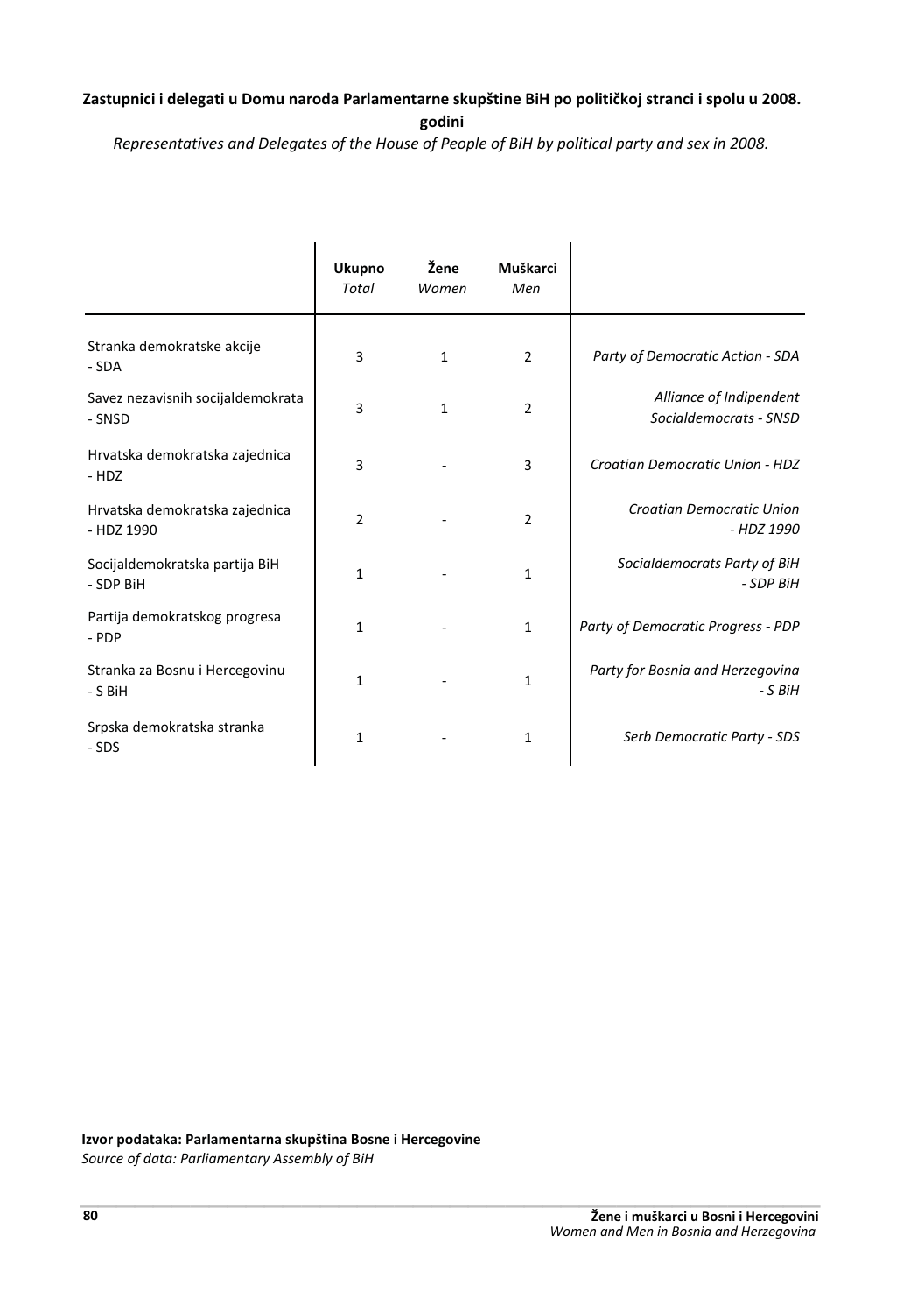**Zastupnici i delegati u Domu naroda Parlamentarne skupštine BiH po političkoj stranci i spolu u 2008. godini**

*Representatives and Delegates of the House of People of BiH by political party and sex in 2008.*

| | Ukupno<br>*Total* | Žene<br>*Women* | Muškarci<br>*Men* | |
|---|---|---|---|---|
| Stranka demokratske akcije - SDA | 3 | 1 | 2 | *Party of Democratic Action - SDA* |
| Savez nezavisnih socijaldemokrata - SNSD | 3 | 1 | 2 | *Alliance of Indipendent Socialdemocrats - SNSD* |
| Hrvatska demokratska zajednica - HDZ | 3 | - | 3 | *Croatian Democratic Union - HDZ* |
| Hrvatska demokratska zajednica - HDZ 1990 | 2 | - | 2 | *Croatian Democratic Union - HDZ 1990* |
| Socijaldemokratska partija BiH - SDP BiH | 1 | - | 1 | *Socialdemocrats Party of BiH - SDP BiH* |
| Partija demokratskog progresa - PDP | 1 | - | 1 | *Party of Democratic Progress - PDP* |
| Stranka za Bosnu i Hercegovinu - S BiH | 1 | - | 1 | *Party for Bosnia and Herzegovina - S BiH* |
| Srpska demokratska stranka - SDS | 1 | - | 1 | *Serb Democratic Party - SDS* |

**Izvor podataka: Parlamentarna skupština Bosne i Hercegovine**
*Source of data: Parliamentary Assembly of BiH*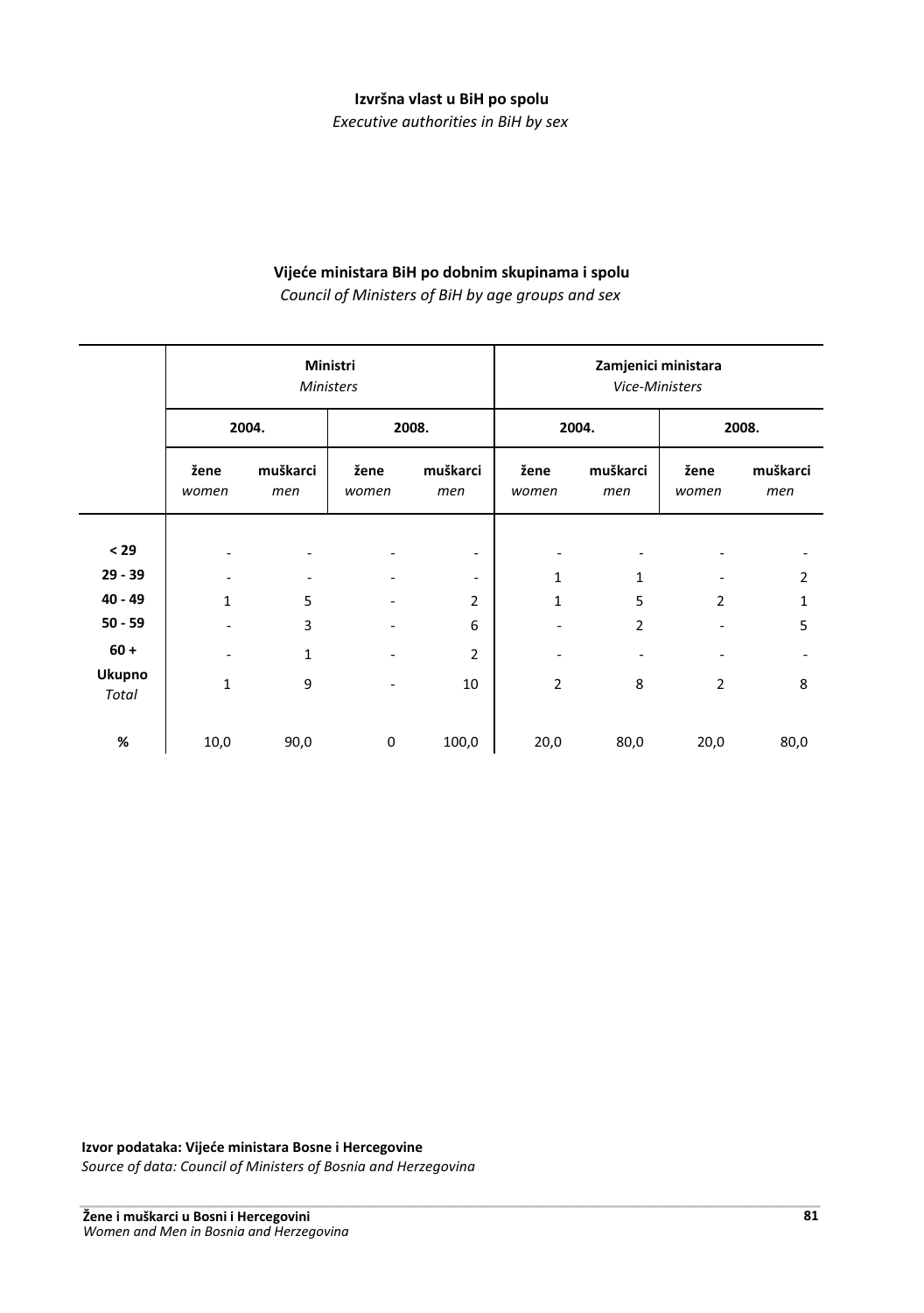**Izvršna vlast u BiH po spolu**

*Executive authorities in BiH by sex*

**Vijeće ministara BiH po dobnim skupinama i spolu**

*Council of Ministers of BiH by age groups and sex*

| | **Ministri** *Ministers* | | | | **Zamjenici ministara** *Vice-Ministers* | | | |
|---|---|---|---|---|---|---|---|---|
| | **2004.** | | **2008.** | | **2004.** | | **2008.** | |
| | **žene** *women* | **muškarci** *men* | **žene** *women* | **muškarci** *men* | **žene** *women* | **muškarci** *men* | **žene** *women* | **muškarci** *men* |
| **< 29** | - | - | - | - | - | - | - | - |
| **29 - 39** | - | - | - | - | 1 | 1 | - | 2 |
| **40 - 49** | 1 | 5 | - | 2 | 1 | 5 | 2 | 1 |
| **50 - 59** | - | 3 | - | 6 | - | 2 | - | 5 |
| **60 +** | - | 1 | - | 2 | - | - | - | - |
| **Ukupno** *Total* | 1 | 9 | - | 10 | 2 | 8 | 2 | 8 |
| **%** | 10,0 | 90,0 | 0 | 100,0 | 20,0 | 80,0 | 20,0 | 80,0 |

**Izvor podataka: Vijeće ministara Bosne i Hercegovine**

*Source of data: Council of Ministers of Bosnia and Herzegovina*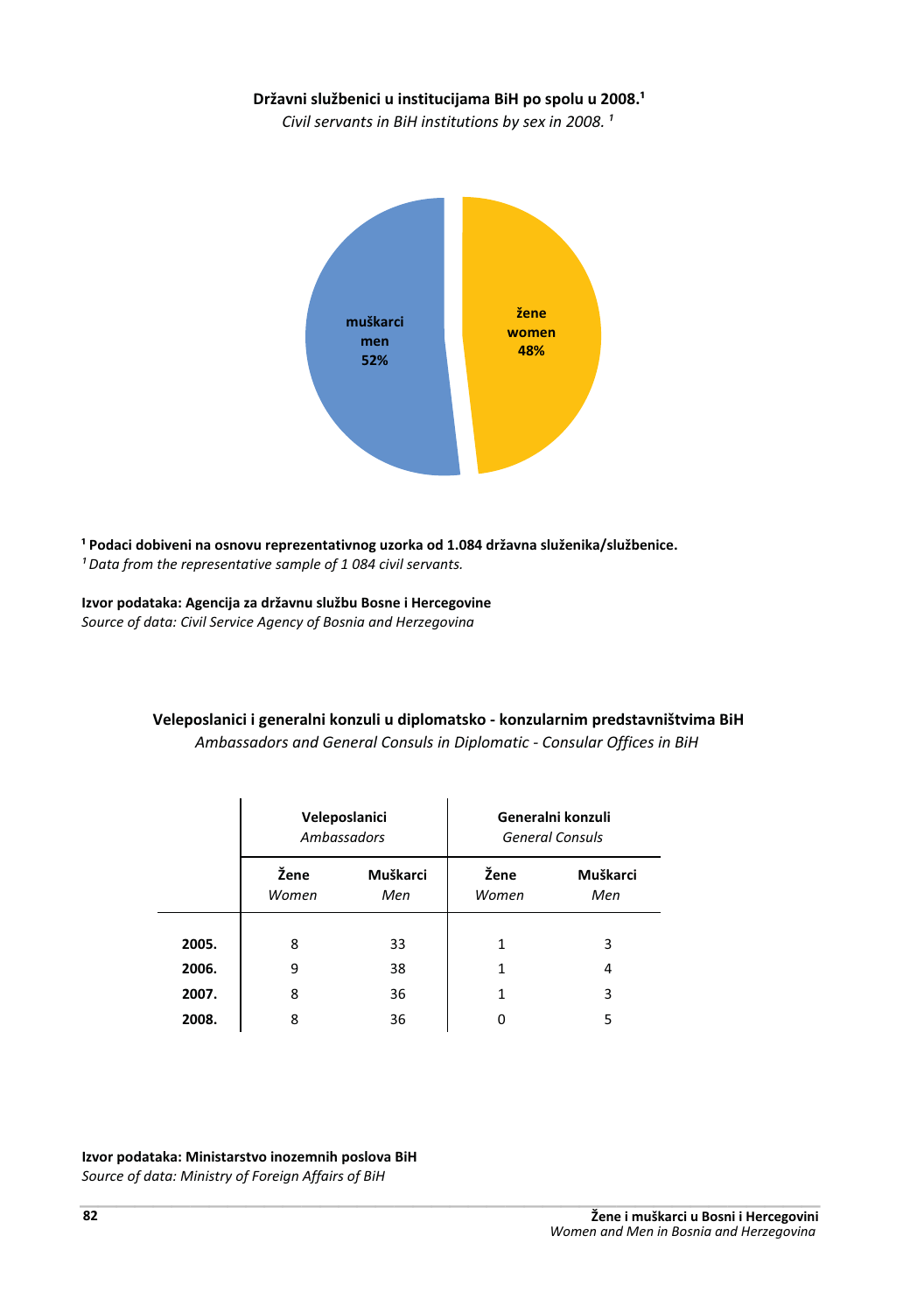**Državni službenici u institucijama BiH po spolu u 2008.**[1]

*Civil servants in BiH institutions by sex in 2008.* [1]

muškarci
men
52%

žene
women
48%

[1] **Podaci dobiveni na osnovu reprezentativnog uzorka od 1.084 državna služenika/službenice.**
[1] *Data from the representative sample of 1 084 civil servants.*

**Izvor podataka: Agencija za državnu službu Bosne i Hercegovine**
*Source of data: Civil Service Agency of Bosnia and Herzegovina*

**Veleposlanici i generalni konzuli u diplomatsko - konzularnim predstavništvima BiH**

*Ambassadors and General Consuls in Diplomatic - Consular Offices in BiH*

| | **Veleposlanici** *Ambassadors* | | **Generalni konzuli** *General Consuls* | |
|---|---|---|---|---|
| | **Žene** *Women* | **Muškarci** *Men* | **Žene** *Women* | **Muškarci** *Men* |
| **2005.** | 8 | 33 | 1 | 3 |
| **2006.** | 9 | 38 | 1 | 4 |
| **2007.** | 8 | 36 | 1 | 3 |
| **2008.** | 8 | 36 | 0 | 5 |

**Izvor podataka: Ministarstvo inozemnih poslova BiH**
*Source of data: Ministry of Foreign Affairs of BiH*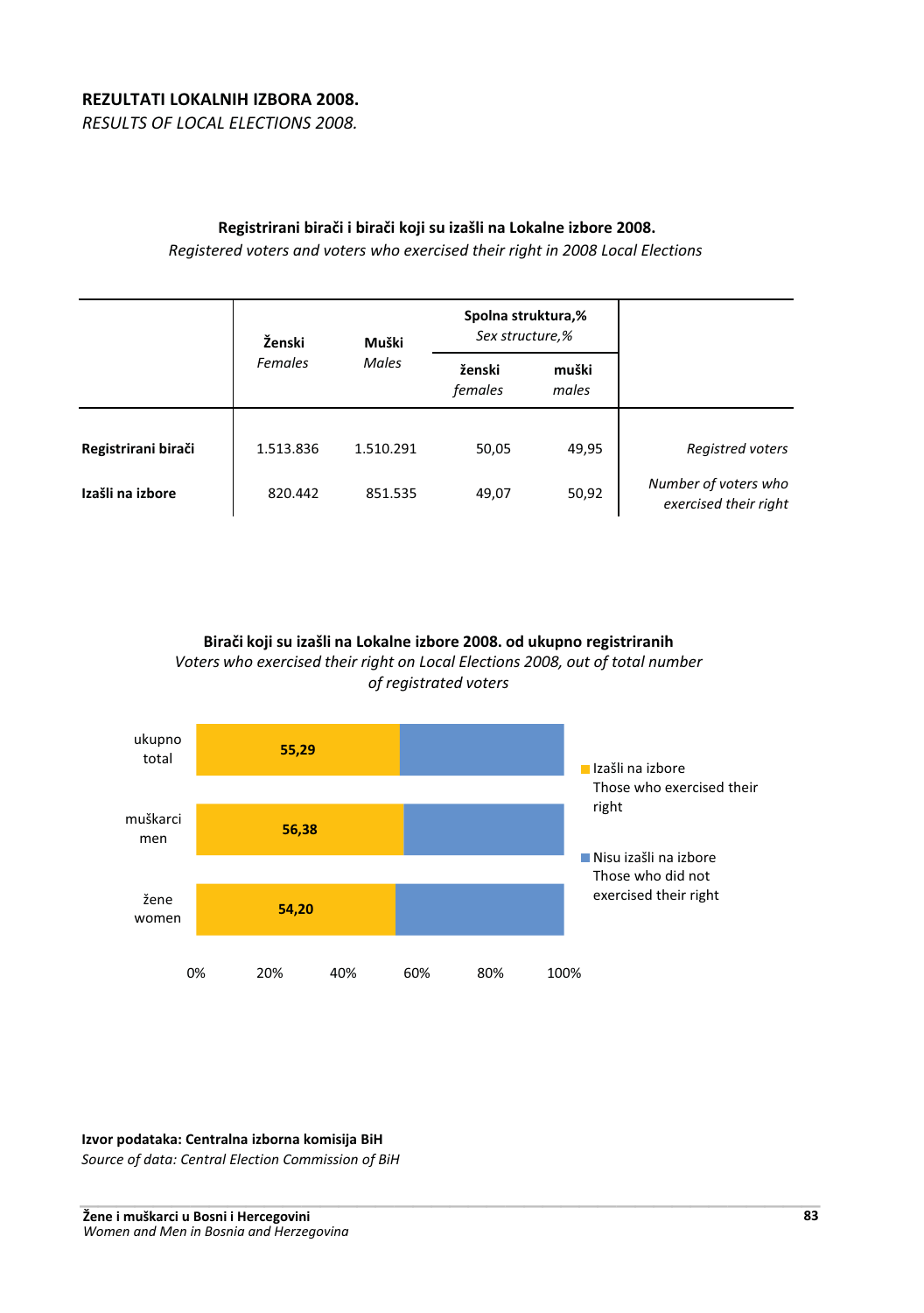**REZULTATI LOKALNIH IZBORA 2008.**
*RESULTS OF LOCAL ELECTIONS 2008.*

**Registrirani birači i birači koji su izašli na Lokalne izbore 2008.**
*Registered voters and voters who exercised their right in 2008 Local Elections*

| | Ženski *Females* | Muški *Males* | Spolna struktura,% *Sex structure,%* | | |
|---|---|---|---|---|---|
| | | | ženski *females* | muški *males* | |
| **Registrirani birači** | 1.513.836 | 1.510.291 | 50,05 | 49,95 | *Registred voters* |
| **Izašli na izbore** | 820.442 | 851.535 | 49,07 | 50,92 | *Number of voters who exercised their right* |

**Birači koji su izašli na Lokalne izbore 2008. od ukupno registriranih**
*Voters who exercised their right on Local Elections 2008, out of total number of registrated voters*

| | Izašli na izbore / Those who exercised their right |
|---|---|
| ukupno / total | 55,29 |
| muškarci / men | 56,38 |
| žene / women | 54,20 |

Legend: Izašli na izbore / Those who exercised their right; Nisu izašli na izbore / Those who did not exercised their right

**Izvor podataka: Centralna izborna komisija BiH**
*Source of data: Central Election Commission of BiH*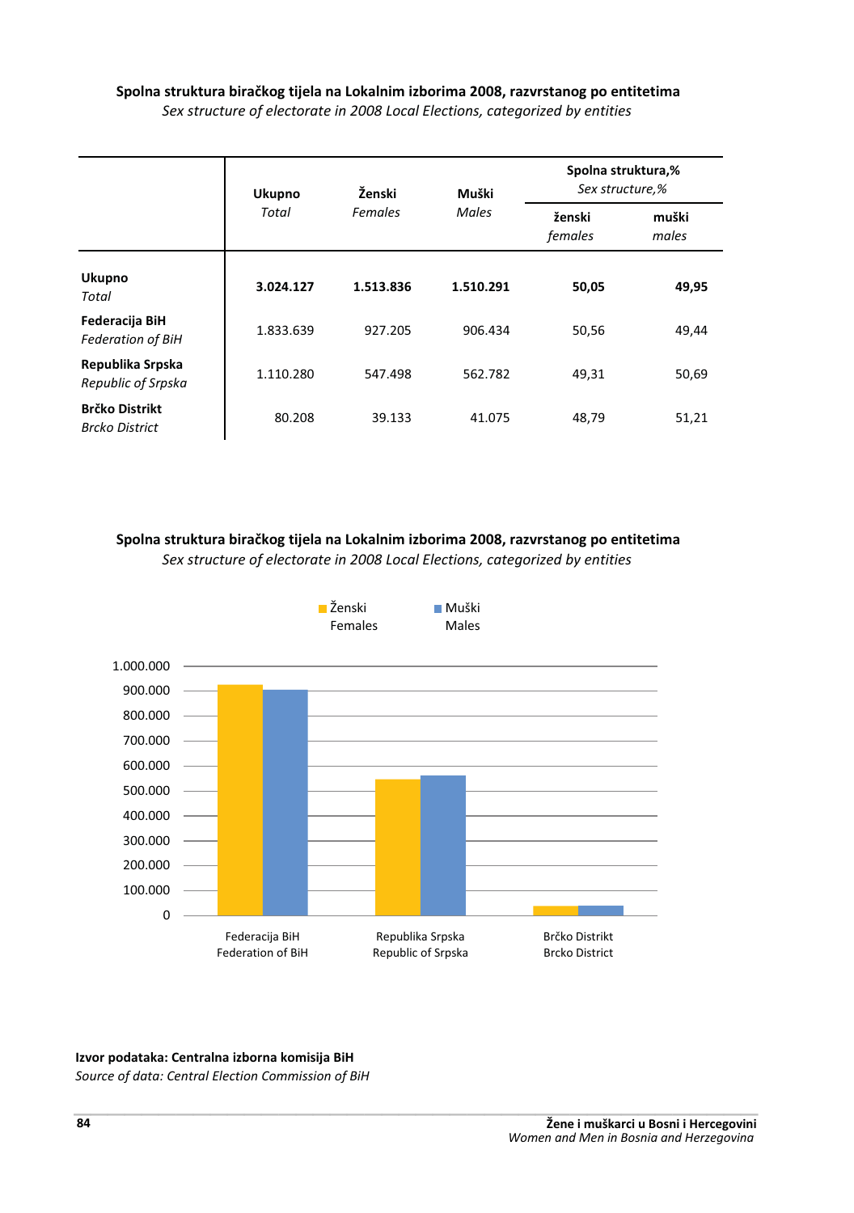**Spolna struktura biračkog tijela na Lokalnim izborima 2008, razvrstanog po entitetima**
*Sex structure of electorate in 2008 Local Elections, categorized by entities*

| | Ukupno *Total* | Ženski *Females* | Muški *Males* | Spolna struktura,% *Sex structure,%* | |
|---|---|---|---|---|---|
| | | | | ženski *females* | muški *males* |
| **Ukupno** *Total* | **3.024.127** | **1.513.836** | **1.510.291** | **50,05** | **49,95** |
| **Federacija BiH** *Federation of BiH* | 1.833.639 | 927.205 | 906.434 | 50,56 | 49,44 |
| **Republika Srpska** *Republic of Srpska* | 1.110.280 | 547.498 | 562.782 | 49,31 | 50,69 |
| **Brčko Distrikt** *Brcko District* | 80.208 | 39.133 | 41.075 | 48,79 | 51,21 |

**Spolna struktura biračkog tijela na Lokalnim izborima 2008, razvrstanog po entitetima**
*Sex structure of electorate in 2008 Local Elections, categorized by entities*

Ženski / Females; Muški / Males

1.000.000; 900.000; 800.000; 700.000; 600.000; 500.000; 400.000; 300.000; 200.000; 100.000; 0

Federacija BiH / Federation of BiH; Republika Srpska / Republic of Srpska; Brčko Distrikt / Brcko District

**Izvor podataka: Centralna izborna komisija BiH**
*Source of data: Central Election Commission of BiH*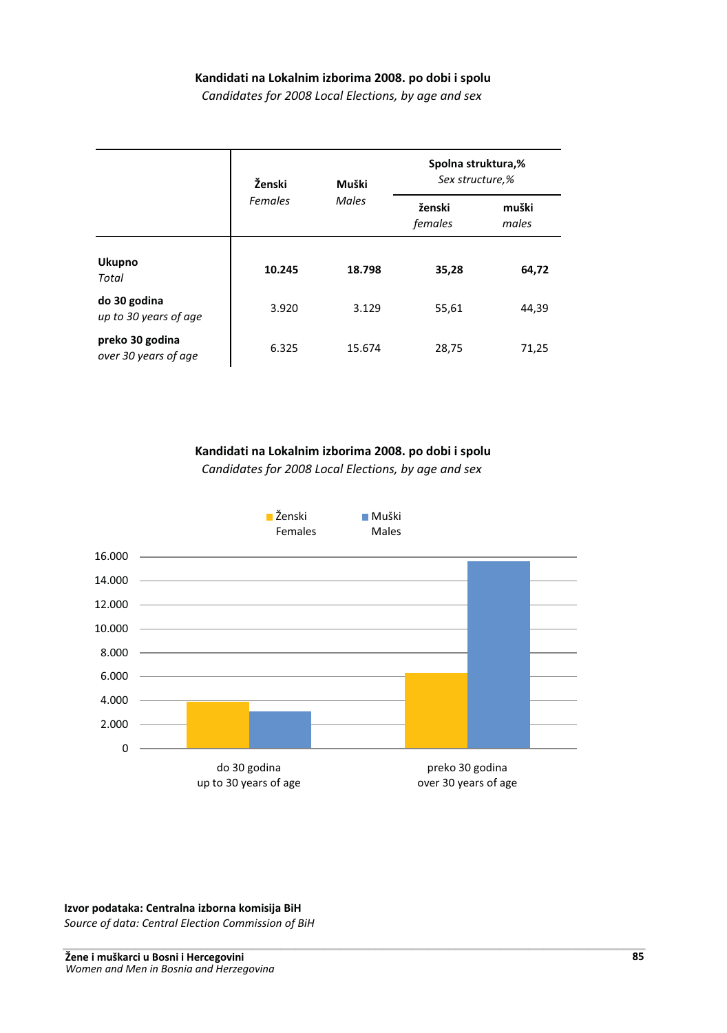**Kandidati na Lokalnim izborima 2008. po dobi i spolu**
*Candidates for 2008 Local Elections, by age and sex*

| | Ženski *Females* | Muški *Males* | Spolna struktura,% *Sex structure,%* | |
|---|---|---|---|---|
| | | | ženski *females* | muški *males* |
| **Ukupno** *Total* | **10.245** | **18.798** | **35,28** | **64,72** |
| **do 30 godina** *up to 30 years of age* | 3.920 | 3.129 | 55,61 | 44,39 |
| **preko 30 godina** *over 30 years of age* | 6.325 | 15.674 | 28,75 | 71,25 |

**Kandidati na Lokalnim izborima 2008. po dobi i spolu**
*Candidates for 2008 Local Elections, by age and sex*

Ženski Females | Muški Males

16.000
14.000
12.000
10.000
8.000
6.000
4.000
2.000
0

do 30 godina
up to 30 years of age

preko 30 godina
over 30 years of age

**Izvor podataka: Centralna izborna komisija BiH**
*Source of data: Central Election Commission of BiH*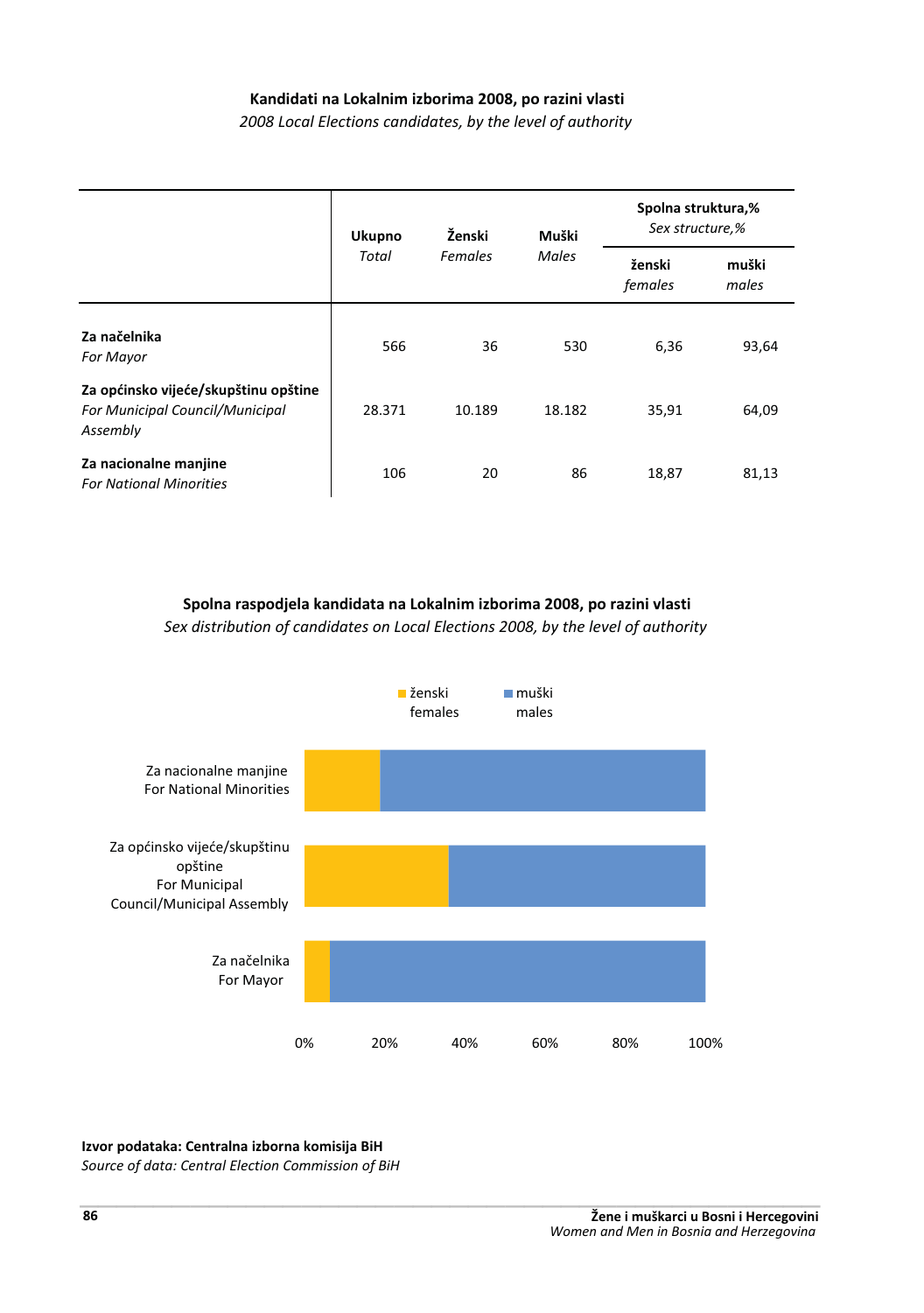**Kandidati na Lokalnim izborima 2008, po razini vlasti**

*2008 Local Elections candidates, by the level of authority*

| | Ukupno *Total* | Ženski *Females* | Muški *Males* | Spolna struktura,% *Sex structure,%* | |
|---|---|---|---|---|---|
| | | | | ženski *females* | muški *males* |
| **Za načelnika** *For Mayor* | 566 | 36 | 530 | 6,36 | 93,64 |
| **Za općinsko vijeće/skupštinu opštine** *For Municipal Council/Municipal Assembly* | 28.371 | 10.189 | 18.182 | 35,91 | 64,09 |
| **Za nacionalne manjine** *For National Minorities* | 106 | 20 | 86 | 18,87 | 81,13 |

**Spolna raspodjela kandidata na Lokalnim izborima 2008, po razini vlasti**

*Sex distribution of candidates on Local Elections 2008, by the level of authority*

**Izvor podataka: Centralna izborna komisija BiH**

*Source of data: Central Election Commission of BiH*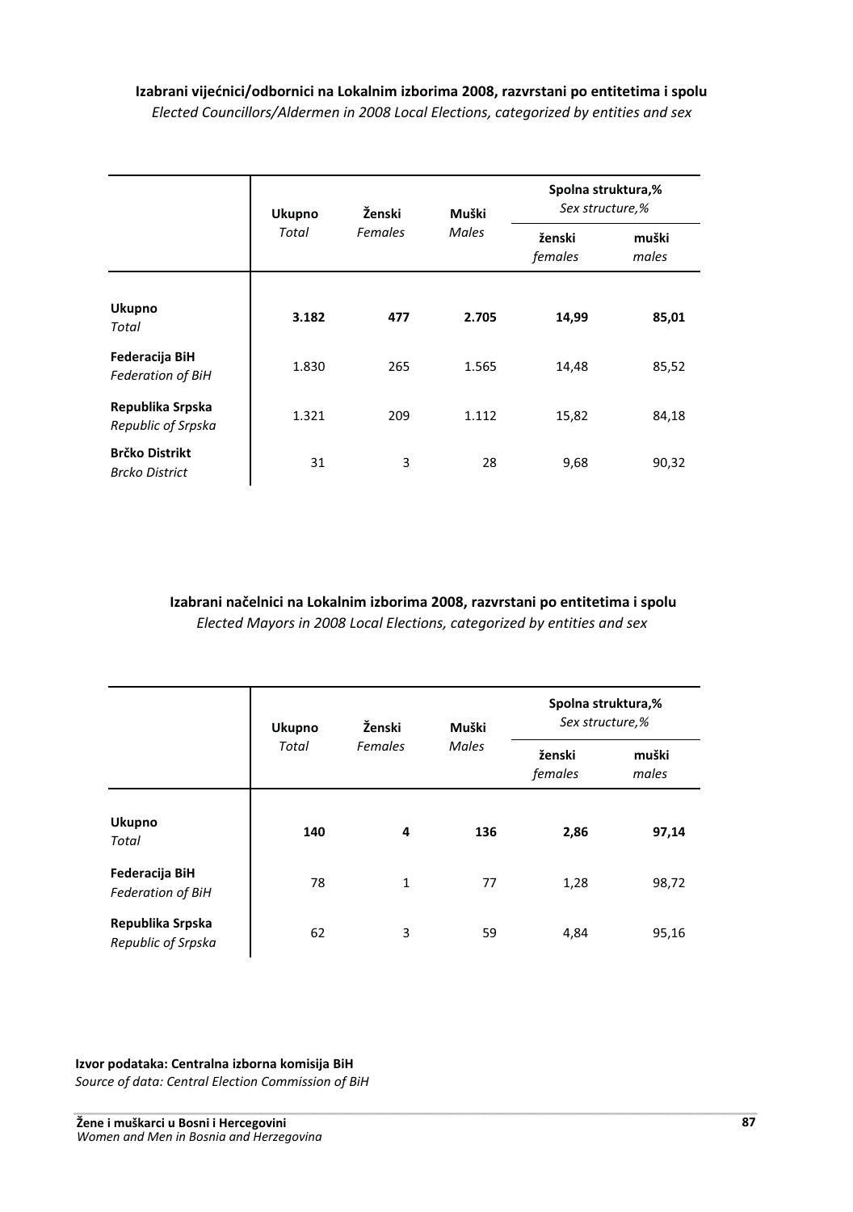**Izabrani vijećnici/odbornici na Lokalnim izborima 2008, razvrstani po entitetima i spolu**

*Elected Councillors/Aldermen in 2008 Local Elections, categorized by entities and sex*

| | Ukupno *Total* | Ženski *Females* | Muški *Males* | Spolna struktura,% *Sex structure,%* | |
|---|---|---|---|---|---|
| | | | | ženski *females* | muški *males* |
| **Ukupno** *Total* | **3.182** | **477** | **2.705** | **14,99** | **85,01** |
| **Federacija BiH** *Federation of BiH* | 1.830 | 265 | 1.565 | 14,48 | 85,52 |
| **Republika Srpska** *Republic of Srpska* | 1.321 | 209 | 1.112 | 15,82 | 84,18 |
| **Brčko Distrikt** *Brcko District* | 31 | 3 | 28 | 9,68 | 90,32 |

**Izabrani načelnici na Lokalnim izborima 2008, razvrstani po entitetima i spolu**

*Elected Mayors in 2008 Local Elections, categorized by entities and sex*

| | Ukupno *Total* | Ženski *Females* | Muški *Males* | Spolna struktura,% *Sex structure,%* | |
|---|---|---|---|---|---|
| | | | | ženski *females* | muški *males* |
| **Ukupno** *Total* | **140** | **4** | **136** | **2,86** | **97,14** |
| **Federacija BiH** *Federation of BiH* | 78 | 1 | 77 | 1,28 | 98,72 |
| **Republika Srpska** *Republic of Srpska* | 62 | 3 | 59 | 4,84 | 95,16 |

**Izvor podataka: Centralna izborna komisija BiH**
*Source of data: Central Election Commission of BiH*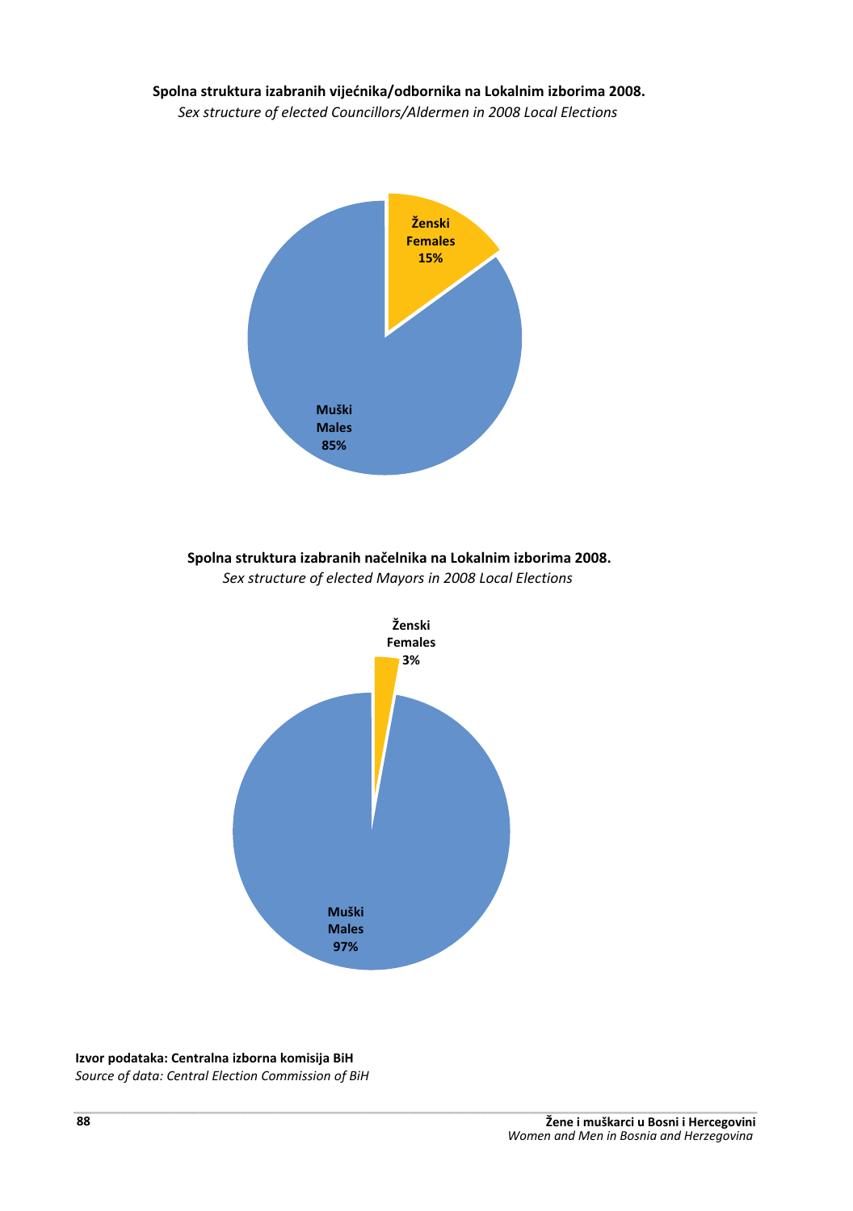**Spolna struktura izabranih vijećnika/odbornika na Lokalnim izborima 2008.**

*Sex structure of elected Councillors/Aldermen in 2008 Local Elections*

Ženski
Females
15%

Muški
Males
85%

**Spolna struktura izabranih načelnika na Lokalnim izborima 2008.**

*Sex structure of elected Mayors in 2008 Local Elections*

Ženski
Females
3%

Muški
Males
97%

**Izvor podataka: Centralna izborna komisija BiH**

*Source of data: Central Election Commission of BiH*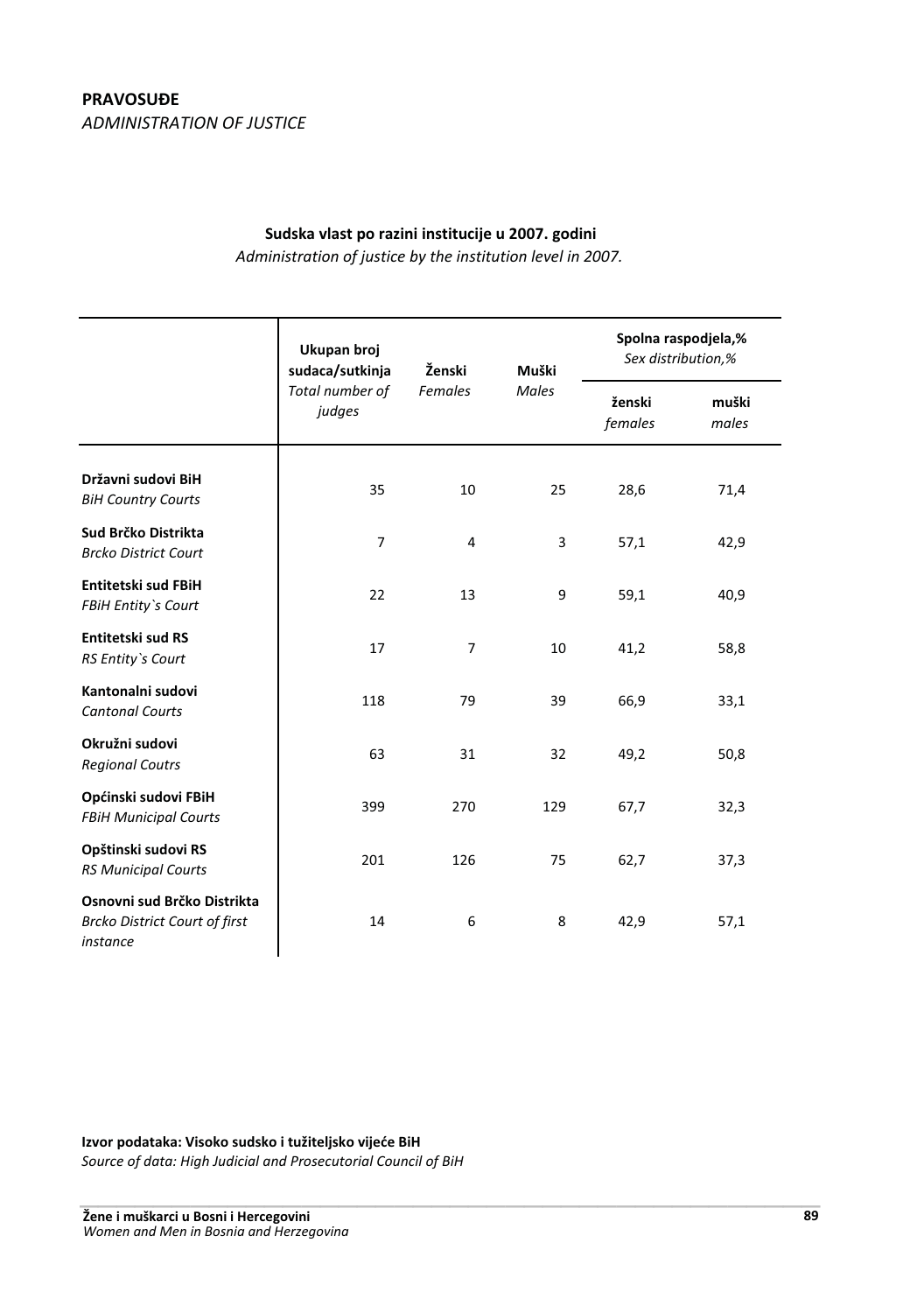**PRAVOSUĐE**
*ADMINISTRATION OF JUSTICE*

**Sudska vlast po razini institucije u 2007. godini**
*Administration of justice by the institution level in 2007.*

| | Ukupan broj sudaca/sutkinja *Total number of judges* | Ženski *Females* | Muški *Males* | Spolna raspodjela,% *Sex distribution,%* | |
|---|---|---|---|---|---|
| | | | | ženski *females* | muški *males* |
| **Državni sudovi BiH** *BiH Country Courts* | 35 | 10 | 25 | 28,6 | 71,4 |
| **Sud Brčko Distrikta** *Brcko District Court* | 7 | 4 | 3 | 57,1 | 42,9 |
| **Entitetski sud FBiH** *FBiH Entity`s Court* | 22 | 13 | 9 | 59,1 | 40,9 |
| **Entitetski sud RS** *RS Entity`s Court* | 17 | 7 | 10 | 41,2 | 58,8 |
| **Kantonalni sudovi** *Cantonal Courts* | 118 | 79 | 39 | 66,9 | 33,1 |
| **Okružni sudovi** *Regional Coutrs* | 63 | 31 | 32 | 49,2 | 50,8 |
| **Općinski sudovi FBiH** *FBiH Municipal Courts* | 399 | 270 | 129 | 67,7 | 32,3 |
| **Opštinski sudovi RS** *RS Municipal Courts* | 201 | 126 | 75 | 62,7 | 37,3 |
| **Osnovni sud Brčko Distrikta** *Brcko District Court of first instance* | 14 | 6 | 8 | 42,9 | 57,1 |

**Izvor podataka: Visoko sudsko i tužiteljsko vijeće BiH**
*Source of data: High Judicial and Prosecutorial Council of BiH*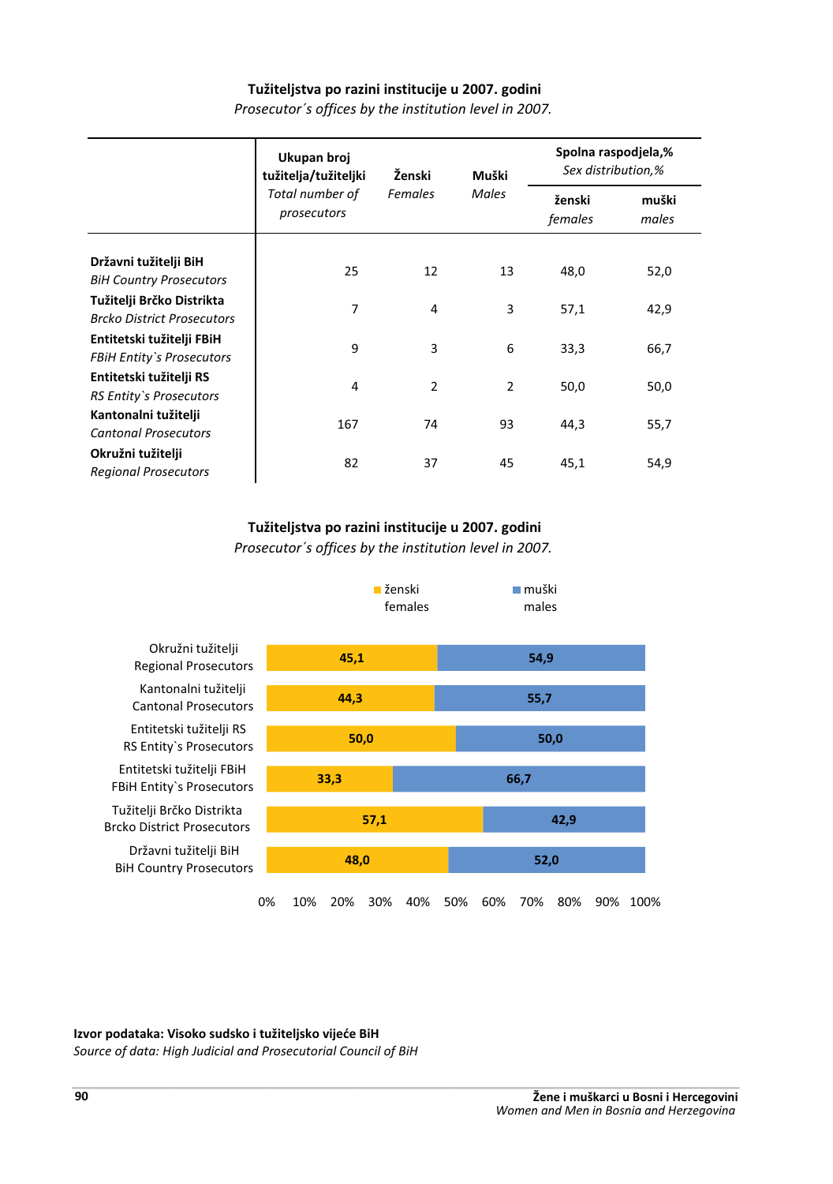**Tužiteljstva po razini institucije u 2007. godini**

*Prosecutor´s offices by the institution level in 2007.*

| | Ukupan broj tužitelja/tužiteljki *Total number of prosecutors* | Ženski *Females* | Muški *Males* | Spolna raspodjela,% *Sex distribution,%* | |
|---|---|---|---|---|---|
| | | | | ženski *females* | muški *males* |
| **Državni tužitelji BiH** *BiH Country Prosecutors* | 25 | 12 | 13 | 48,0 | 52,0 |
| **Tužitelji Brčko Distrikta** *Brcko District Prosecutors* | 7 | 4 | 3 | 57,1 | 42,9 |
| **Entitetski tužitelji FBiH** *FBiH Entity`s Prosecutors* | 9 | 3 | 6 | 33,3 | 66,7 |
| **Entitetski tužitelji RS** *RS Entity`s Prosecutors* | 4 | 2 | 2 | 50,0 | 50,0 |
| **Kantonalni tužitelji** *Cantonal Prosecutors* | 167 | 74 | 93 | 44,3 | 55,7 |
| **Okružni tužitelji** *Regional Prosecutors* | 82 | 37 | 45 | 45,1 | 54,9 |

**Tužiteljstva po razini institucije u 2007. godini**

*Prosecutor´s offices by the institution level in 2007.*

| | ženski females | muški males |
|---|---|---|
| Okružni tužitelji Regional Prosecutors | 45,1 | 54,9 |
| Kantonalni tužitelji Cantonal Prosecutors | 44,3 | 55,7 |
| Entitetski tužitelji RS RS Entity`s Prosecutors | 50,0 | 50,0 |
| Entitetski tužitelji FBiH FBiH Entity`s Prosecutors | 33,3 | 66,7 |
| Tužitelji Brčko Distrikta Brcko District Prosecutors | 57,1 | 42,9 |
| Državni tužitelji BiH BiH Country Prosecutors | 48,0 | 52,0 |

**Izvor podataka: Visoko sudsko i tužiteljsko vijeće BiH**

*Source of data: High Judicial and Prosecutorial Council of BiH*